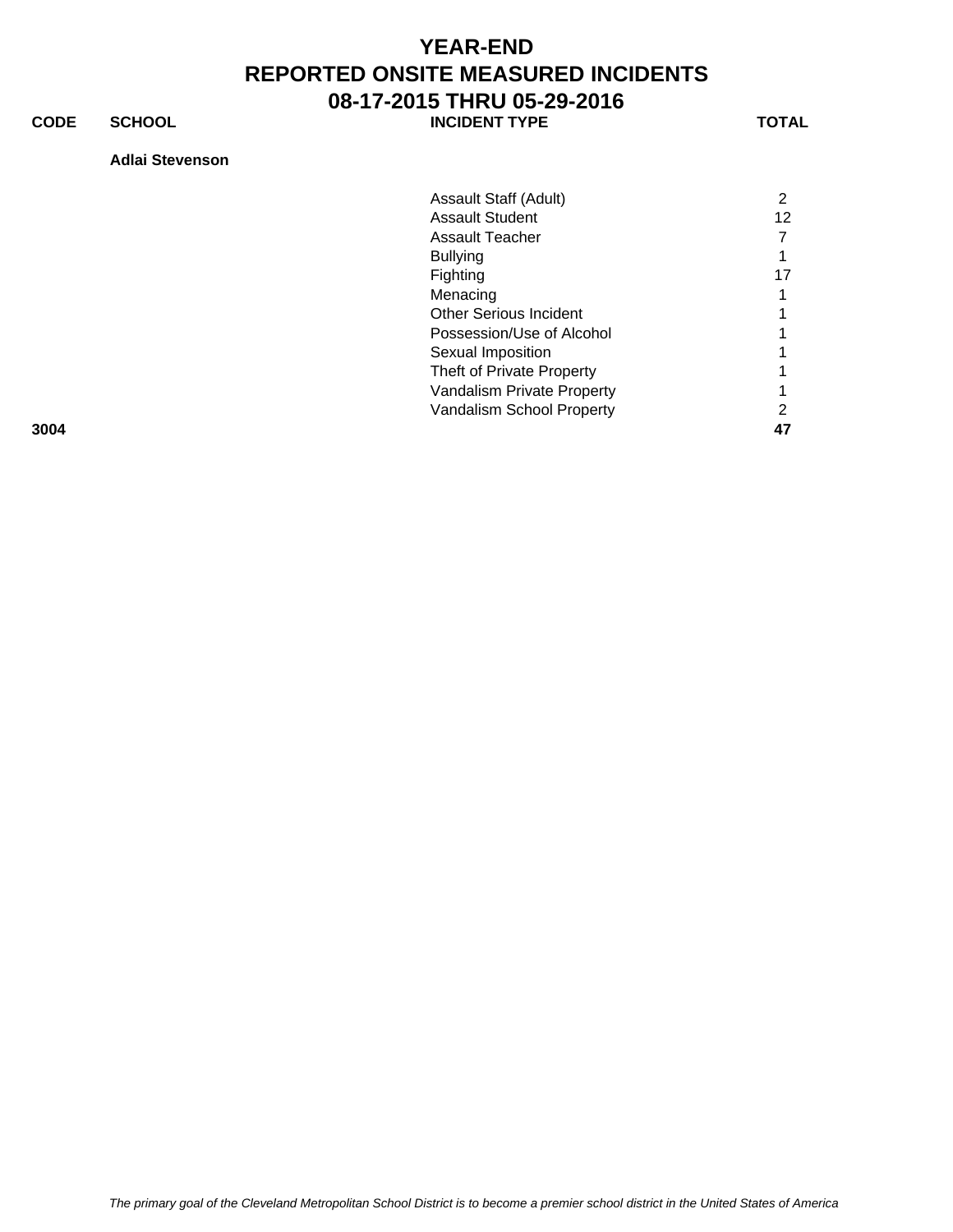# YEAR-END
# REPORTED ONSITE MEASURED INCIDENTS
# 08-17-2015 THRU 05-29-2016

| CODE | SCHOOL | INCIDENT TYPE | TOTAL |
|---|---|---|---|
| | **Adlai Stevenson** | | |
| | | Assault Staff (Adult) | 2 |
| | | Assault Student | 12 |
| | | Assault Teacher | 7 |
| | | Bullying | 1 |
| | | Fighting | 17 |
| | | Menacing | 1 |
| | | Other Serious Incident | 1 |
| | | Possession/Use of Alcohol | 1 |
| | | Sexual Imposition | 1 |
| | | Theft of Private Property | 1 |
| | | Vandalism Private Property | 1 |
| | | Vandalism School Property | 2 |
| **3004** | | | **47** |

*The primary goal of the Cleveland Metropolitan School District is to become a premier school district in the United States of America*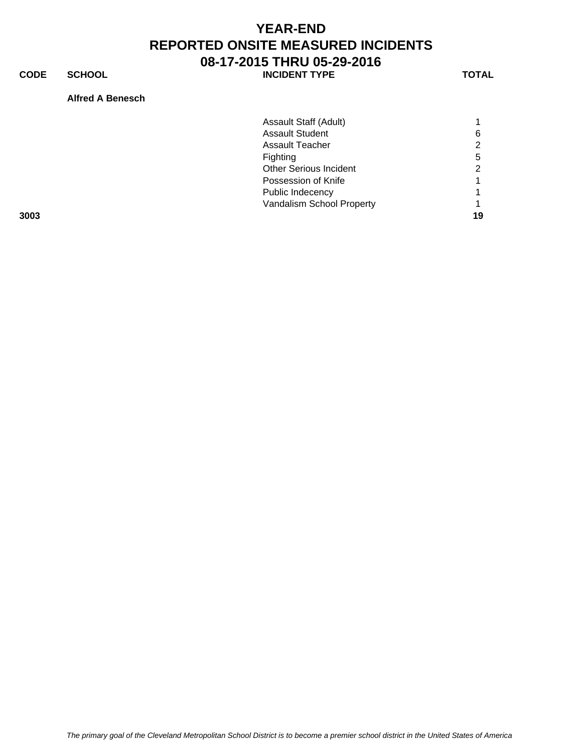# YEAR-END
# REPORTED ONSITE MEASURED INCIDENTS
## 08-17-2015 THRU 05-29-2016

| CODE | SCHOOL | INCIDENT TYPE | TOTAL |
|---|---|---|---|
| | **Alfred A Benesch** | | |
| | | Assault Staff (Adult) | 1 |
| | | Assault Student | 6 |
| | | Assault Teacher | 2 |
| | | Fighting | 5 |
| | | Other Serious Incident | 2 |
| | | Possession of Knife | 1 |
| | | Public Indecency | 1 |
| | | Vandalism School Property | 1 |
| **3003** | | | **19** |

*The primary goal of the Cleveland Metropolitan School District is to become a premier school district in the United States of America*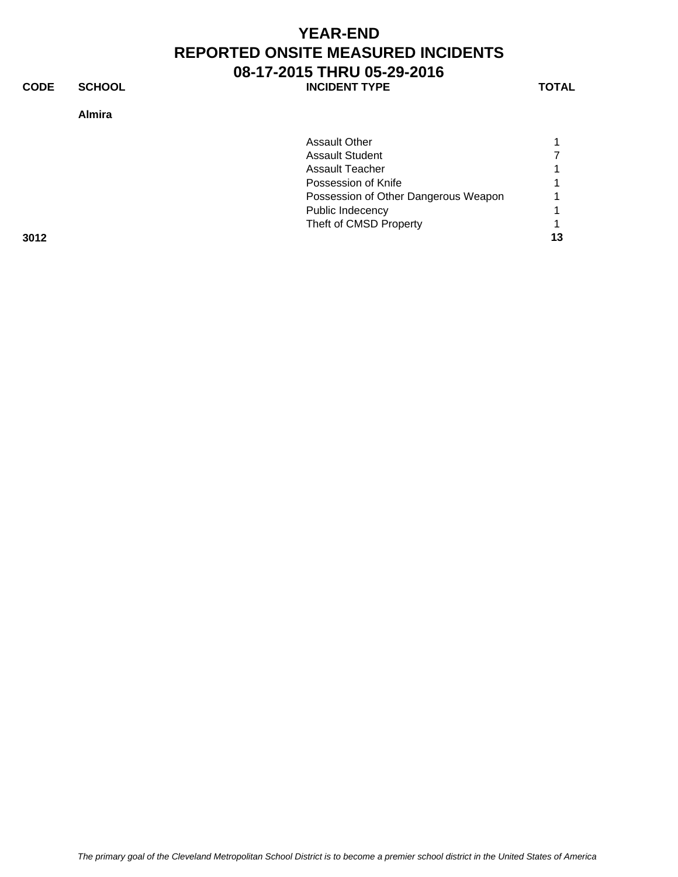# YEAR-END
# REPORTED ONSITE MEASURED INCIDENTS
# 08-17-2015 THRU 05-29-2016

| CODE | SCHOOL | INCIDENT TYPE | TOTAL |
|---|---|---|---|
| | **Almira** | | |
| | | Assault Other | 1 |
| | | Assault Student | 7 |
| | | Assault Teacher | 1 |
| | | Possession of Knife | 1 |
| | | Possession of Other Dangerous Weapon | 1 |
| | | Public Indecency | 1 |
| | | Theft of CMSD Property | 1 |
| **3012** | | | **13** |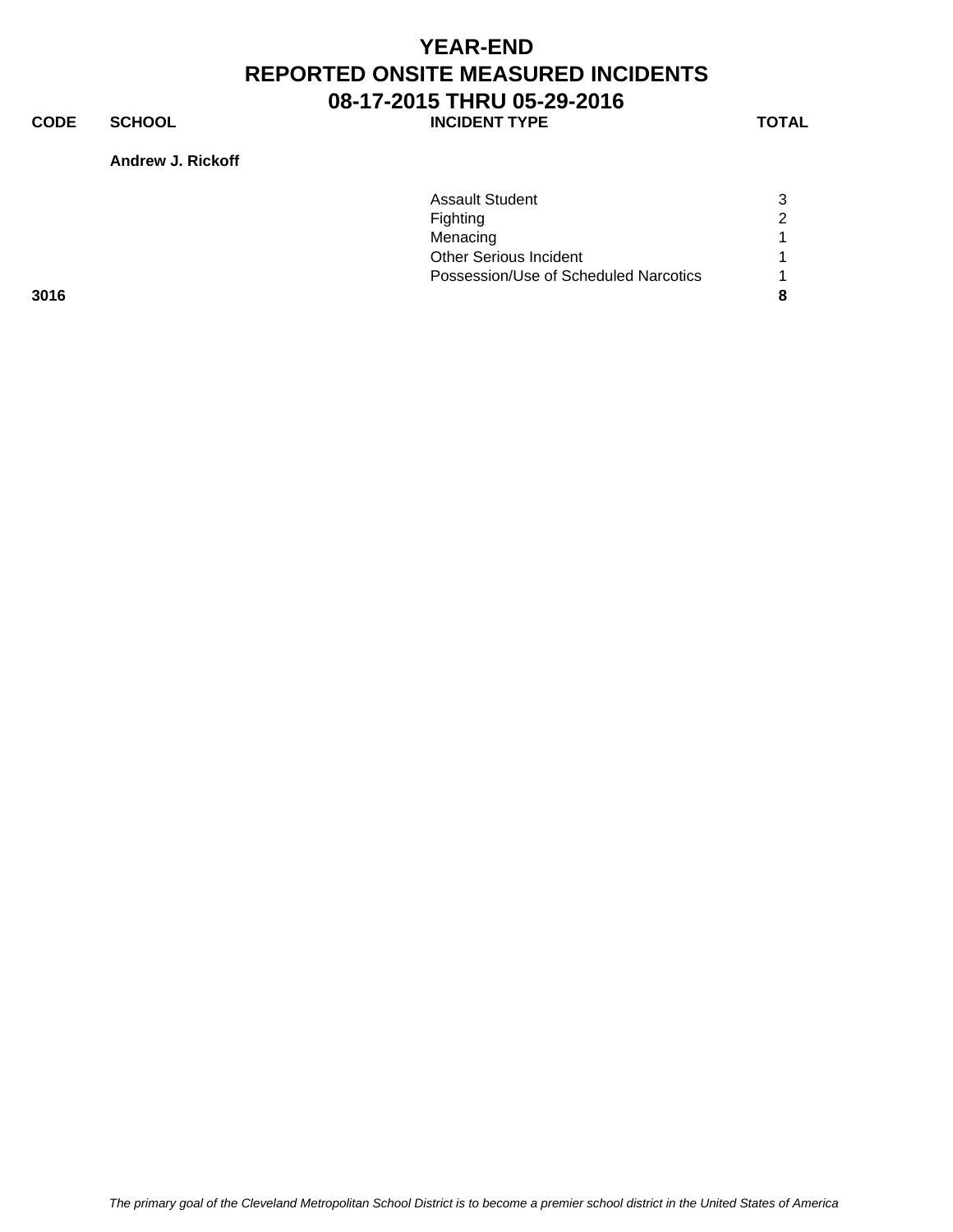# YEAR-END
# REPORTED ONSITE MEASURED INCIDENTS
# 08-17-2015 THRU 05-29-2016

| CODE | SCHOOL | INCIDENT TYPE | TOTAL |
|---|---|---|---|
| | **Andrew J. Rickoff** | | |
| | | Assault Student | 3 |
| | | Fighting | 2 |
| | | Menacing | 1 |
| | | Other Serious Incident | 1 |
| | | Possession/Use of Scheduled Narcotics | 1 |
| **3016** | | | **8** |

*The primary goal of the Cleveland Metropolitan School District is to become a premier school district in the United States of America*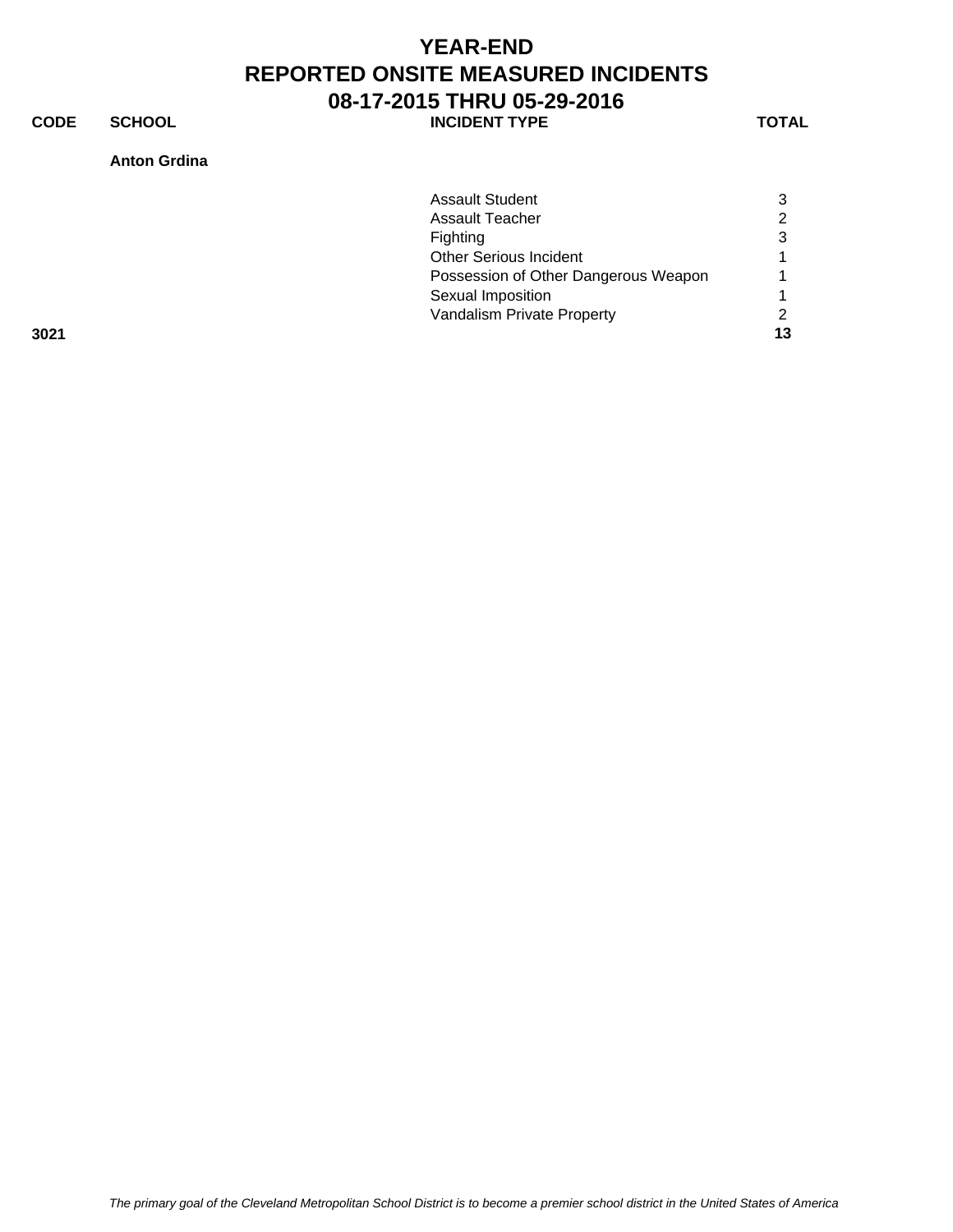# YEAR-END
# REPORTED ONSITE MEASURED INCIDENTS
# 08-17-2015 THRU 05-29-2016

| CODE | SCHOOL | INCIDENT TYPE | TOTAL |
| --- | --- | --- | --- |
| | **Anton Grdina** | | |
| | | Assault Student | 3 |
| | | Assault Teacher | 2 |
| | | Fighting | 3 |
| | | Other Serious Incident | 1 |
| | | Possession of Other Dangerous Weapon | 1 |
| | | Sexual Imposition | 1 |
| | | Vandalism Private Property | 2 |
| **3021** | | | **13** |

*The primary goal of the Cleveland Metropolitan School District is to become a premier school district in the United States of America*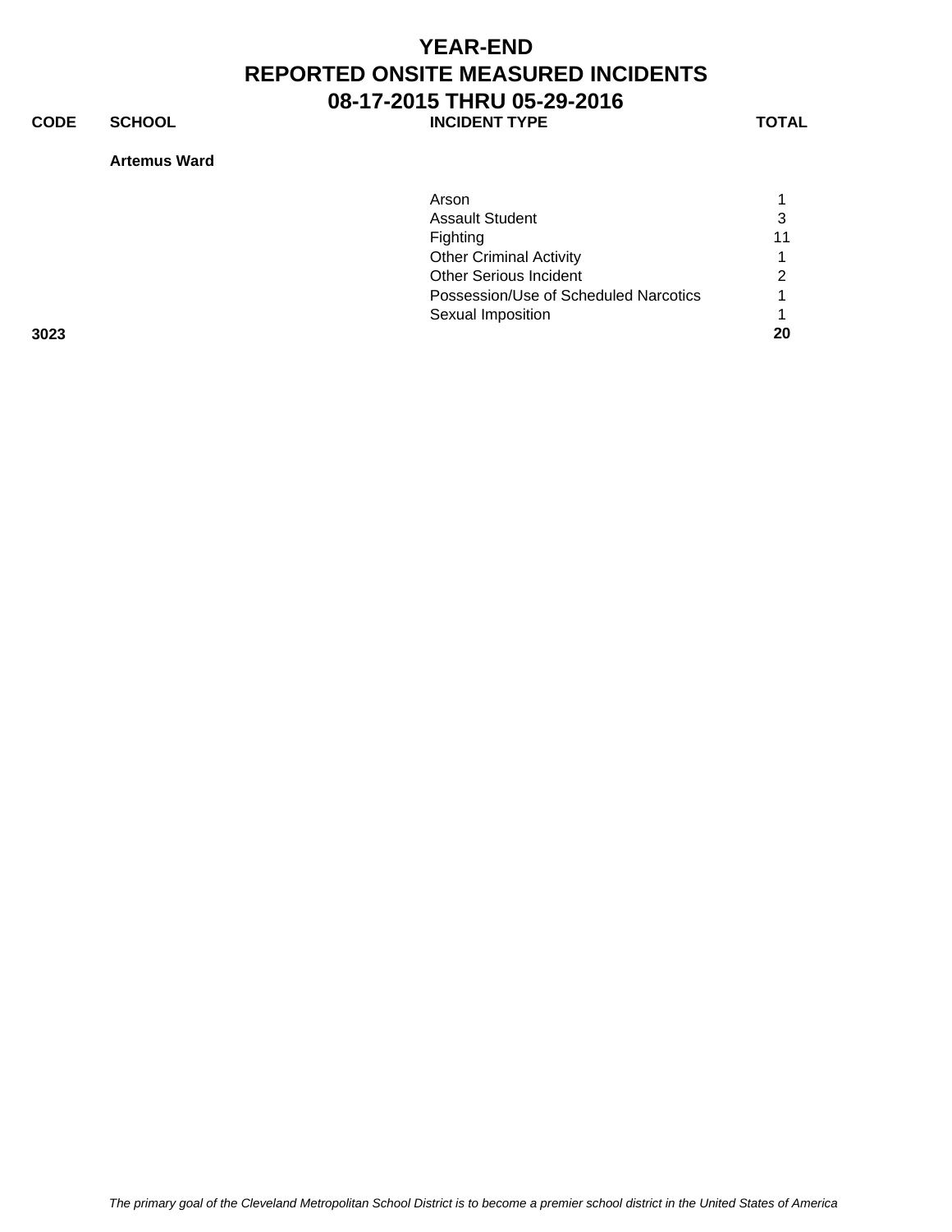# YEAR-END
# REPORTED ONSITE MEASURED INCIDENTS
# 08-17-2015 THRU 05-29-2016

| CODE | SCHOOL | INCIDENT TYPE | TOTAL |
|---|---|---|---|
| | **Artemus Ward** | | |
| | | Arson | 1 |
| | | Assault Student | 3 |
| | | Fighting | 11 |
| | | Other Criminal Activity | 1 |
| | | Other Serious Incident | 2 |
| | | Possession/Use of Scheduled Narcotics | 1 |
| | | Sexual Imposition | 1 |
| **3023** | | | **20** |

*The primary goal of the Cleveland Metropolitan School District is to become a premier school district in the United States of America*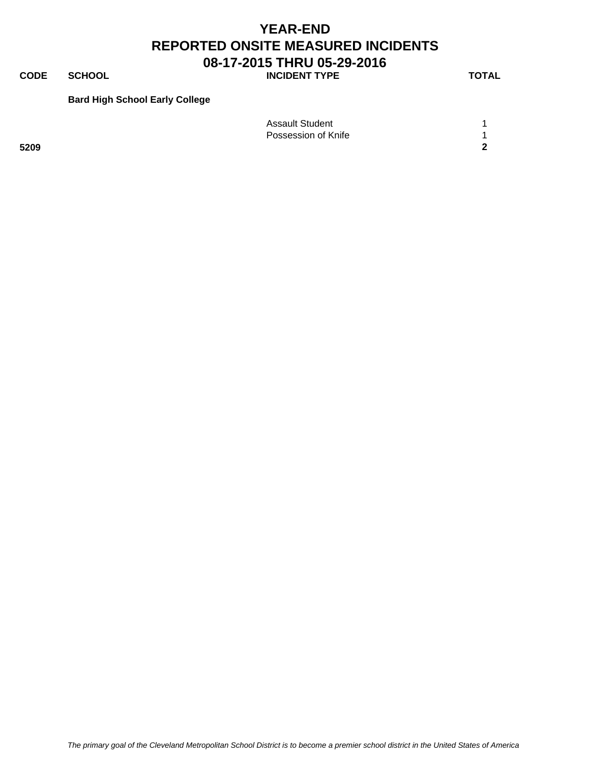# YEAR-END
# REPORTED ONSITE MEASURED INCIDENTS
# 08-17-2015 THRU 05-29-2016

| CODE | SCHOOL | INCIDENT TYPE | TOTAL |
|---|---|---|---|
| | **Bard High School Early College** | | |
| | | Assault Student | 1 |
| | | Possession of Knife | 1 |
| **5209** | | | **2** |

*The primary goal of the Cleveland Metropolitan School District is to become a premier school district in the United States of America*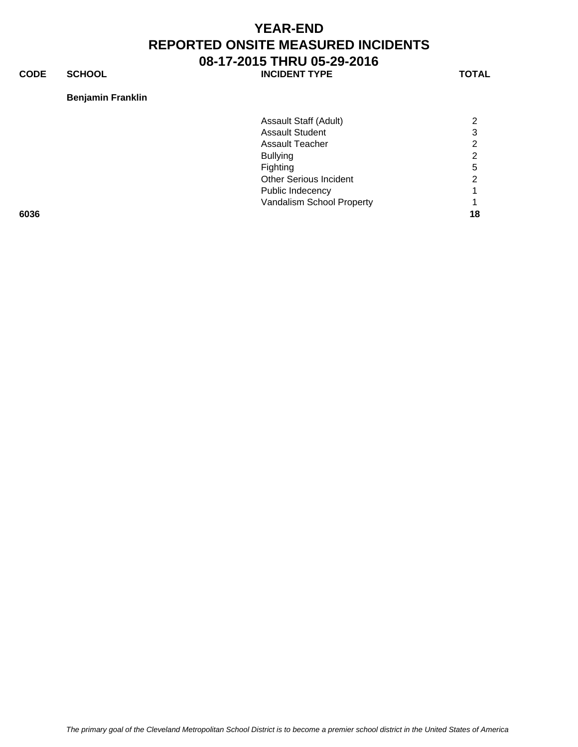# YEAR-END
# REPORTED ONSITE MEASURED INCIDENTS
## 08-17-2015 THRU 05-29-2016

| CODE | SCHOOL | INCIDENT TYPE | TOTAL |
|---|---|---|---|
| | **Benjamin Franklin** | | |
| | | Assault Staff (Adult) | 2 |
| | | Assault Student | 3 |
| | | Assault Teacher | 2 |
| | | Bullying | 2 |
| | | Fighting | 5 |
| | | Other Serious Incident | 2 |
| | | Public Indecency | 1 |
| | | Vandalism School Property | 1 |
| **6036** | | | **18** |

*The primary goal of the Cleveland Metropolitan School District is to become a premier school district in the United States of America*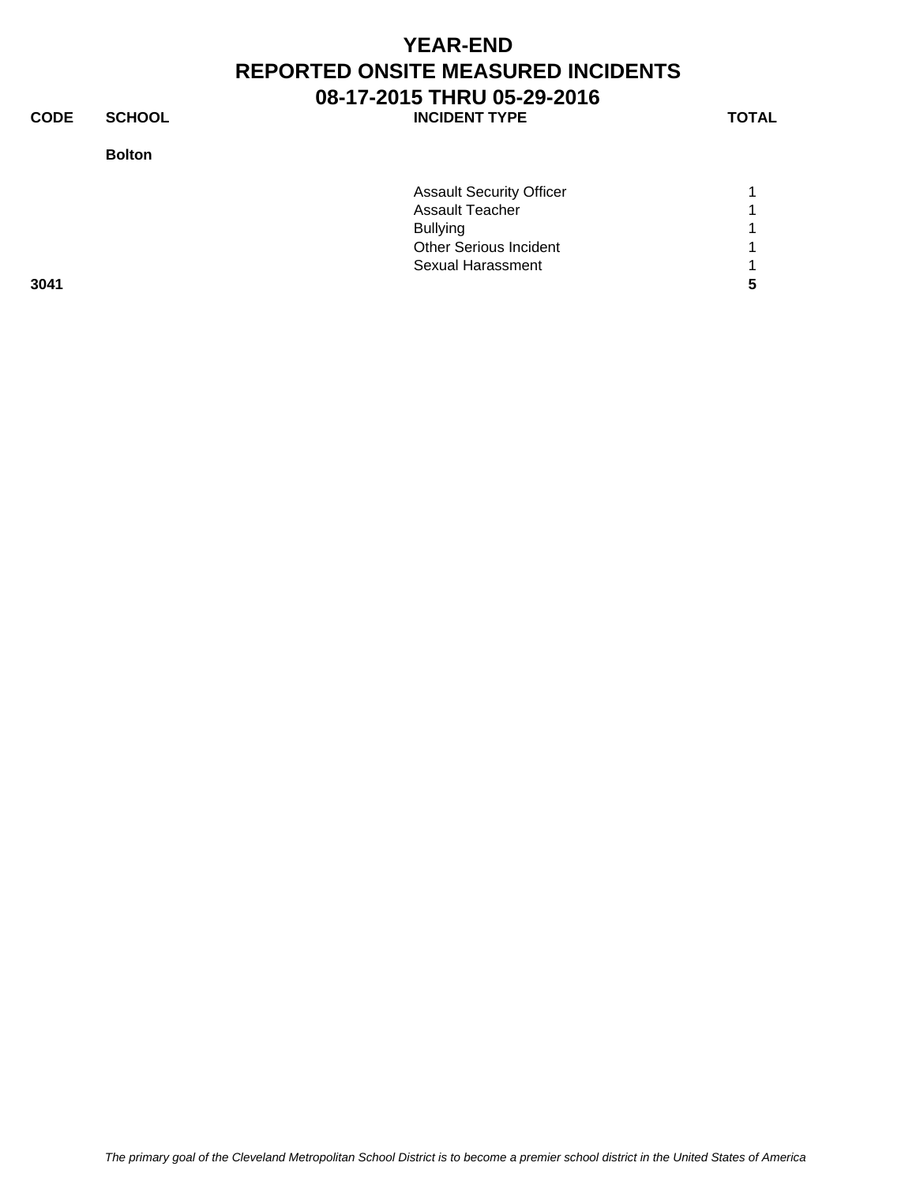# YEAR-END
# REPORTED ONSITE MEASURED INCIDENTS
# 08-17-2015 THRU 05-29-2016

| CODE | SCHOOL | INCIDENT TYPE | TOTAL |
|---|---|---|---|
| | **Bolton** | | |
| | | Assault Security Officer | 1 |
| | | Assault Teacher | 1 |
| | | Bullying | 1 |
| | | Other Serious Incident | 1 |
| | | Sexual Harassment | 1 |
| **3041** | | | **5** |

*The primary goal of the Cleveland Metropolitan School District is to become a premier school district in the United States of America*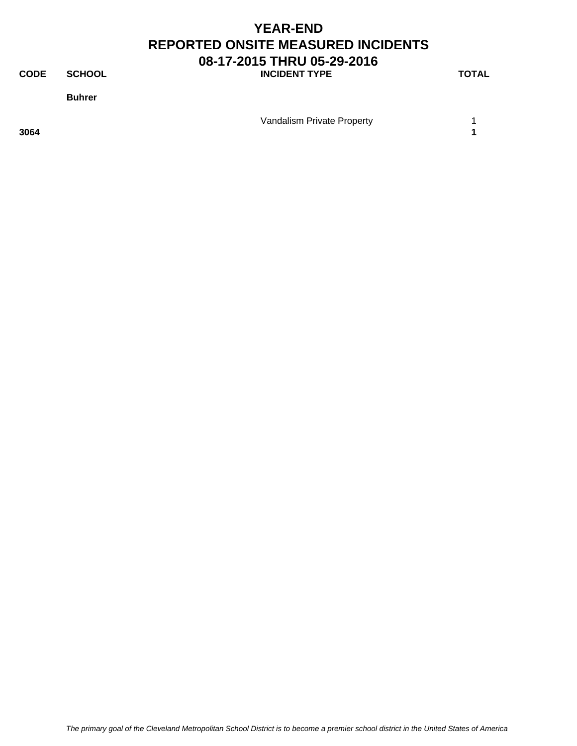# YEAR-END
# REPORTED ONSITE MEASURED INCIDENTS
## 08-17-2015 THRU 05-29-2016

| CODE | SCHOOL | INCIDENT TYPE | TOTAL |
|---|---|---|---|
| | **Buhrer** | | |
| | | Vandalism Private Property | 1 |
| **3064** | | | **1** |

*The primary goal of the Cleveland Metropolitan School District is to become a premier school district in the United States of America*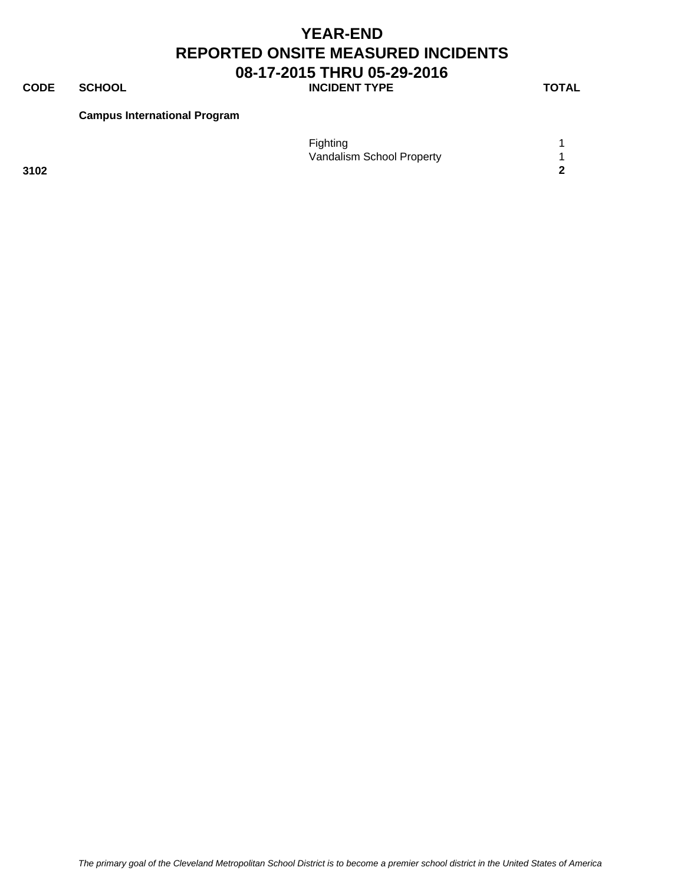# YEAR-END
# REPORTED ONSITE MEASURED INCIDENTS
# 08-17-2015 THRU 05-29-2016

| CODE | SCHOOL | INCIDENT TYPE | TOTAL |
|---|---|---|---|
| | **Campus International Program** | | |
| | | Fighting | 1 |
| | | Vandalism School Property | 1 |
| **3102** | | | **2** |

*The primary goal of the Cleveland Metropolitan School District is to become a premier school district in the United States of America*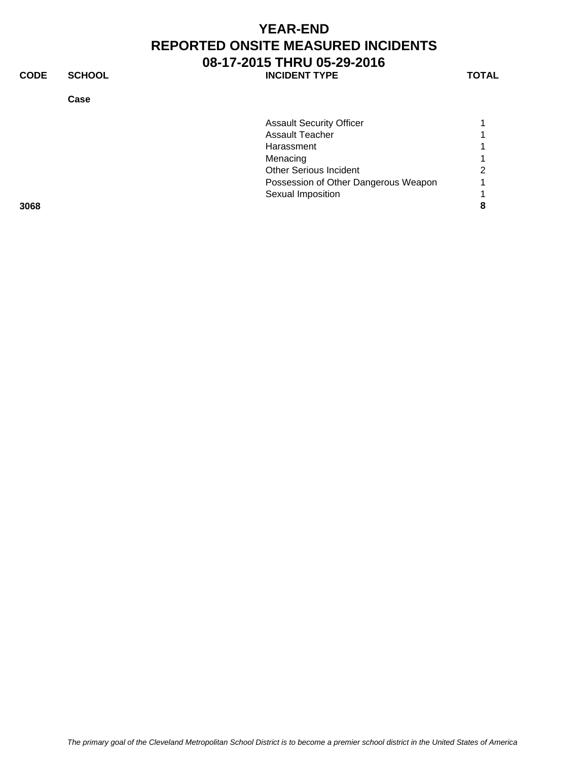# YEAR-END
# REPORTED ONSITE MEASURED INCIDENTS
# 08-17-2015 THRU 05-29-2016

| CODE | SCHOOL | INCIDENT TYPE | TOTAL |
|---|---|---|---|
| | **Case** | | |
| | | Assault Security Officer | 1 |
| | | Assault Teacher | 1 |
| | | Harassment | 1 |
| | | Menacing | 1 |
| | | Other Serious Incident | 2 |
| | | Possession of Other Dangerous Weapon | 1 |
| | | Sexual Imposition | 1 |
| **3068** | | | **8** |

*The primary goal of the Cleveland Metropolitan School District is to become a premier school district in the United States of America*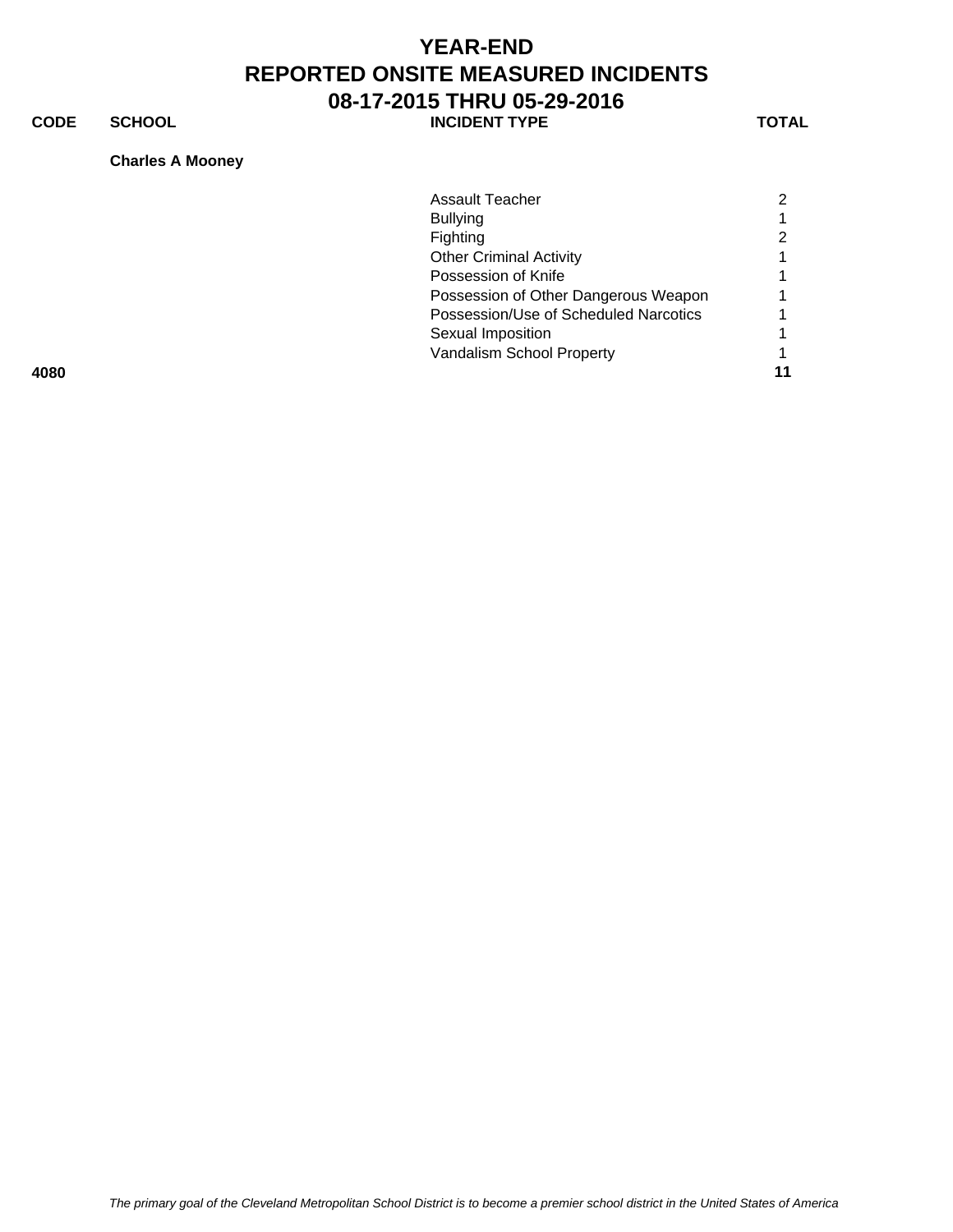# YEAR-END
# REPORTED ONSITE MEASURED INCIDENTS
## 08-17-2015 THRU 05-29-2016

| CODE | SCHOOL | INCIDENT TYPE | TOTAL |
|---|---|---|---|
| | **Charles A Mooney** | | |
| | | Assault Teacher | 2 |
| | | Bullying | 1 |
| | | Fighting | 2 |
| | | Other Criminal Activity | 1 |
| | | Possession of Knife | 1 |
| | | Possession of Other Dangerous Weapon | 1 |
| | | Possession/Use of Scheduled Narcotics | 1 |
| | | Sexual Imposition | 1 |
| | | Vandalism School Property | 1 |
| **4080** | | | **11** |

*The primary goal of the Cleveland Metropolitan School District is to become a premier school district in the United States of America*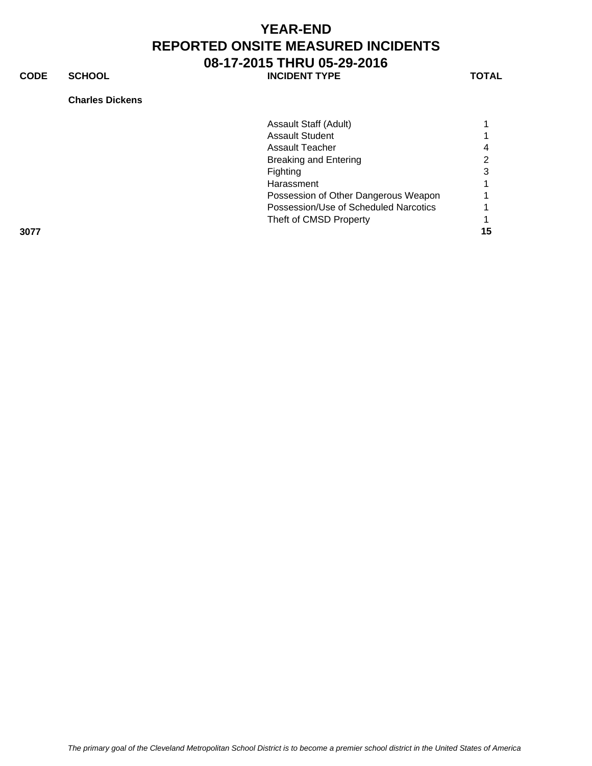# YEAR-END
# REPORTED ONSITE MEASURED INCIDENTS
# 08-17-2015 THRU 05-29-2016

| CODE | SCHOOL | INCIDENT TYPE | TOTAL |
|---|---|---|---|
| | **Charles Dickens** | | |
| | | Assault Staff (Adult) | 1 |
| | | Assault Student | 1 |
| | | Assault Teacher | 4 |
| | | Breaking and Entering | 2 |
| | | Fighting | 3 |
| | | Harassment | 1 |
| | | Possession of Other Dangerous Weapon | 1 |
| | | Possession/Use of Scheduled Narcotics | 1 |
| | | Theft of CMSD Property | 1 |
| **3077** | | | **15** |

*The primary goal of the Cleveland Metropolitan School District is to become a premier school district in the United States of America*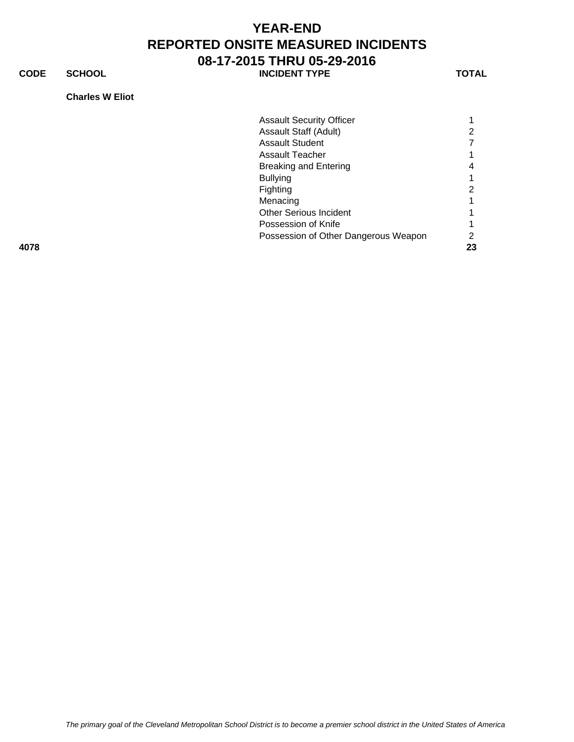# YEAR-END
# REPORTED ONSITE MEASURED INCIDENTS
# 08-17-2015 THRU 05-29-2016

| CODE | SCHOOL | INCIDENT TYPE | TOTAL |
|---|---|---|---|
| | **Charles W Eliot** | | |
| | | Assault Security Officer | 1 |
| | | Assault Staff (Adult) | 2 |
| | | Assault Student | 7 |
| | | Assault Teacher | 1 |
| | | Breaking and Entering | 4 |
| | | Bullying | 1 |
| | | Fighting | 2 |
| | | Menacing | 1 |
| | | Other Serious Incident | 1 |
| | | Possession of Knife | 1 |
| | | Possession of Other Dangerous Weapon | 2 |
| **4078** | | | **23** |

*The primary goal of the Cleveland Metropolitan School District is to become a premier school district in the United States of America*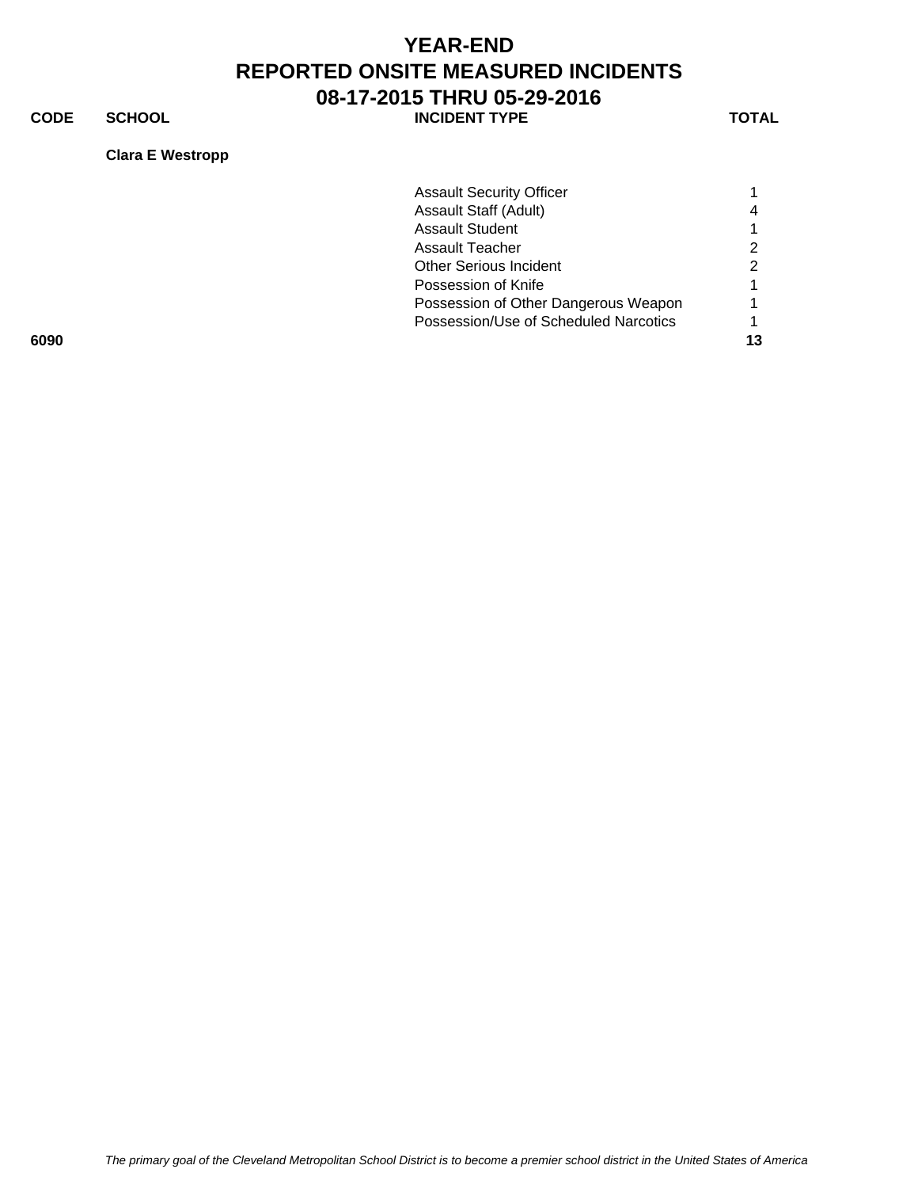# YEAR-END
# REPORTED ONSITE MEASURED INCIDENTS
# 08-17-2015 THRU 05-29-2016

| CODE | SCHOOL | INCIDENT TYPE | TOTAL |
|---|---|---|---|
| | **Clara E Westropp** | | |
| | | Assault Security Officer | 1 |
| | | Assault Staff (Adult) | 4 |
| | | Assault Student | 1 |
| | | Assault Teacher | 2 |
| | | Other Serious Incident | 2 |
| | | Possession of Knife | 1 |
| | | Possession of Other Dangerous Weapon | 1 |
| | | Possession/Use of Scheduled Narcotics | 1 |
| **6090** | | | **13** |

*The primary goal of the Cleveland Metropolitan School District is to become a premier school district in the United States of America*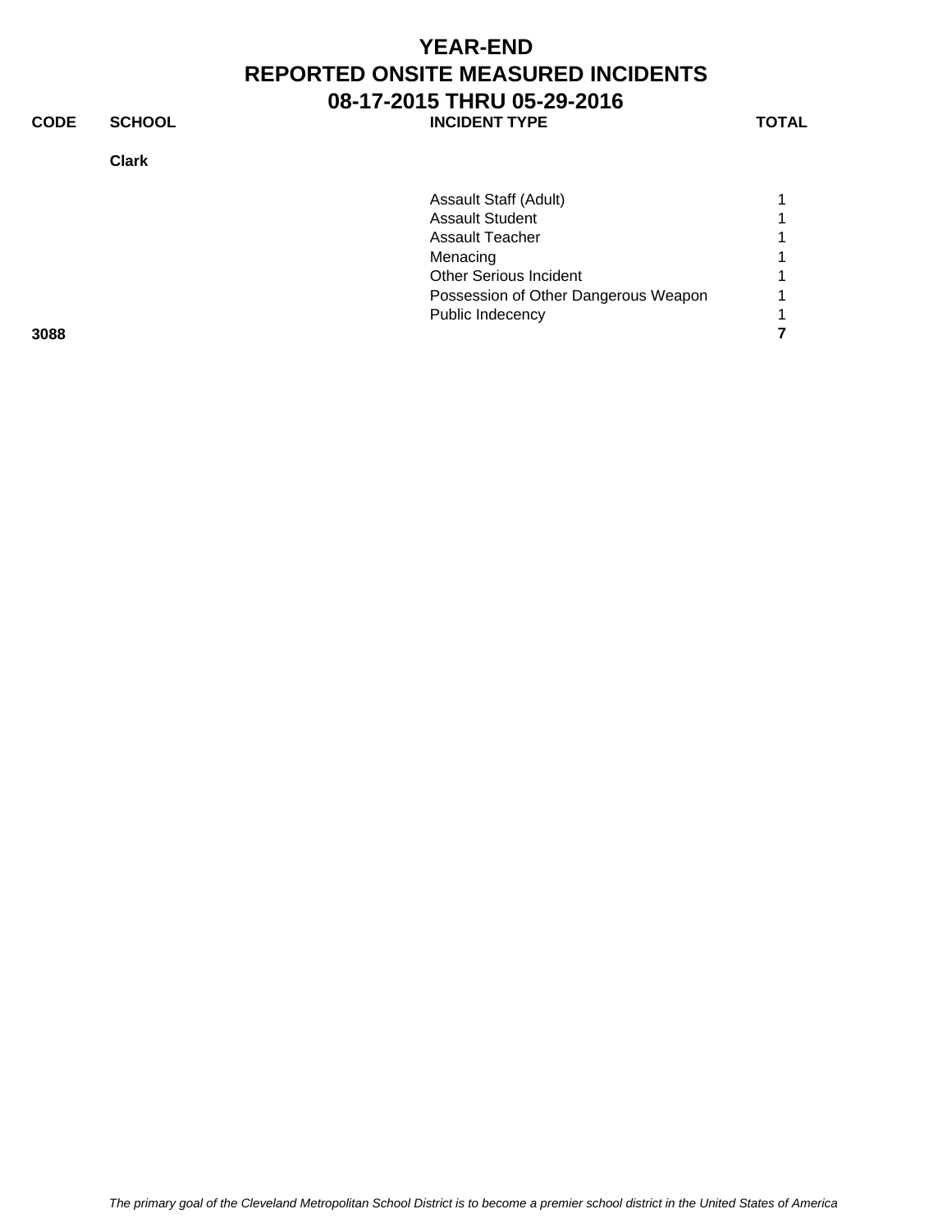# YEAR-END
# REPORTED ONSITE MEASURED INCIDENTS
## 08-17-2015 THRU 05-29-2016

| CODE | SCHOOL | INCIDENT TYPE | TOTAL |
|---|---|---|---|
| | **Clark** | | |
| | | Assault Staff (Adult) | 1 |
| | | Assault Student | 1 |
| | | Assault Teacher | 1 |
| | | Menacing | 1 |
| | | Other Serious Incident | 1 |
| | | Possession of Other Dangerous Weapon | 1 |
| | | Public Indecency | 1 |
| **3088** | | | **7** |

*The primary goal of the Cleveland Metropolitan School District is to become a premier school district in the United States of America*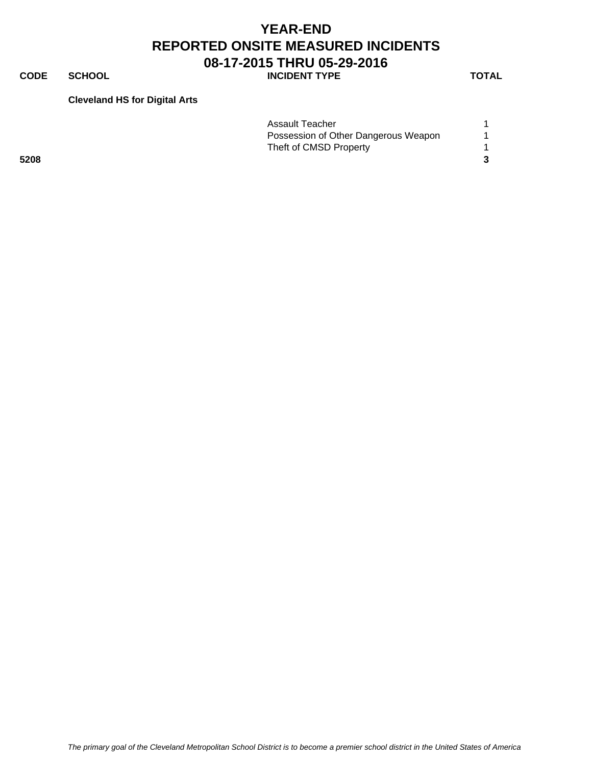# YEAR-END
# REPORTED ONSITE MEASURED INCIDENTS
# 08-17-2015 THRU 05-29-2016

| CODE | SCHOOL | INCIDENT TYPE | TOTAL |
|---|---|---|---|
| | **Cleveland HS for Digital Arts** | | |
| | | Assault Teacher | 1 |
| | | Possession of Other Dangerous Weapon | 1 |
| | | Theft of CMSD Property | 1 |
| **5208** | | | **3** |

*The primary goal of the Cleveland Metropolitan School District is to become a premier school district in the United States of America*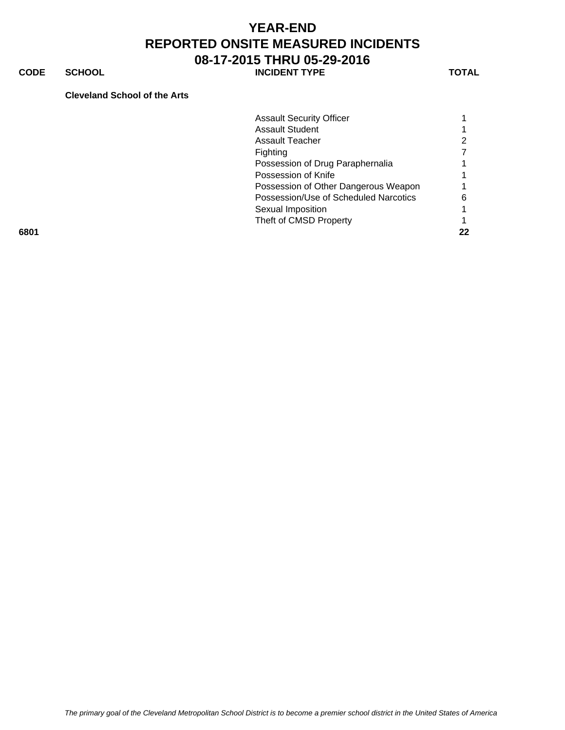# YEAR-END
# REPORTED ONSITE MEASURED INCIDENTS
# 08-17-2015 THRU 05-29-2016

| CODE | SCHOOL | INCIDENT TYPE | TOTAL |
|---|---|---|---|
| | **Cleveland School of the Arts** | | |
| | | Assault Security Officer | 1 |
| | | Assault Student | 1 |
| | | Assault Teacher | 2 |
| | | Fighting | 7 |
| | | Possession of Drug Paraphernalia | 1 |
| | | Possession of Knife | 1 |
| | | Possession of Other Dangerous Weapon | 1 |
| | | Possession/Use of Scheduled Narcotics | 6 |
| | | Sexual Imposition | 1 |
| | | Theft of CMSD Property | 1 |
| **6801** | | | **22** |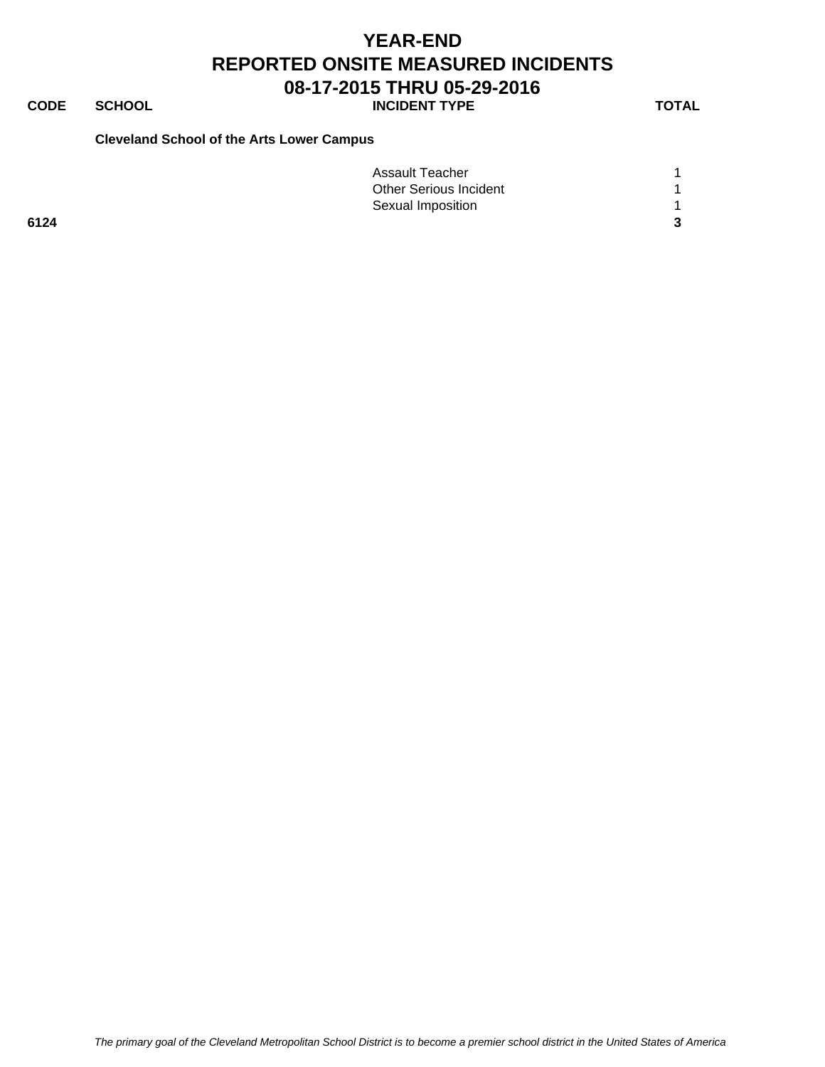# YEAR-END
# REPORTED ONSITE MEASURED INCIDENTS
## 08-17-2015 THRU 05-29-2016

| CODE | SCHOOL | INCIDENT TYPE | TOTAL |
|---|---|---|---|
| | **Cleveland School of the Arts Lower Campus** | | |
| | | Assault Teacher | 1 |
| | | Other Serious Incident | 1 |
| | | Sexual Imposition | 1 |
| **6124** | | | **3** |

*The primary goal of the Cleveland Metropolitan School District is to become a premier school district in the United States of America*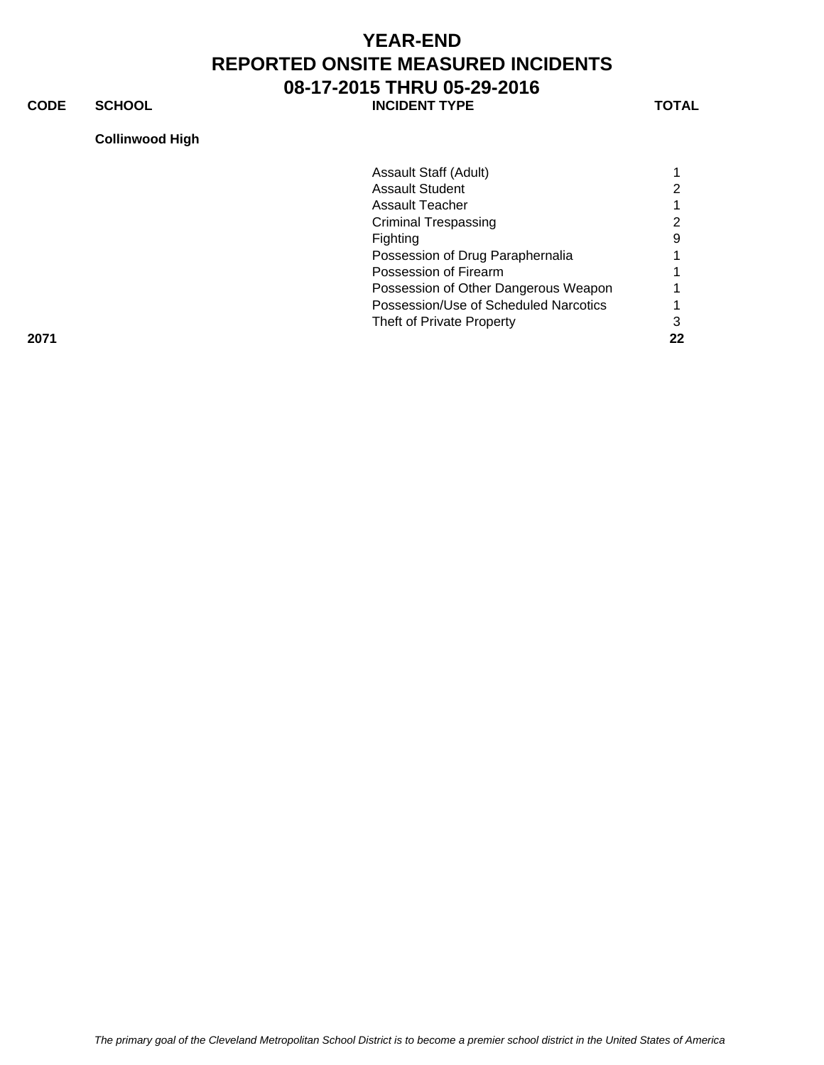# YEAR-END
# REPORTED ONSITE MEASURED INCIDENTS
# 08-17-2015 THRU 05-29-2016

| CODE | SCHOOL | INCIDENT TYPE | TOTAL |
|---|---|---|---|
| | **Collinwood High** | | |
| | | Assault Staff (Adult) | 1 |
| | | Assault Student | 2 |
| | | Assault Teacher | 1 |
| | | Criminal Trespassing | 2 |
| | | Fighting | 9 |
| | | Possession of Drug Paraphernalia | 1 |
| | | Possession of Firearm | 1 |
| | | Possession of Other Dangerous Weapon | 1 |
| | | Possession/Use of Scheduled Narcotics | 1 |
| | | Theft of Private Property | 3 |
| **2071** | | | **22** |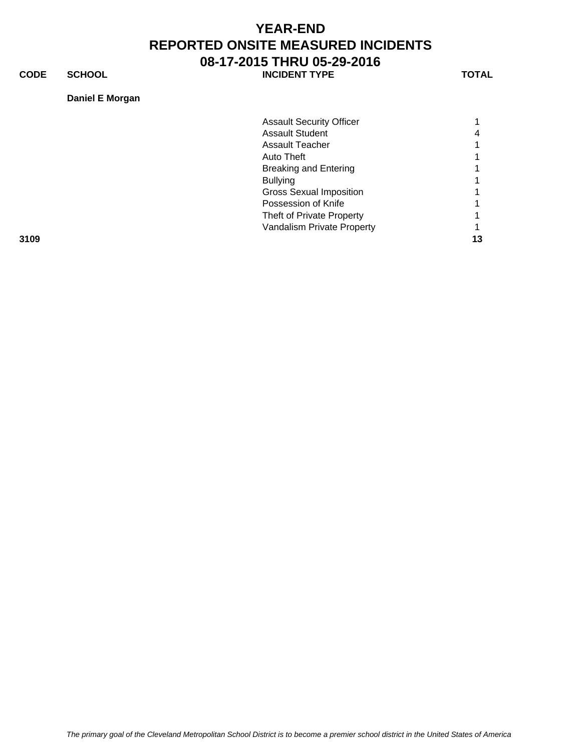# YEAR-END
# REPORTED ONSITE MEASURED INCIDENTS
# 08-17-2015 THRU 05-29-2016

| CODE | SCHOOL | INCIDENT TYPE | TOTAL |
|---|---|---|---|
| | **Daniel E Morgan** | | |
| | | Assault Security Officer | 1 |
| | | Assault Student | 4 |
| | | Assault Teacher | 1 |
| | | Auto Theft | 1 |
| | | Breaking and Entering | 1 |
| | | Bullying | 1 |
| | | Gross Sexual Imposition | 1 |
| | | Possession of Knife | 1 |
| | | Theft of Private Property | 1 |
| | | Vandalism Private Property | 1 |
| **3109** | | | **13** |

*The primary goal of the Cleveland Metropolitan School District is to become a premier school district in the United States of America*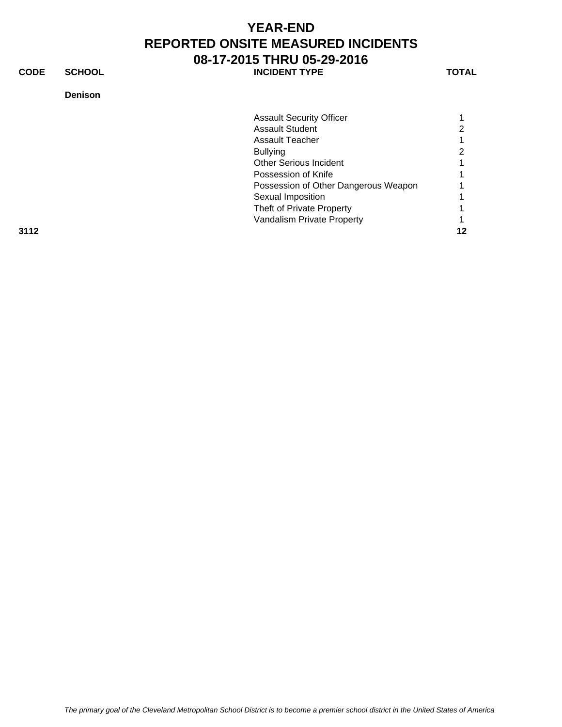# YEAR-END
# REPORTED ONSITE MEASURED INCIDENTS
# 08-17-2015 THRU 05-29-2016

| CODE | SCHOOL | INCIDENT TYPE | TOTAL |
|---|---|---|---|
| | **Denison** | | |
| | | Assault Security Officer | 1 |
| | | Assault Student | 2 |
| | | Assault Teacher | 1 |
| | | Bullying | 2 |
| | | Other Serious Incident | 1 |
| | | Possession of Knife | 1 |
| | | Possession of Other Dangerous Weapon | 1 |
| | | Sexual Imposition | 1 |
| | | Theft of Private Property | 1 |
| | | Vandalism Private Property | 1 |
| **3112** | | | **12** |

*The primary goal of the Cleveland Metropolitan School District is to become a premier school district in the United States of America*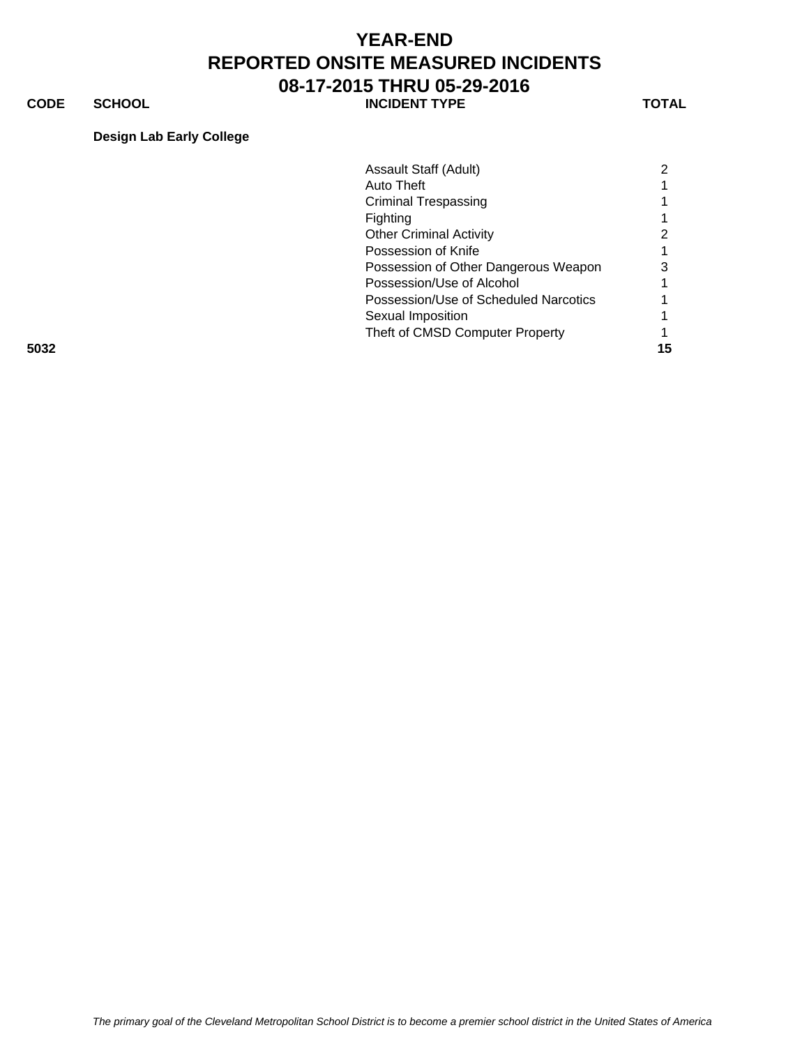# YEAR-END
# REPORTED ONSITE MEASURED INCIDENTS
# 08-17-2015 THRU 05-29-2016

| CODE | SCHOOL | INCIDENT TYPE | TOTAL |
|---|---|---|---|
| | **Design Lab Early College** | | |
| | | Assault Staff (Adult) | 2 |
| | | Auto Theft | 1 |
| | | Criminal Trespassing | 1 |
| | | Fighting | 1 |
| | | Other Criminal Activity | 2 |
| | | Possession of Knife | 1 |
| | | Possession of Other Dangerous Weapon | 3 |
| | | Possession/Use of Alcohol | 1 |
| | | Possession/Use of Scheduled Narcotics | 1 |
| | | Sexual Imposition | 1 |
| | | Theft of CMSD Computer Property | 1 |
| **5032** | | | **15** |

*The primary goal of the Cleveland Metropolitan School District is to become a premier school district in the United States of America*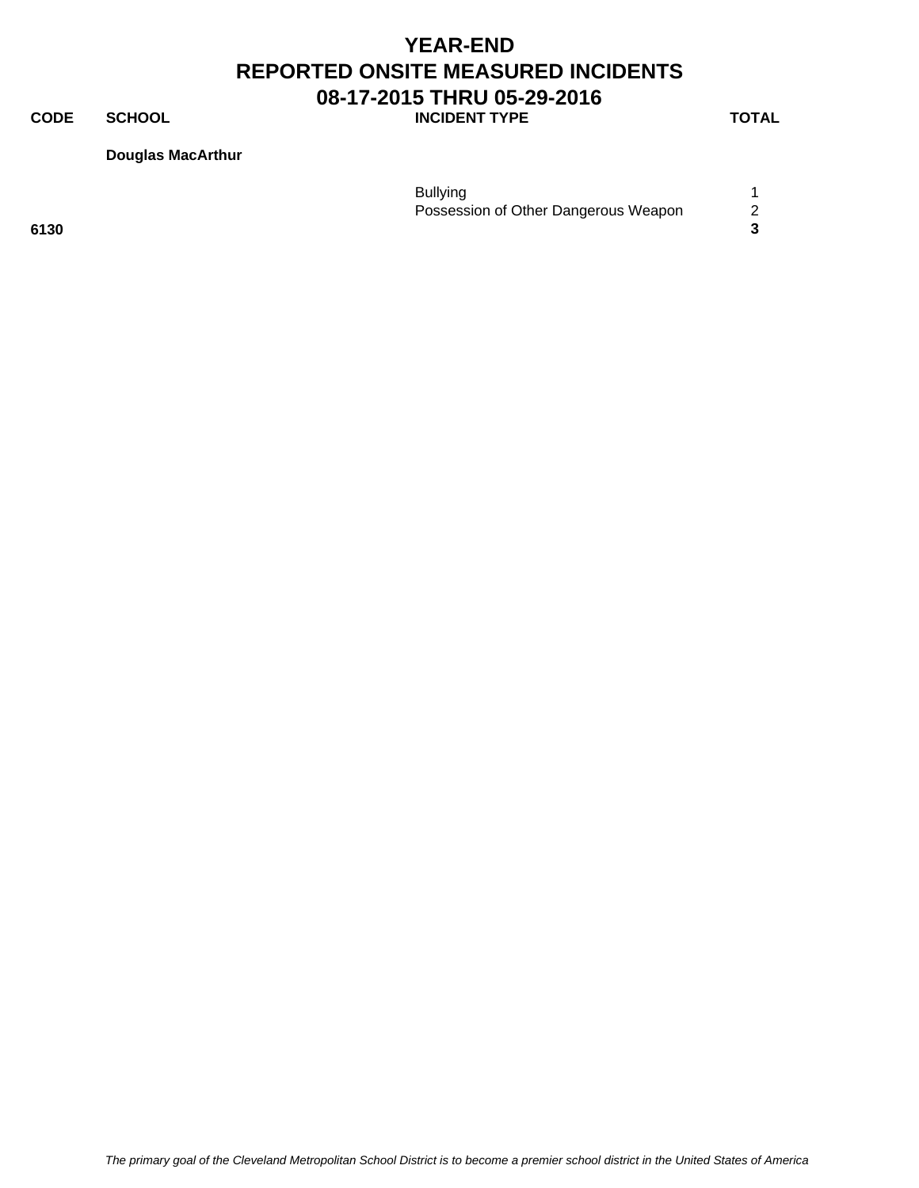# YEAR-END
# REPORTED ONSITE MEASURED INCIDENTS
# 08-17-2015 THRU 05-29-2016

| CODE | SCHOOL | INCIDENT TYPE | TOTAL |
|---|---|---|---|
| | **Douglas MacArthur** | | |
| | | Bullying | 1 |
| | | Possession of Other Dangerous Weapon | 2 |
| **6130** | | | **3** |

*The primary goal of the Cleveland Metropolitan School District is to become a premier school district in the United States of America*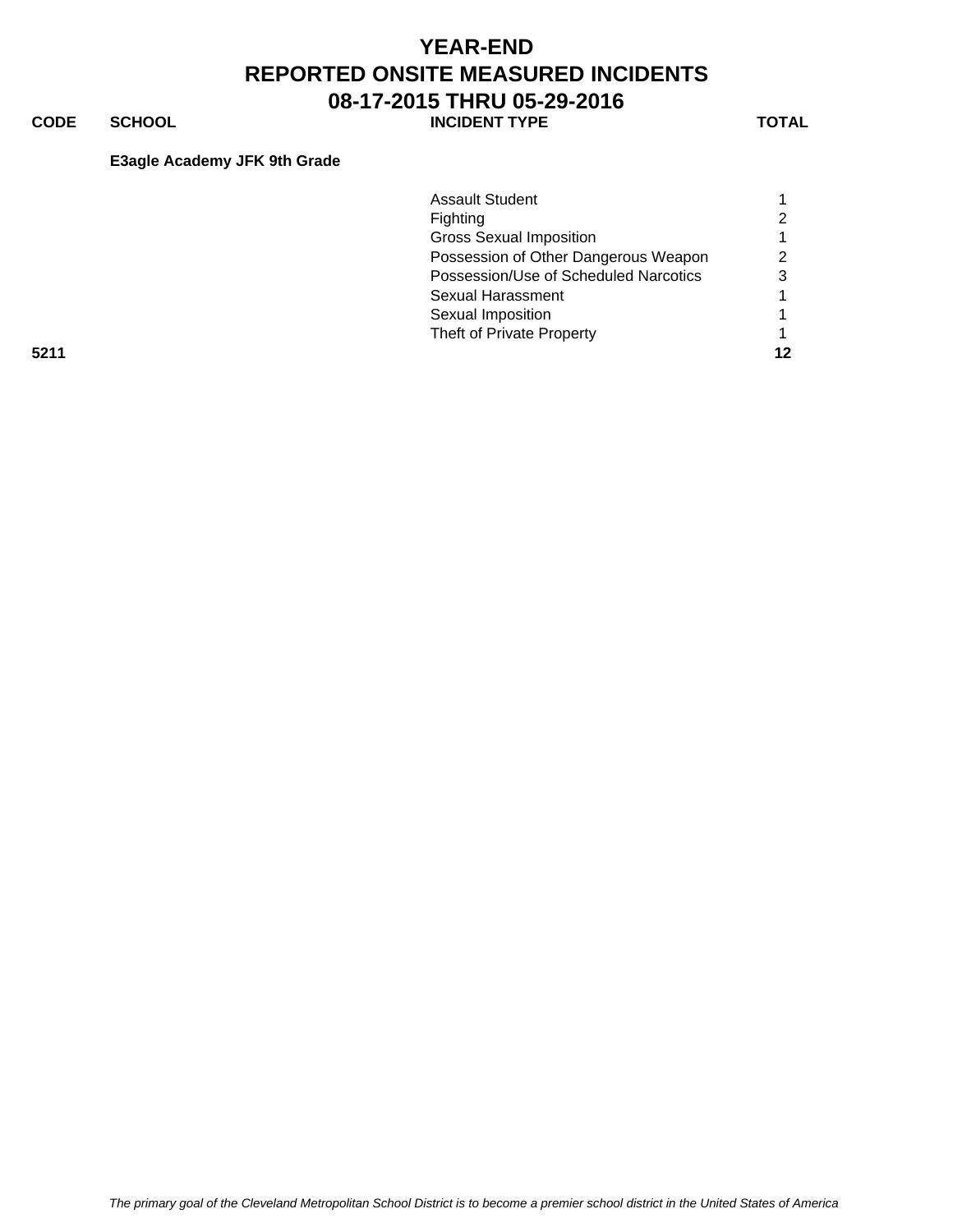# YEAR-END
# REPORTED ONSITE MEASURED INCIDENTS
## 08-17-2015 THRU 05-29-2016

| CODE | SCHOOL | INCIDENT TYPE | TOTAL |
|---|---|---|---|
| | **E3agle Academy JFK 9th Grade** | | |
| | | Assault Student | 1 |
| | | Fighting | 2 |
| | | Gross Sexual Imposition | 1 |
| | | Possession of Other Dangerous Weapon | 2 |
| | | Possession/Use of Scheduled Narcotics | 3 |
| | | Sexual Harassment | 1 |
| | | Sexual Imposition | 1 |
| | | Theft of Private Property | 1 |
| **5211** | | | **12** |

*The primary goal of the Cleveland Metropolitan School District is to become a premier school district in the United States of America*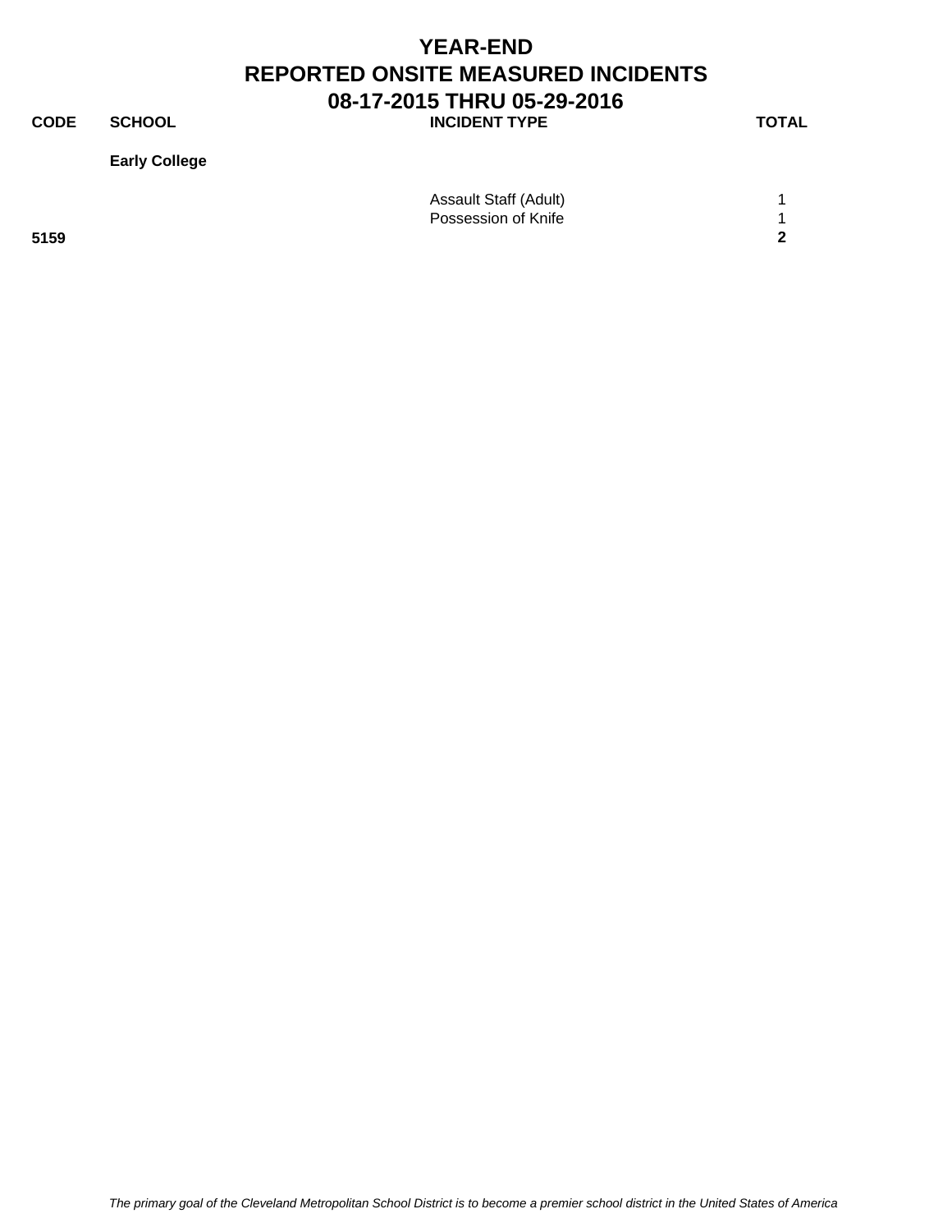# YEAR-END
# REPORTED ONSITE MEASURED INCIDENTS
# 08-17-2015 THRU 05-29-2016

| CODE | SCHOOL | INCIDENT TYPE | TOTAL |
|---|---|---|---|
| | **Early College** | | |
| | | Assault Staff (Adult) | 1 |
| | | Possession of Knife | 1 |
| **5159** | | | **2** |

*The primary goal of the Cleveland Metropolitan School District is to become a premier school district in the United States of America*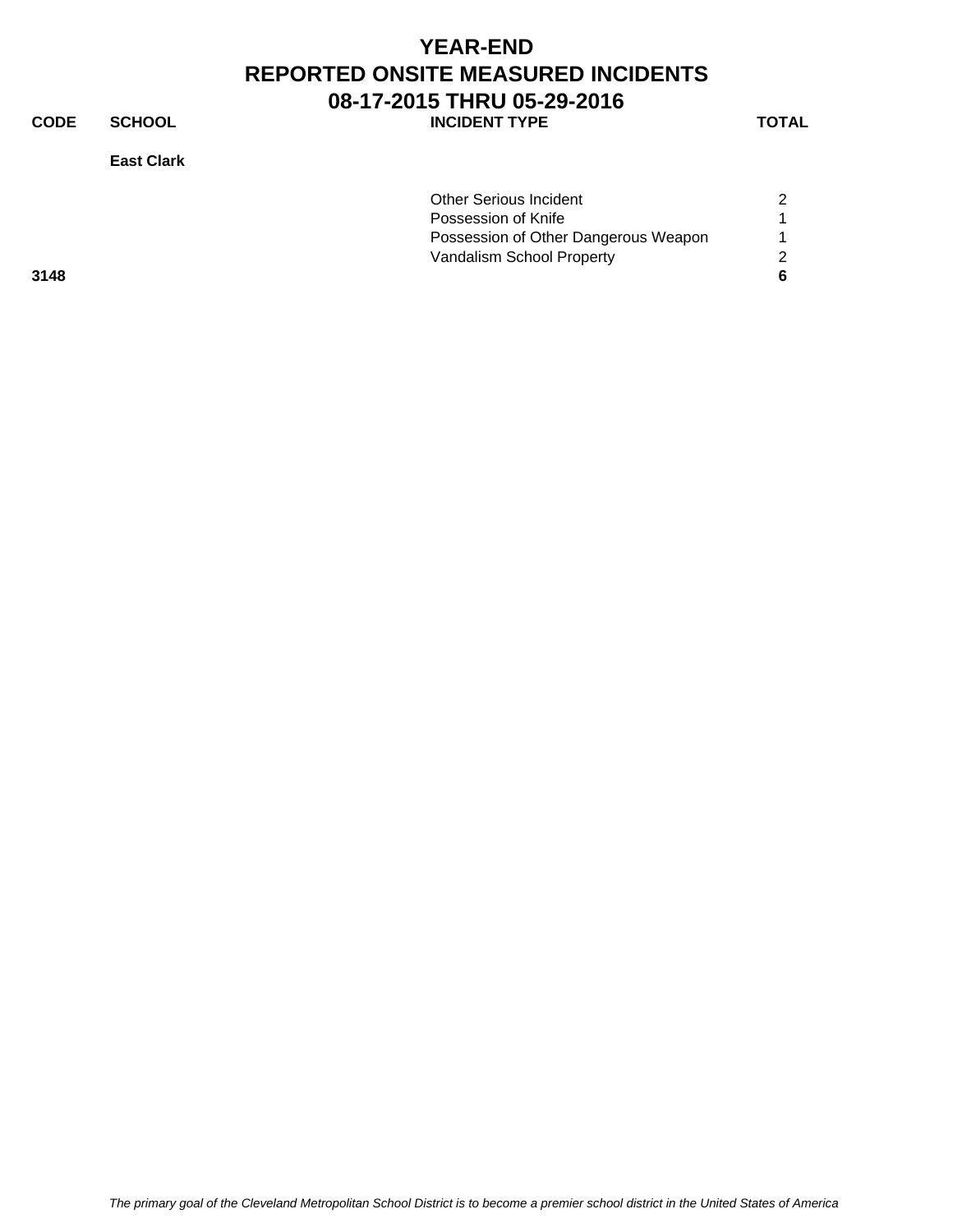# YEAR-END
# REPORTED ONSITE MEASURED INCIDENTS
## 08-17-2015 THRU 05-29-2016

| CODE | SCHOOL | INCIDENT TYPE | TOTAL |
|---|---|---|---|
| | **East Clark** | | |
| | | Other Serious Incident | 2 |
| | | Possession of Knife | 1 |
| | | Possession of Other Dangerous Weapon | 1 |
| | | Vandalism School Property | 2 |
| **3148** | | | **6** |

*The primary goal of the Cleveland Metropolitan School District is to become a premier school district in the United States of America*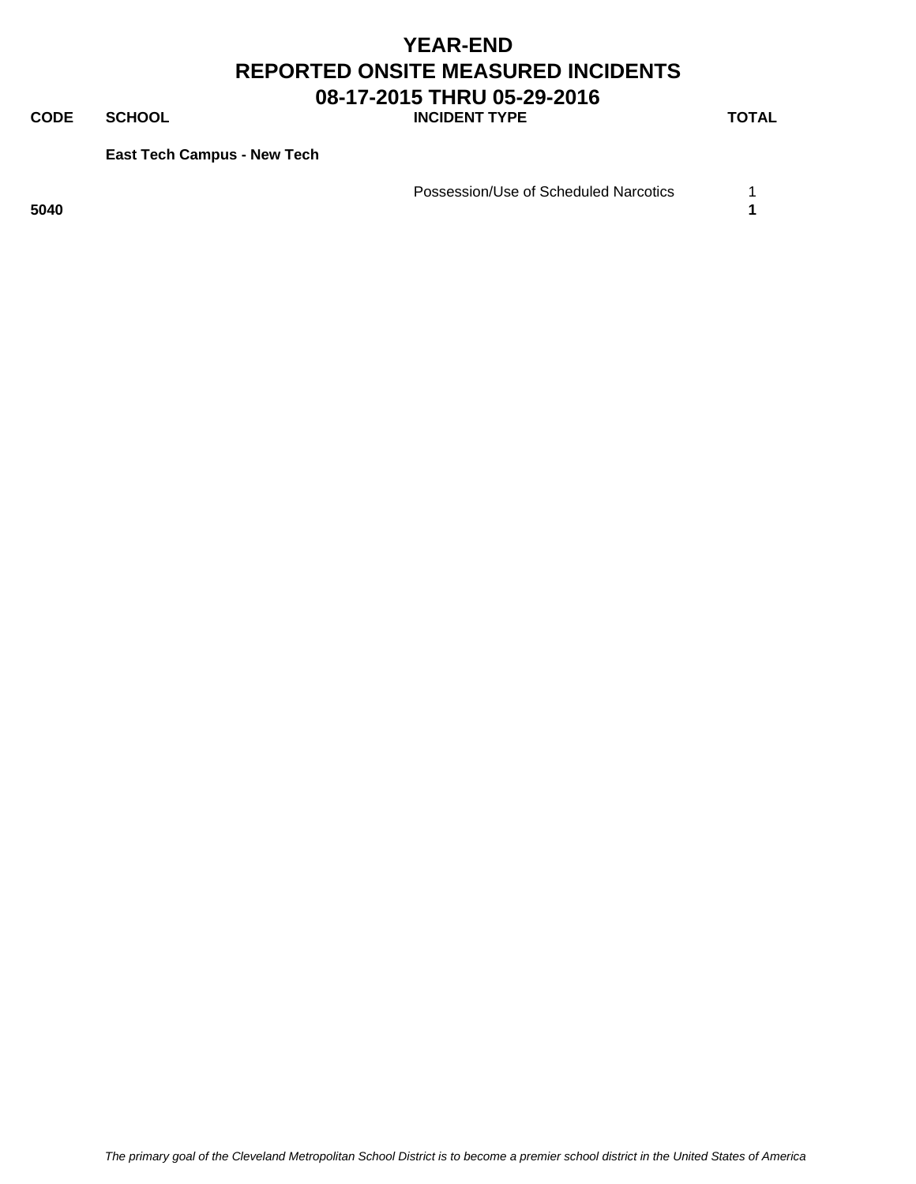# YEAR-END
# REPORTED ONSITE MEASURED INCIDENTS
# 08-17-2015 THRU 05-29-2016

| CODE | SCHOOL | INCIDENT TYPE | TOTAL |
|---|---|---|---|
| | **East Tech Campus - New Tech** | | |
| | | Possession/Use of Scheduled Narcotics | 1 |
| **5040** | | | **1** |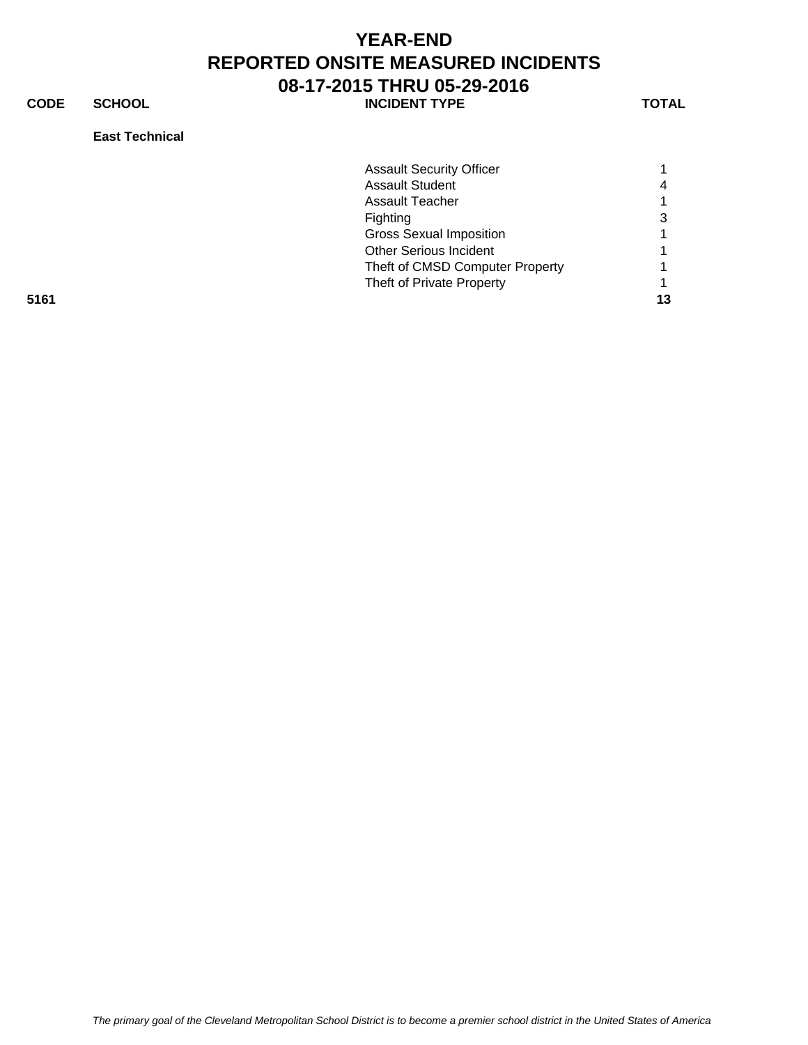# YEAR-END
# REPORTED ONSITE MEASURED INCIDENTS
# 08-17-2015 THRU 05-29-2016

| CODE | SCHOOL | INCIDENT TYPE | TOTAL |
|---|---|---|---|
| | **East Technical** | | |
| | | Assault Security Officer | 1 |
| | | Assault Student | 4 |
| | | Assault Teacher | 1 |
| | | Fighting | 3 |
| | | Gross Sexual Imposition | 1 |
| | | Other Serious Incident | 1 |
| | | Theft of CMSD Computer Property | 1 |
| | | Theft of Private Property | 1 |
| **5161** | | | **13** |

*The primary goal of the Cleveland Metropolitan School District is to become a premier school district in the United States of America*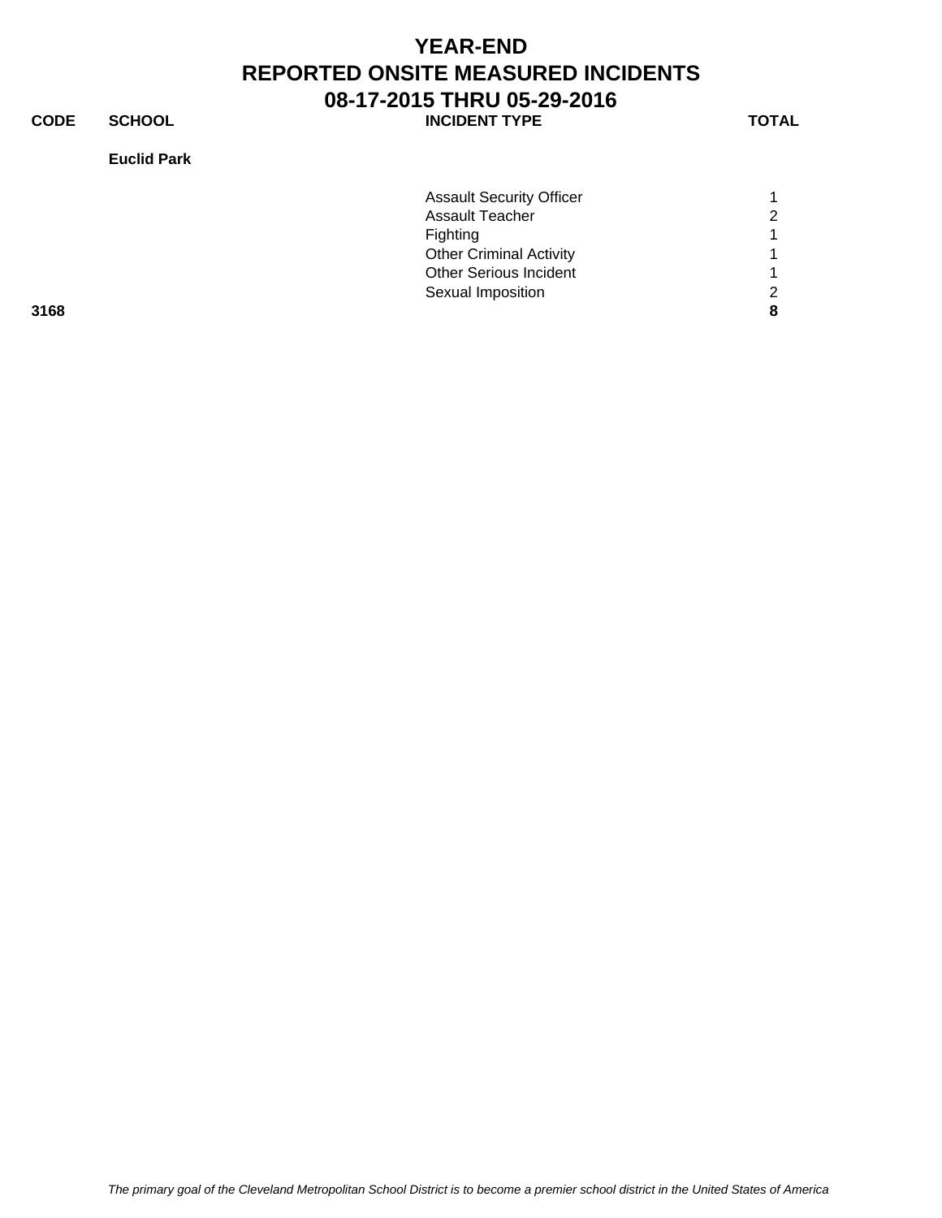# YEAR-END
# REPORTED ONSITE MEASURED INCIDENTS
## 08-17-2015 THRU 05-29-2016

| CODE | SCHOOL | INCIDENT TYPE | TOTAL |
|---|---|---|---|
| | **Euclid Park** | | |
| | | Assault Security Officer | 1 |
| | | Assault Teacher | 2 |
| | | Fighting | 1 |
| | | Other Criminal Activity | 1 |
| | | Other Serious Incident | 1 |
| | | Sexual Imposition | 2 |
| **3168** | | | **8** |

*The primary goal of the Cleveland Metropolitan School District is to become a premier school district in the United States of America*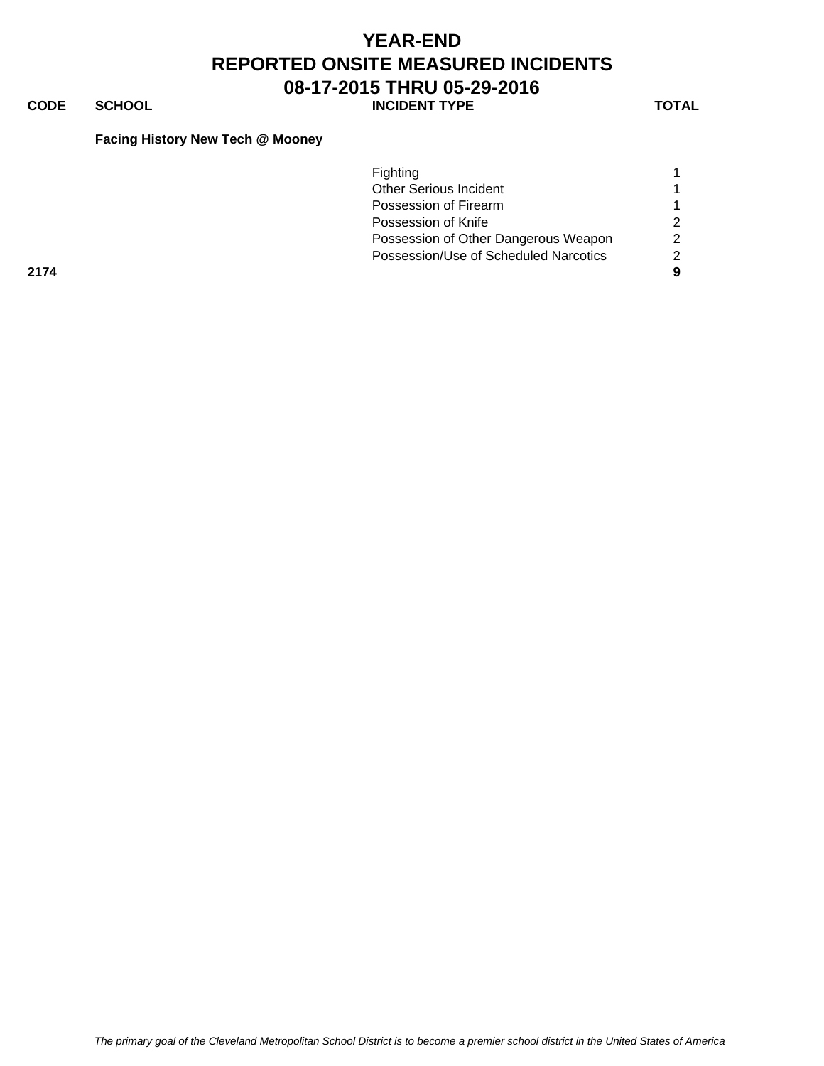# YEAR-END
# REPORTED ONSITE MEASURED INCIDENTS
# 08-17-2015 THRU 05-29-2016

| CODE | SCHOOL | INCIDENT TYPE | TOTAL |
|---|---|---|---|
| | **Facing History New Tech @ Mooney** | | |
| | | Fighting | 1 |
| | | Other Serious Incident | 1 |
| | | Possession of Firearm | 1 |
| | | Possession of Knife | 2 |
| | | Possession of Other Dangerous Weapon | 2 |
| | | Possession/Use of Scheduled Narcotics | 2 |
| **2174** | | | **9** |

*The primary goal of the Cleveland Metropolitan School District is to become a premier school district in the United States of America*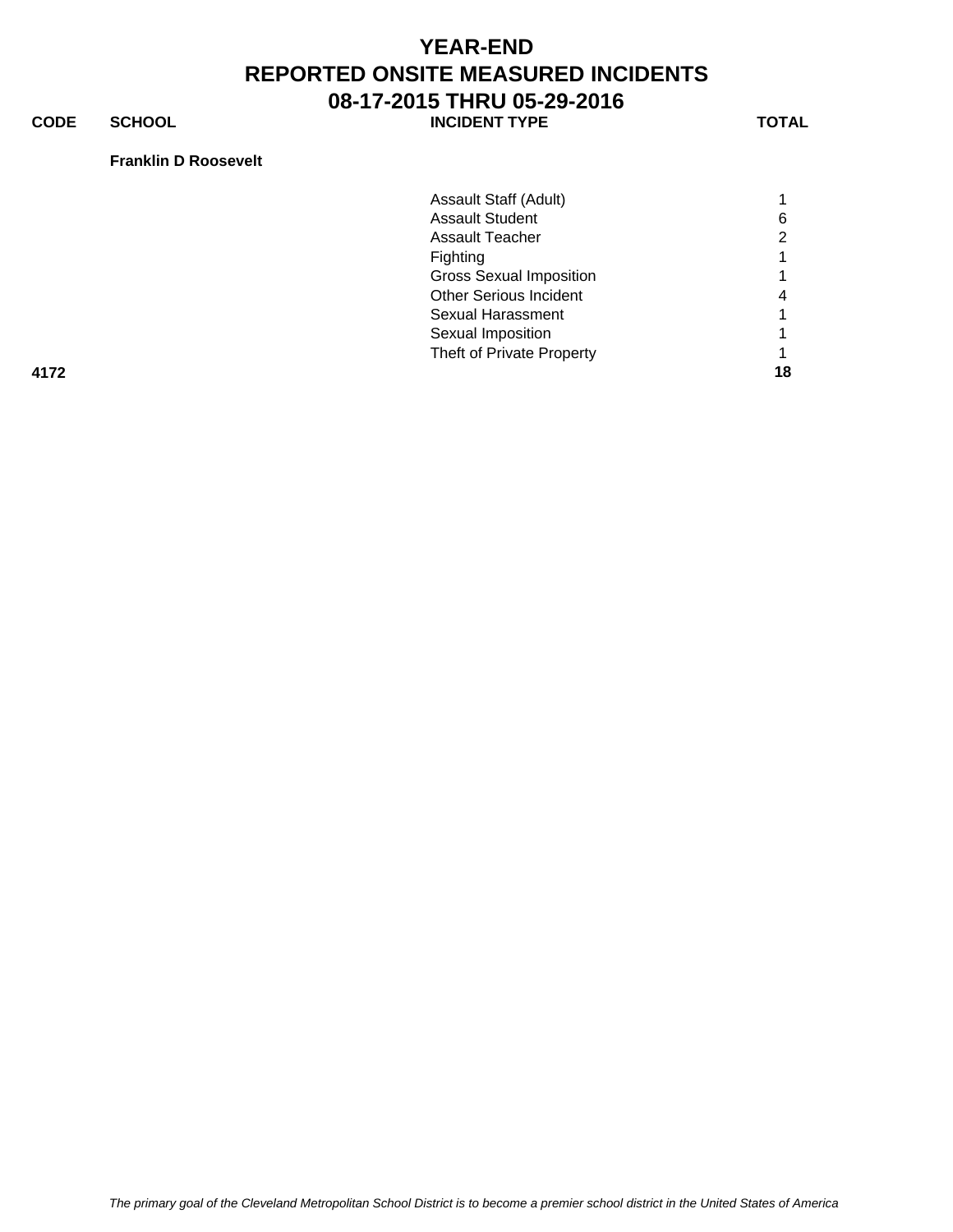# YEAR-END
# REPORTED ONSITE MEASURED INCIDENTS
# 08-17-2015 THRU 05-29-2016

| CODE | SCHOOL | INCIDENT TYPE | TOTAL |
|---|---|---|---|
| | **Franklin D Roosevelt** | | |
| | | Assault Staff (Adult) | 1 |
| | | Assault Student | 6 |
| | | Assault Teacher | 2 |
| | | Fighting | 1 |
| | | Gross Sexual Imposition | 1 |
| | | Other Serious Incident | 4 |
| | | Sexual Harassment | 1 |
| | | Sexual Imposition | 1 |
| | | Theft of Private Property | 1 |
| **4172** | | | **18** |

*The primary goal of the Cleveland Metropolitan School District is to become a premier school district in the United States of America*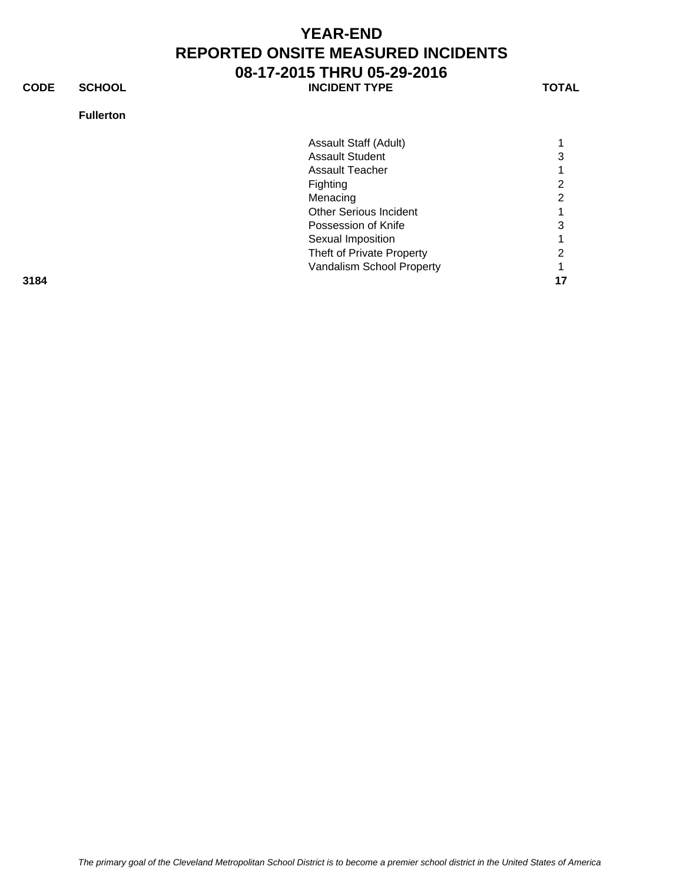# YEAR-END
# REPORTED ONSITE MEASURED INCIDENTS
# 08-17-2015 THRU 05-29-2016

| CODE | SCHOOL | INCIDENT TYPE | TOTAL |
|---|---|---|---|
| | **Fullerton** | | |
| | | Assault Staff (Adult) | 1 |
| | | Assault Student | 3 |
| | | Assault Teacher | 1 |
| | | Fighting | 2 |
| | | Menacing | 2 |
| | | Other Serious Incident | 1 |
| | | Possession of Knife | 3 |
| | | Sexual Imposition | 1 |
| | | Theft of Private Property | 2 |
| | | Vandalism School Property | 1 |
| **3184** | | | **17** |

*The primary goal of the Cleveland Metropolitan School District is to become a premier school district in the United States of America*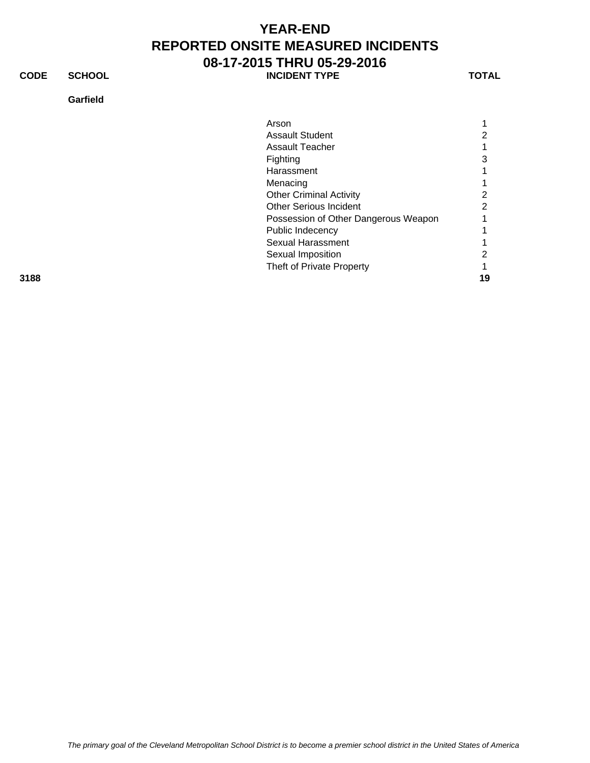# YEAR-END
# REPORTED ONSITE MEASURED INCIDENTS
# 08-17-2015 THRU 05-29-2016

| CODE | SCHOOL | INCIDENT TYPE | TOTAL |
|---|---|---|---|
| | **Garfield** | | |
| | | Arson | 1 |
| | | Assault Student | 2 |
| | | Assault Teacher | 1 |
| | | Fighting | 3 |
| | | Harassment | 1 |
| | | Menacing | 1 |
| | | Other Criminal Activity | 2 |
| | | Other Serious Incident | 2 |
| | | Possession of Other Dangerous Weapon | 1 |
| | | Public Indecency | 1 |
| | | Sexual Harassment | 1 |
| | | Sexual Imposition | 2 |
| | | Theft of Private Property | 1 |
| **3188** | | | **19** |

*The primary goal of the Cleveland Metropolitan School District is to become a premier school district in the United States of America*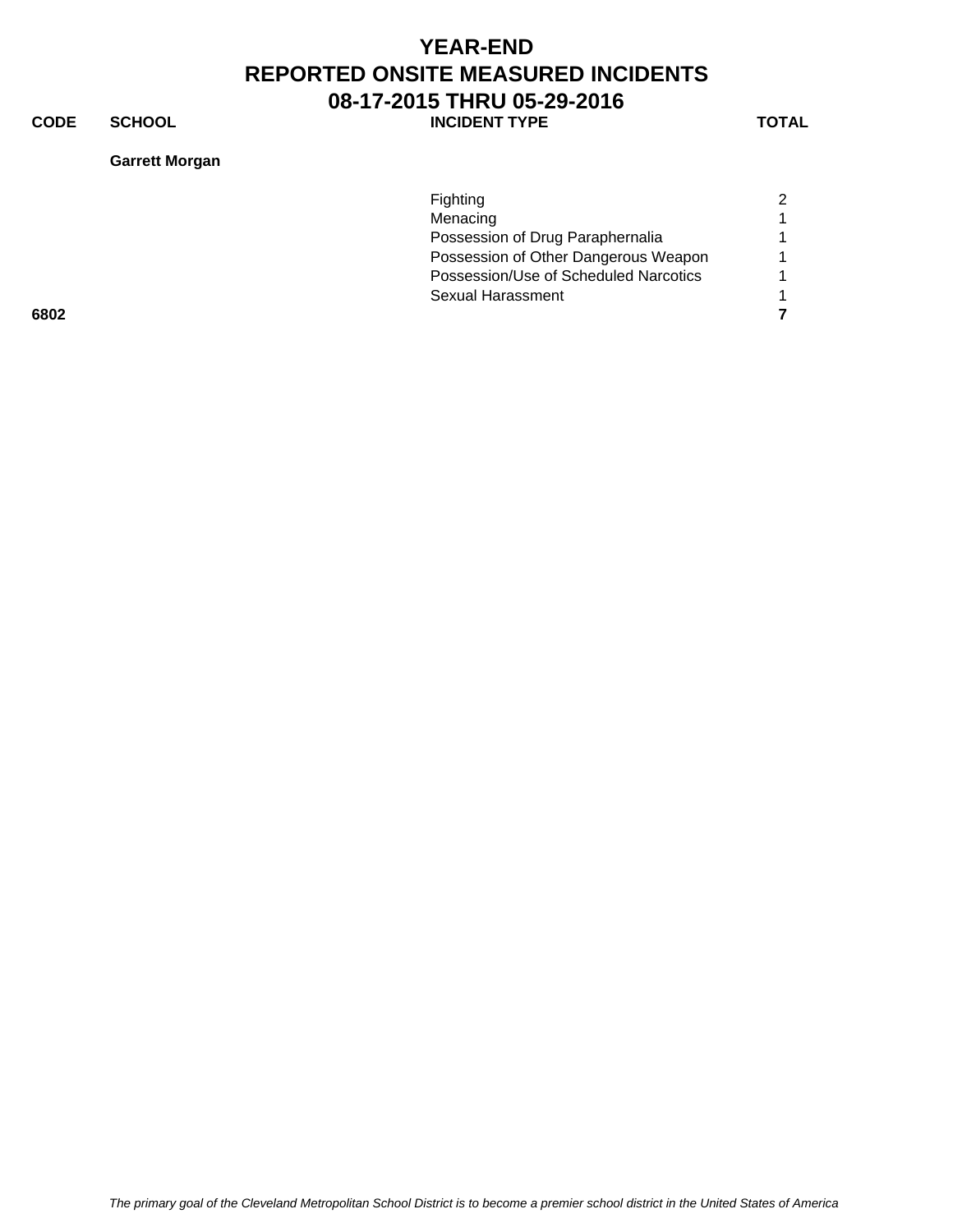# YEAR-END
# REPORTED ONSITE MEASURED INCIDENTS
# 08-17-2015 THRU 05-29-2016

| CODE | SCHOOL | INCIDENT TYPE | TOTAL |
| --- | --- | --- | --- |
| | **Garrett Morgan** | | |
| | | Fighting | 2 |
| | | Menacing | 1 |
| | | Possession of Drug Paraphernalia | 1 |
| | | Possession of Other Dangerous Weapon | 1 |
| | | Possession/Use of Scheduled Narcotics | 1 |
| | | Sexual Harassment | 1 |
| **6802** | | | **7** |

*The primary goal of the Cleveland Metropolitan School District is to become a premier school district in the United States of America*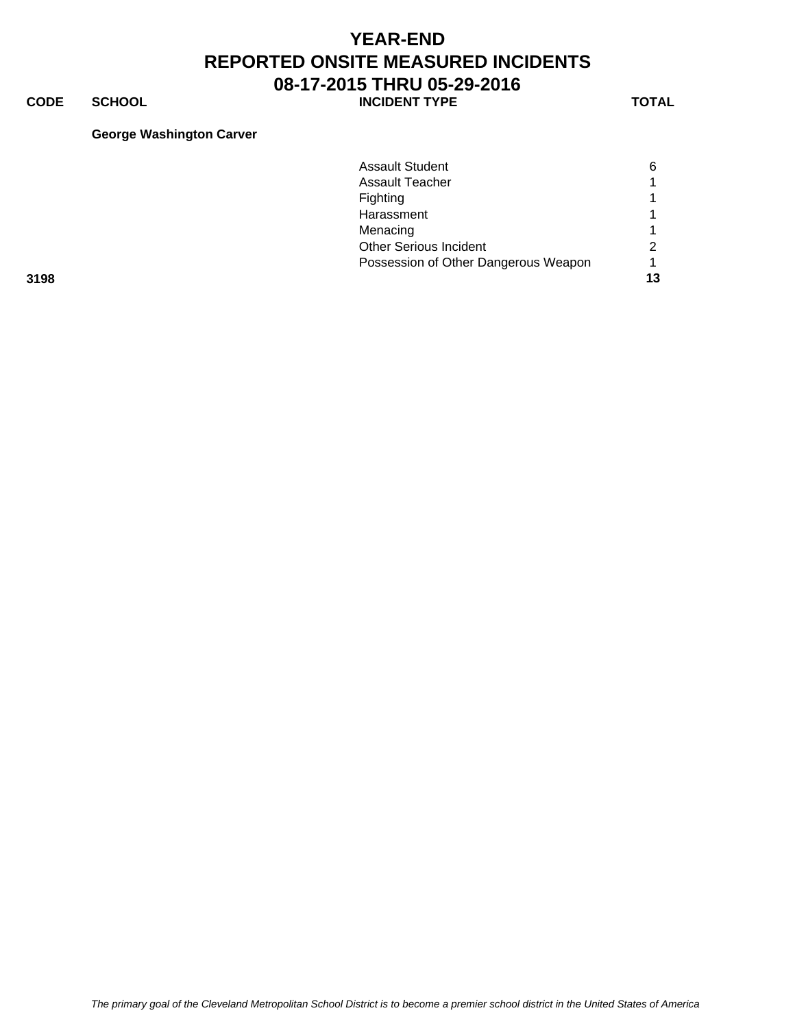# YEAR-END
# REPORTED ONSITE MEASURED INCIDENTS
# 08-17-2015 THRU 05-29-2016

| CODE | SCHOOL | INCIDENT TYPE | TOTAL |
|---|---|---|---|
| | **George Washington Carver** | | |
| | | Assault Student | 6 |
| | | Assault Teacher | 1 |
| | | Fighting | 1 |
| | | Harassment | 1 |
| | | Menacing | 1 |
| | | Other Serious Incident | 2 |
| | | Possession of Other Dangerous Weapon | 1 |
| **3198** | | | **13** |

*The primary goal of the Cleveland Metropolitan School District is to become a premier school district in the United States of America*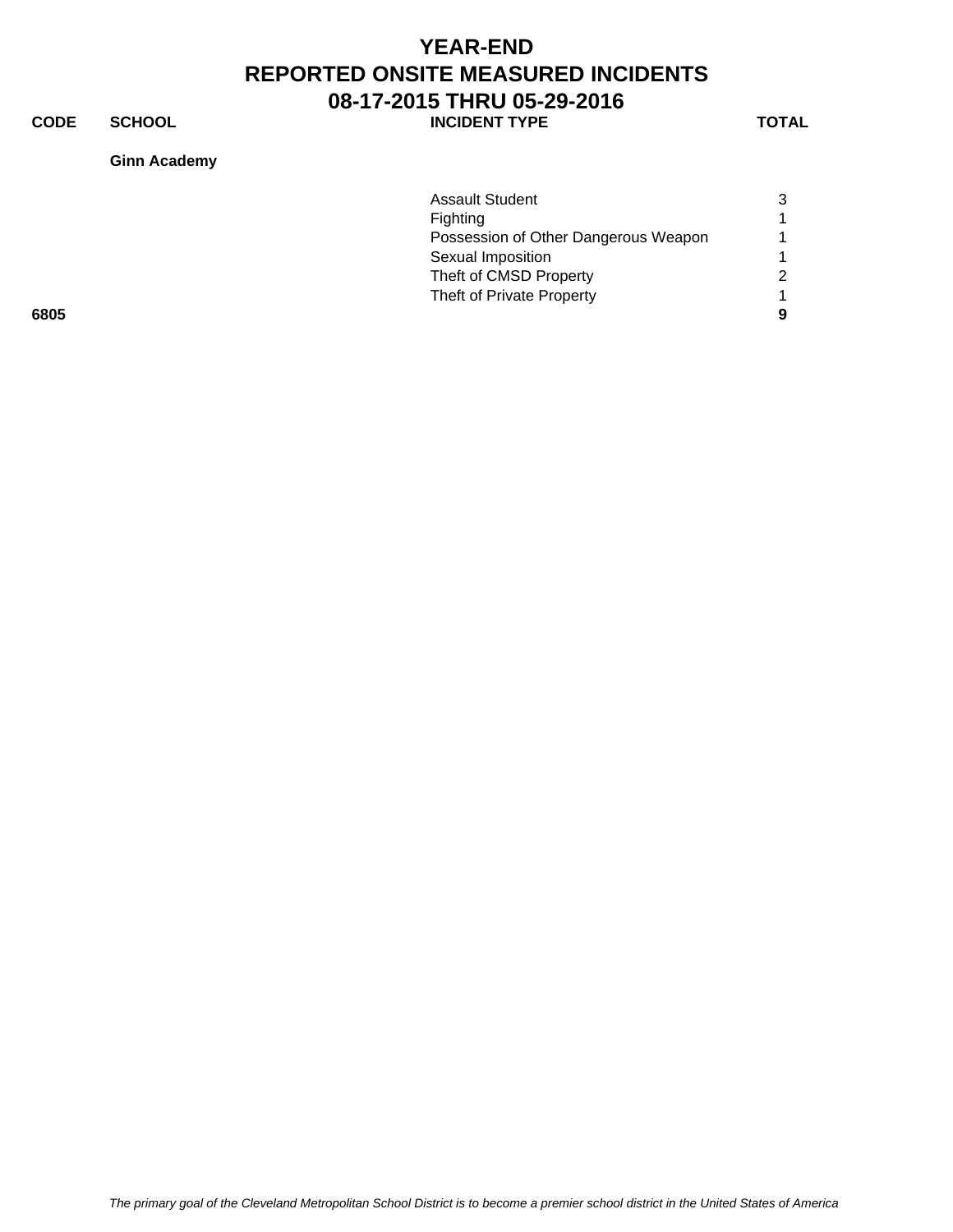# YEAR-END
# REPORTED ONSITE MEASURED INCIDENTS
# 08-17-2015 THRU 05-29-2016

| CODE | SCHOOL | INCIDENT TYPE | TOTAL |
|---|---|---|---|
| | **Ginn Academy** | | |
| | | Assault Student | 3 |
| | | Fighting | 1 |
| | | Possession of Other Dangerous Weapon | 1 |
| | | Sexual Imposition | 1 |
| | | Theft of CMSD Property | 2 |
| | | Theft of Private Property | 1 |
| **6805** | | | **9** |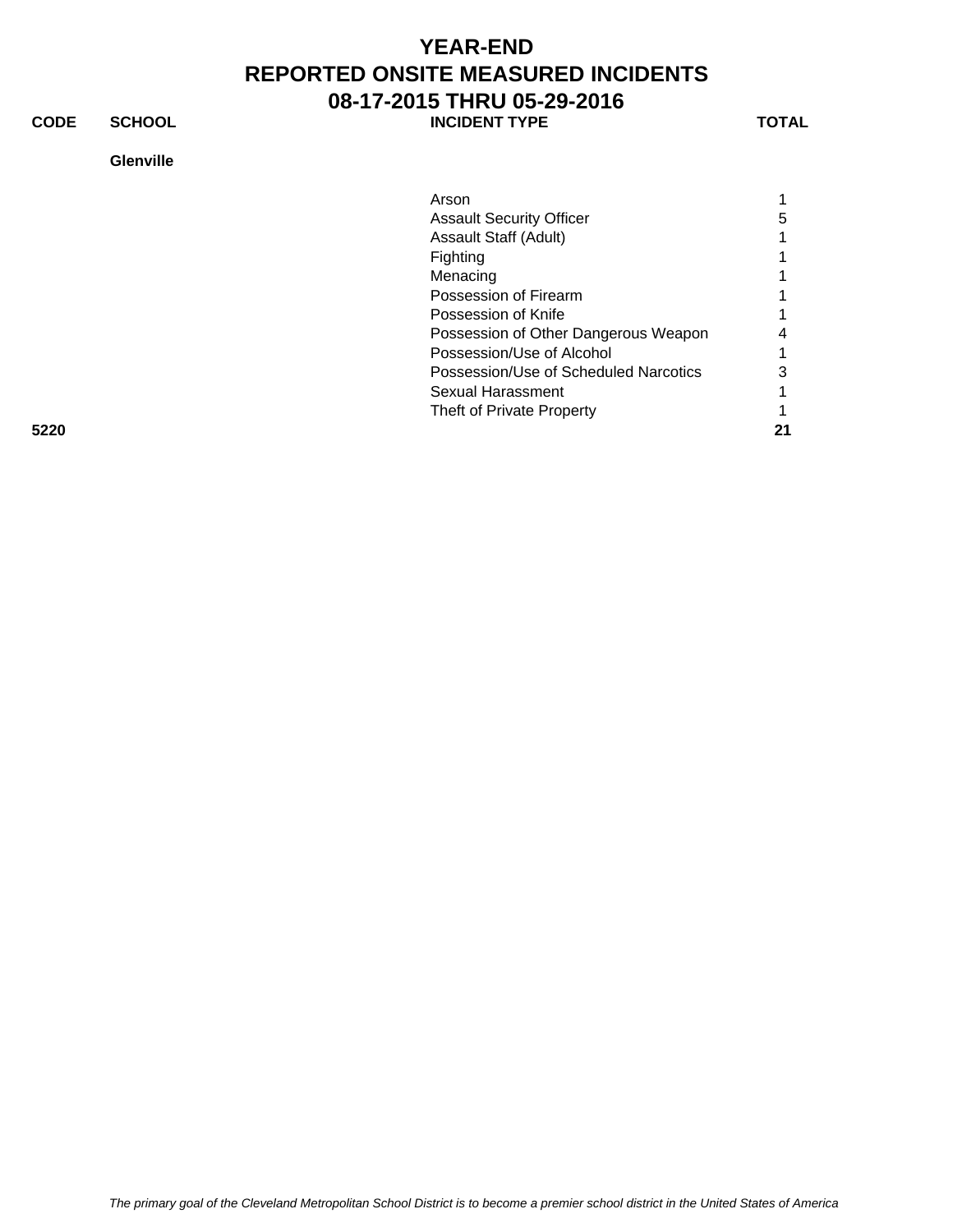# YEAR-END
# REPORTED ONSITE MEASURED INCIDENTS
# 08-17-2015 THRU 05-29-2016

| CODE | SCHOOL | INCIDENT TYPE | TOTAL |
|---|---|---|---|
| | **Glenville** | | |
| | | Arson | 1 |
| | | Assault Security Officer | 5 |
| | | Assault Staff (Adult) | 1 |
| | | Fighting | 1 |
| | | Menacing | 1 |
| | | Possession of Firearm | 1 |
| | | Possession of Knife | 1 |
| | | Possession of Other Dangerous Weapon | 4 |
| | | Possession/Use of Alcohol | 1 |
| | | Possession/Use of Scheduled Narcotics | 3 |
| | | Sexual Harassment | 1 |
| | | Theft of Private Property | 1 |
| **5220** | | | **21** |

*The primary goal of the Cleveland Metropolitan School District is to become a premier school district in the United States of America*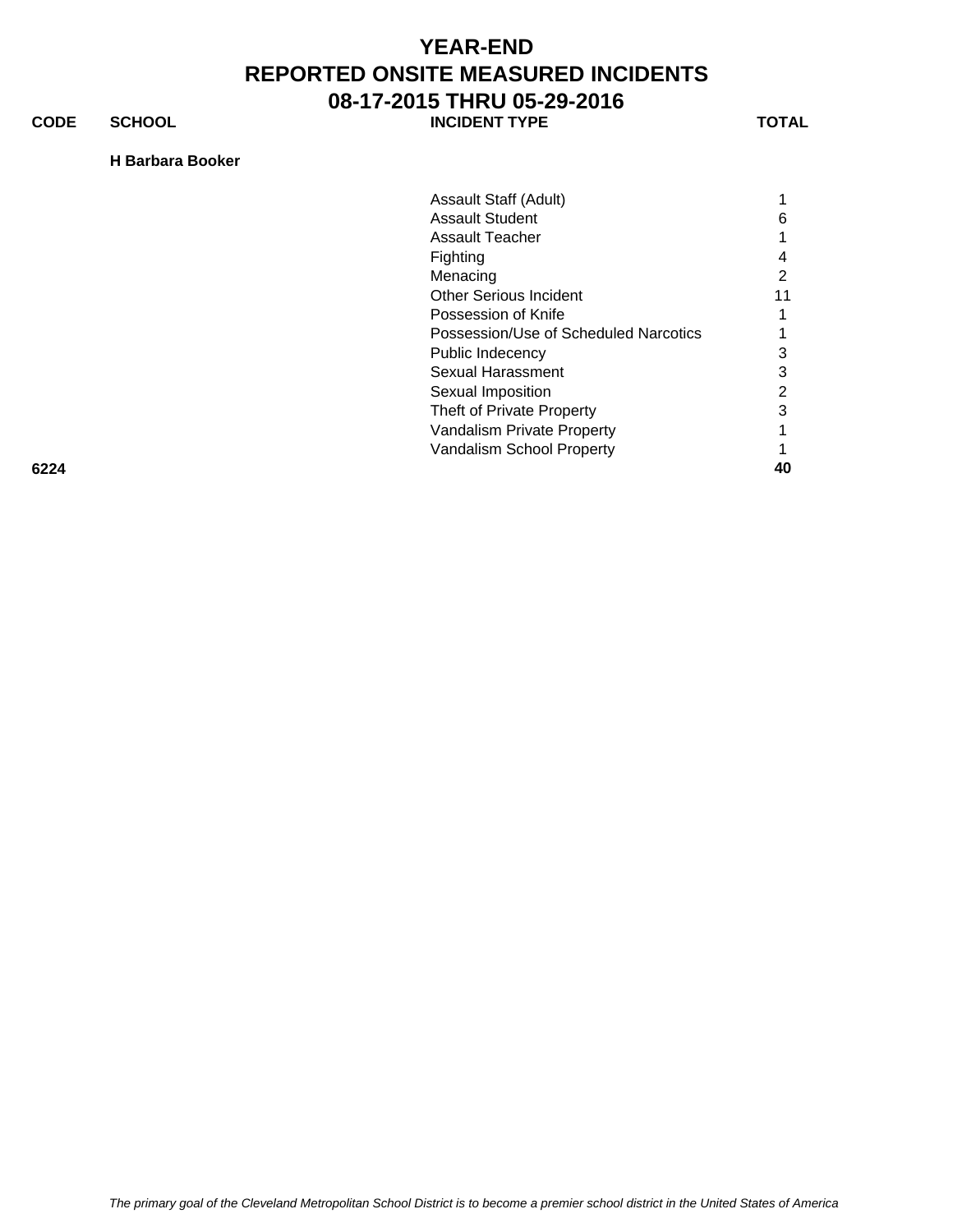# YEAR-END
# REPORTED ONSITE MEASURED INCIDENTS
# 08-17-2015 THRU 05-29-2016

| CODE | SCHOOL | INCIDENT TYPE | TOTAL |
|---|---|---|---|
| | **H Barbara Booker** | | |
| | | Assault Staff (Adult) | 1 |
| | | Assault Student | 6 |
| | | Assault Teacher | 1 |
| | | Fighting | 4 |
| | | Menacing | 2 |
| | | Other Serious Incident | 11 |
| | | Possession of Knife | 1 |
| | | Possession/Use of Scheduled Narcotics | 1 |
| | | Public Indecency | 3 |
| | | Sexual Harassment | 3 |
| | | Sexual Imposition | 2 |
| | | Theft of Private Property | 3 |
| | | Vandalism Private Property | 1 |
| | | Vandalism School Property | 1 |
| **6224** | | | **40** |

*The primary goal of the Cleveland Metropolitan School District is to become a premier school district in the United States of America*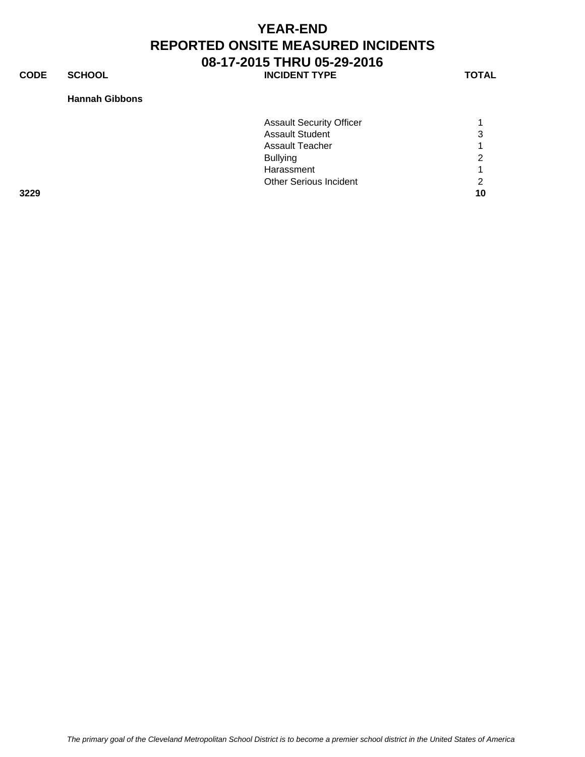# YEAR-END
# REPORTED ONSITE MEASURED INCIDENTS
# 08-17-2015 THRU 05-29-2016

| CODE | SCHOOL | INCIDENT TYPE | TOTAL |
|---|---|---|---|
| | **Hannah Gibbons** | | |
| | | Assault Security Officer | 1 |
| | | Assault Student | 3 |
| | | Assault Teacher | 1 |
| | | Bullying | 2 |
| | | Harassment | 1 |
| | | Other Serious Incident | 2 |
| **3229** | | | **10** |

*The primary goal of the Cleveland Metropolitan School District is to become a premier school district in the United States of America*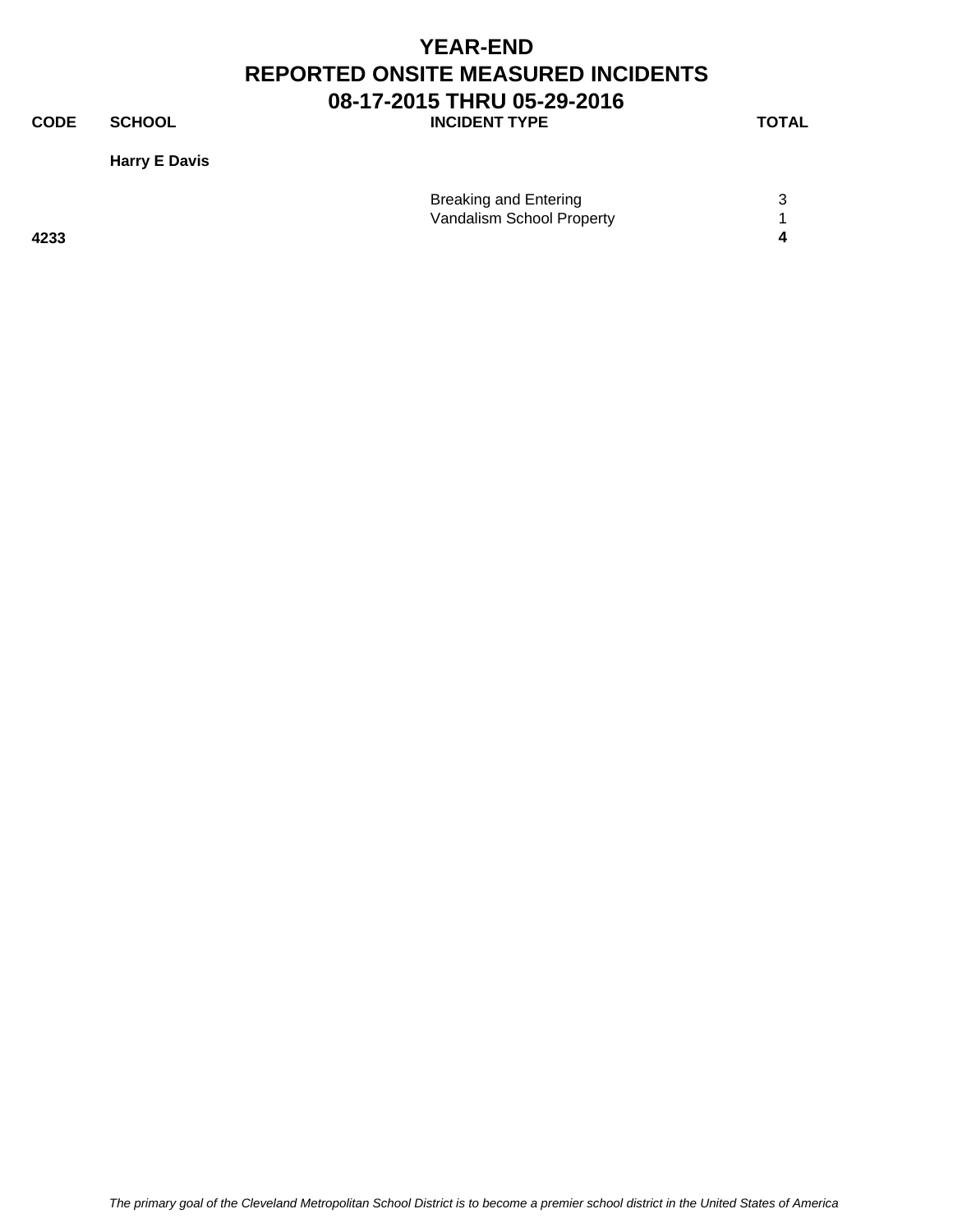# YEAR-END
# REPORTED ONSITE MEASURED INCIDENTS
## 08-17-2015 THRU 05-29-2016

| CODE | SCHOOL | INCIDENT TYPE | TOTAL |
|---|---|---|---|
| | **Harry E Davis** | | |
| | | Breaking and Entering | 3 |
| | | Vandalism School Property | 1 |
| **4233** | | | **4** |

*The primary goal of the Cleveland Metropolitan School District is to become a premier school district in the United States of America*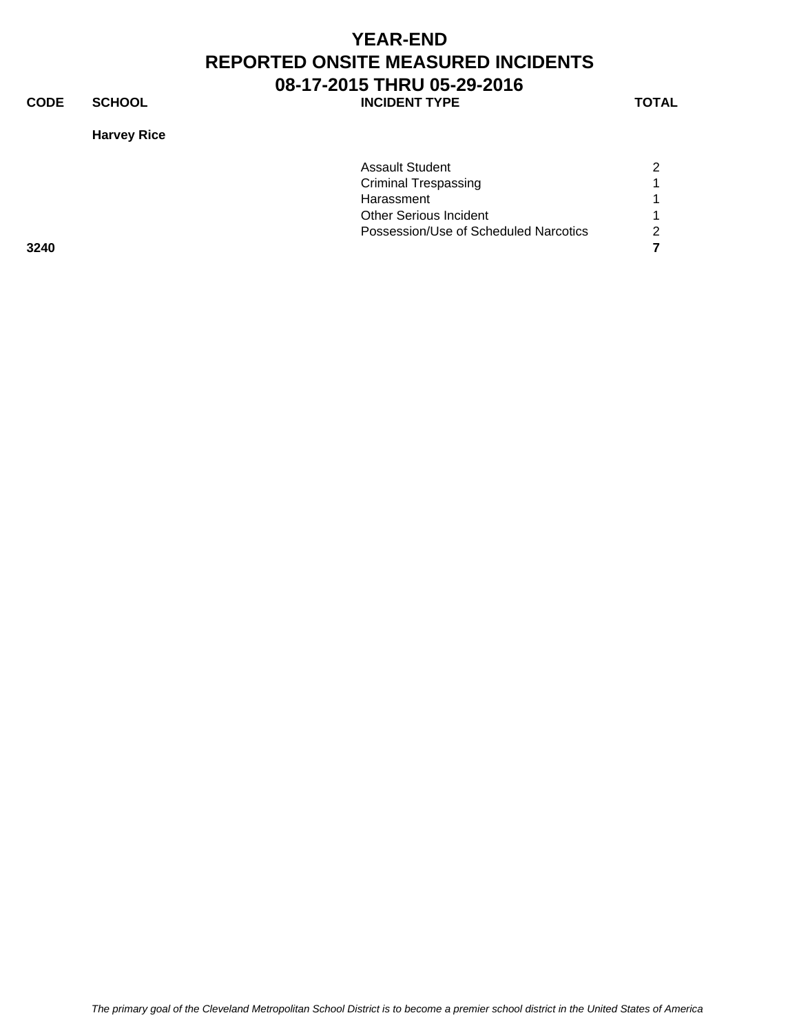# YEAR-END
# REPORTED ONSITE MEASURED INCIDENTS
# 08-17-2015 THRU 05-29-2016

| CODE | SCHOOL | INCIDENT TYPE | TOTAL |
|---|---|---|---|
| | **Harvey Rice** | | |
| | | Assault Student | 2 |
| | | Criminal Trespassing | 1 |
| | | Harassment | 1 |
| | | Other Serious Incident | 1 |
| | | Possession/Use of Scheduled Narcotics | 2 |
| **3240** | | | **7** |

*The primary goal of the Cleveland Metropolitan School District is to become a premier school district in the United States of America*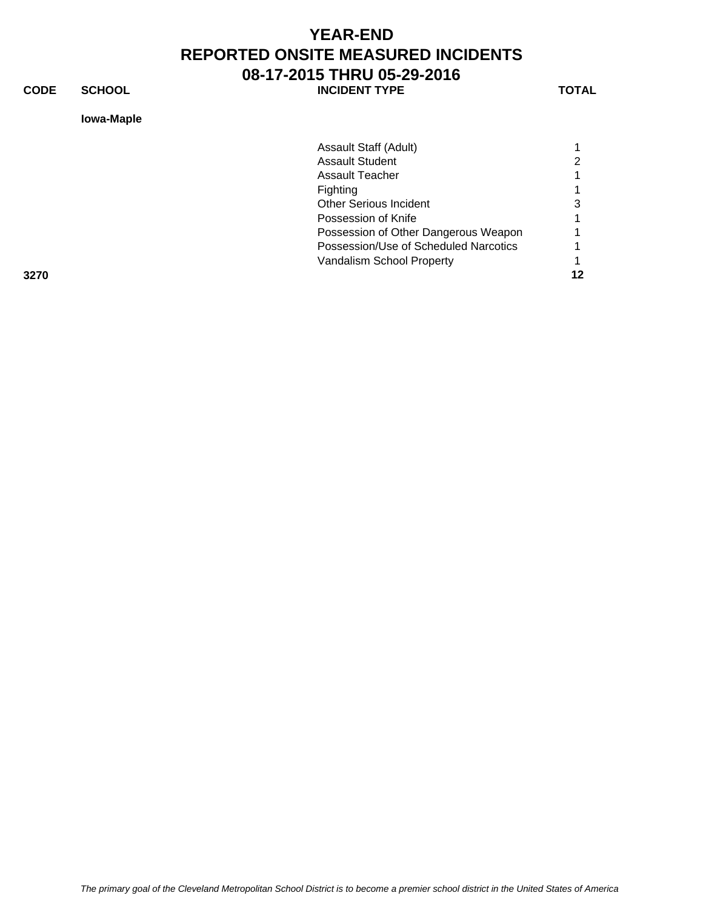# YEAR-END
# REPORTED ONSITE MEASURED INCIDENTS
# 08-17-2015 THRU 05-29-2016

| CODE | SCHOOL | INCIDENT TYPE | TOTAL |
|---|---|---|---|
| | **Iowa-Maple** | | |
| | | Assault Staff (Adult) | 1 |
| | | Assault Student | 2 |
| | | Assault Teacher | 1 |
| | | Fighting | 1 |
| | | Other Serious Incident | 3 |
| | | Possession of Knife | 1 |
| | | Possession of Other Dangerous Weapon | 1 |
| | | Possession/Use of Scheduled Narcotics | 1 |
| | | Vandalism School Property | 1 |
| **3270** | | | **12** |

*The primary goal of the Cleveland Metropolitan School District is to become a premier school district in the United States of America*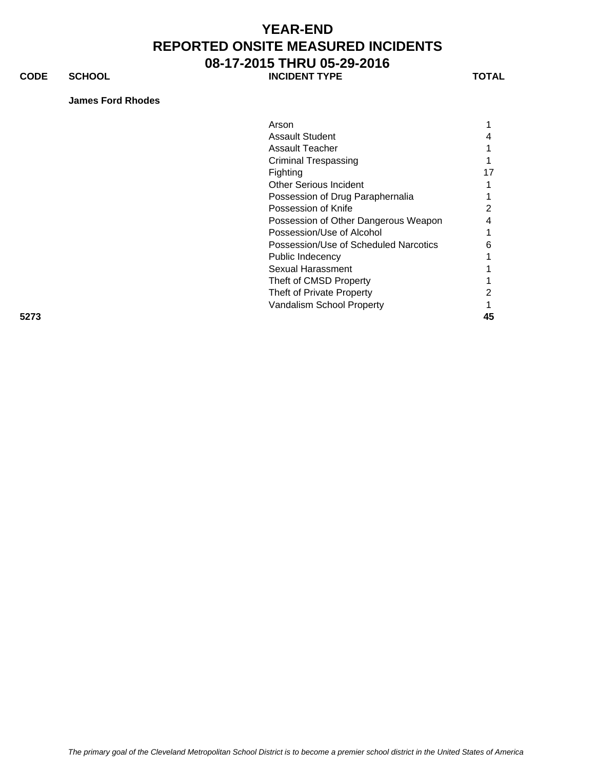# YEAR-END
# REPORTED ONSITE MEASURED INCIDENTS
## 08-17-2015 THRU 05-29-2016

| CODE | SCHOOL | INCIDENT TYPE | TOTAL |
|---|---|---|---|
| | **James Ford Rhodes** | | |
| | | Arson | 1 |
| | | Assault Student | 4 |
| | | Assault Teacher | 1 |
| | | Criminal Trespassing | 1 |
| | | Fighting | 17 |
| | | Other Serious Incident | 1 |
| | | Possession of Drug Paraphernalia | 1 |
| | | Possession of Knife | 2 |
| | | Possession of Other Dangerous Weapon | 4 |
| | | Possession/Use of Alcohol | 1 |
| | | Possession/Use of Scheduled Narcotics | 6 |
| | | Public Indecency | 1 |
| | | Sexual Harassment | 1 |
| | | Theft of CMSD Property | 1 |
| | | Theft of Private Property | 2 |
| | | Vandalism School Property | 1 |
| **5273** | | | **45** |

*The primary goal of the Cleveland Metropolitan School District is to become a premier school district in the United States of America*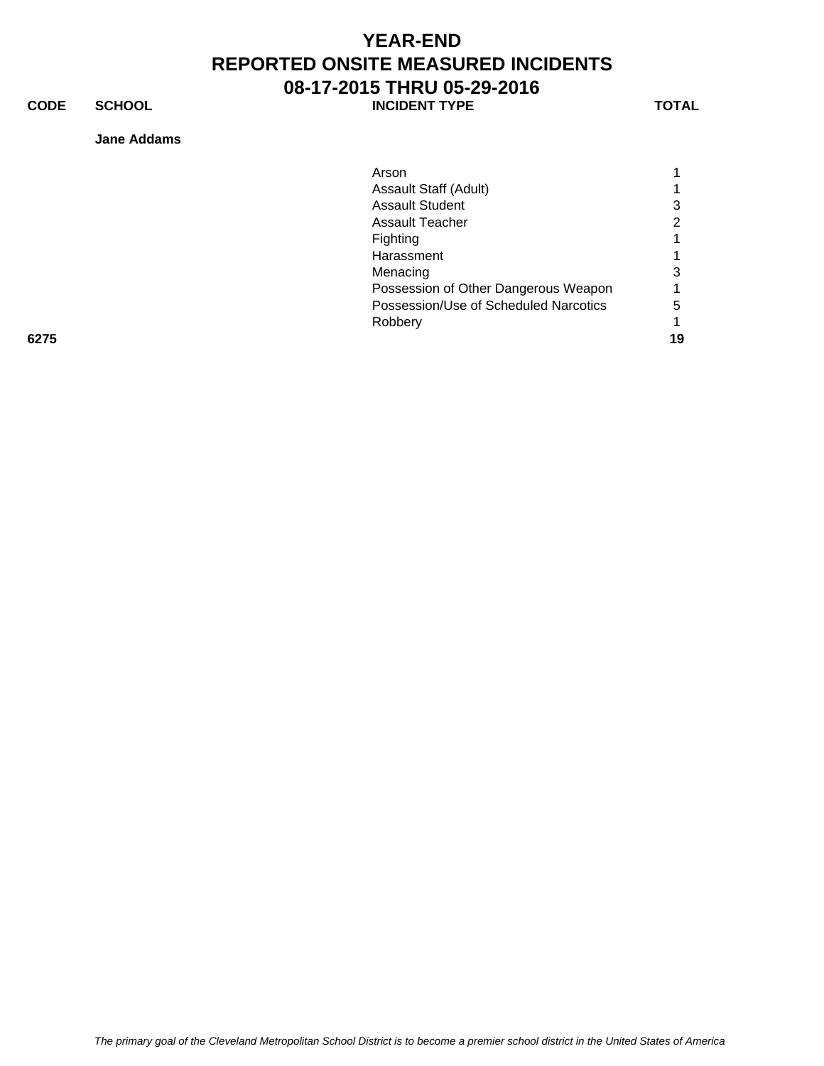# YEAR-END
# REPORTED ONSITE MEASURED INCIDENTS
# 08-17-2015 THRU 05-29-2016

| CODE | SCHOOL | INCIDENT TYPE | TOTAL |
|---|---|---|---|
| | **Jane Addams** | | |
| | | Arson | 1 |
| | | Assault Staff (Adult) | 1 |
| | | Assault Student | 3 |
| | | Assault Teacher | 2 |
| | | Fighting | 1 |
| | | Harassment | 1 |
| | | Menacing | 3 |
| | | Possession of Other Dangerous Weapon | 1 |
| | | Possession/Use of Scheduled Narcotics | 5 |
| | | Robbery | 1 |
| **6275** | | | **19** |

*The primary goal of the Cleveland Metropolitan School District is to become a premier school district in the United States of America*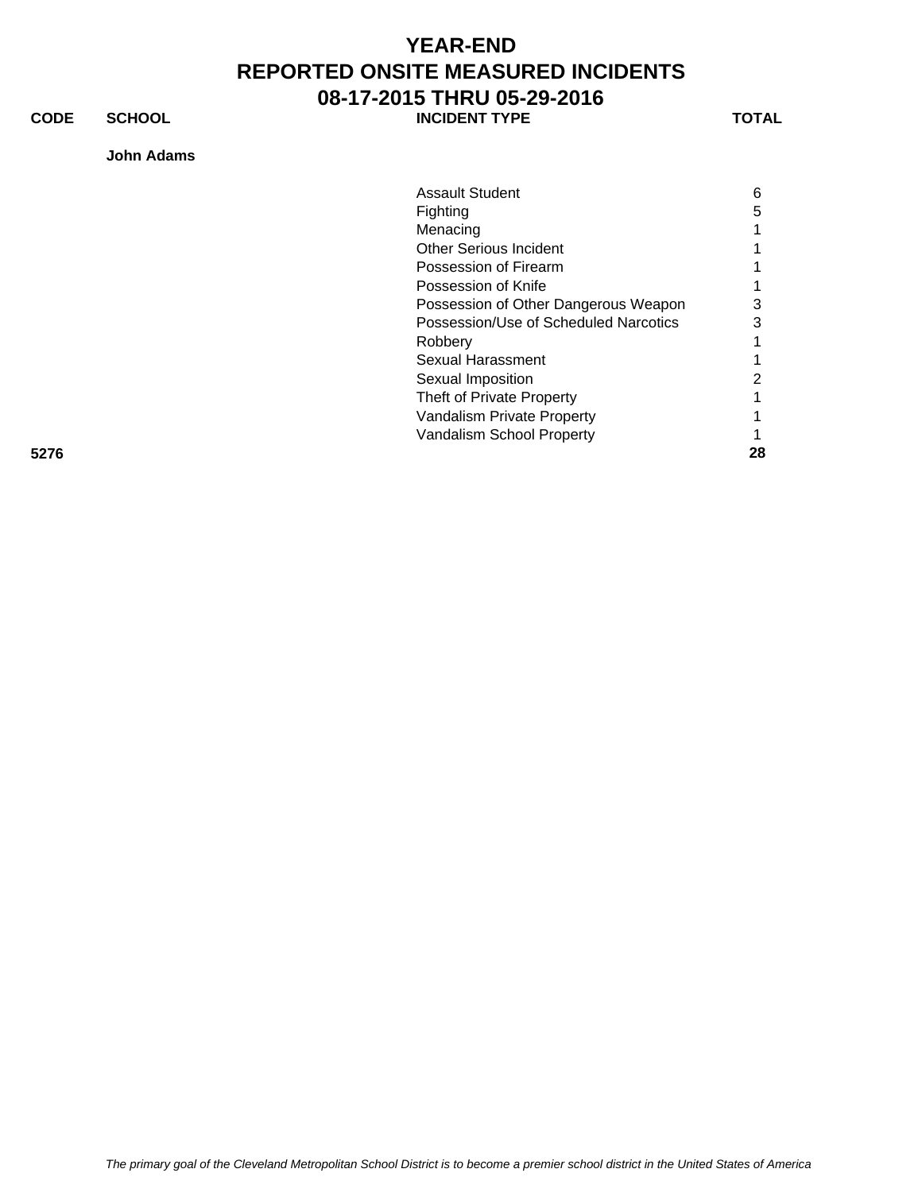# YEAR-END
# REPORTED ONSITE MEASURED INCIDENTS
# 08-17-2015 THRU 05-29-2016

| CODE | SCHOOL | INCIDENT TYPE | TOTAL |
|---|---|---|---|
| | **John Adams** | | |
| | | Assault Student | 6 |
| | | Fighting | 5 |
| | | Menacing | 1 |
| | | Other Serious Incident | 1 |
| | | Possession of Firearm | 1 |
| | | Possession of Knife | 1 |
| | | Possession of Other Dangerous Weapon | 3 |
| | | Possession/Use of Scheduled Narcotics | 3 |
| | | Robbery | 1 |
| | | Sexual Harassment | 1 |
| | | Sexual Imposition | 2 |
| | | Theft of Private Property | 1 |
| | | Vandalism Private Property | 1 |
| | | Vandalism School Property | 1 |
| **5276** | | | **28** |

*The primary goal of the Cleveland Metropolitan School District is to become a premier school district in the United States of America*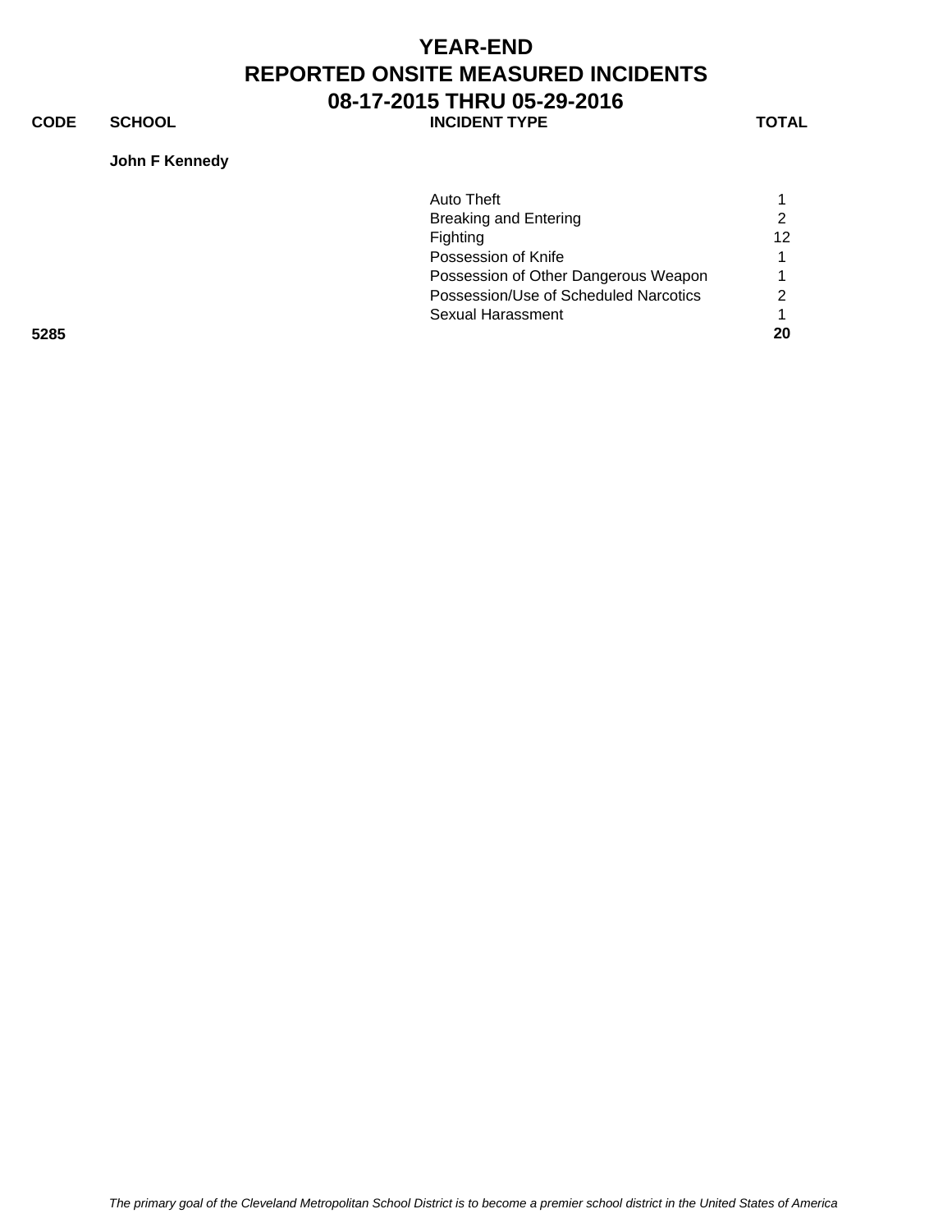# YEAR-END
# REPORTED ONSITE MEASURED INCIDENTS
# 08-17-2015 THRU 05-29-2016

| CODE | SCHOOL | INCIDENT TYPE | TOTAL |
|---|---|---|---|
| | **John F Kennedy** | | |
| | | Auto Theft | 1 |
| | | Breaking and Entering | 2 |
| | | Fighting | 12 |
| | | Possession of Knife | 1 |
| | | Possession of Other Dangerous Weapon | 1 |
| | | Possession/Use of Scheduled Narcotics | 2 |
| | | Sexual Harassment | 1 |
| **5285** | | | **20** |

*The primary goal of the Cleveland Metropolitan School District is to become a premier school district in the United States of America*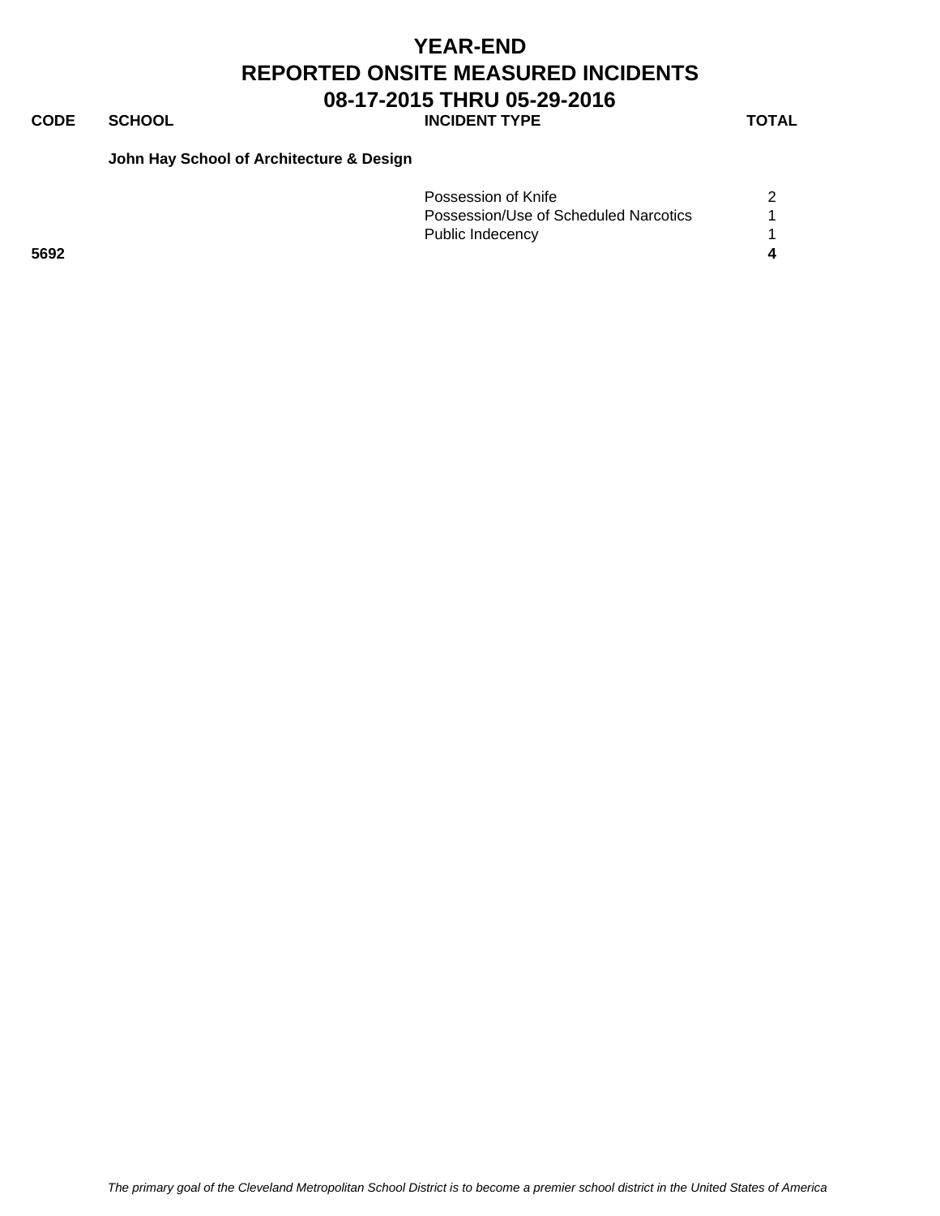# YEAR-END
# REPORTED ONSITE MEASURED INCIDENTS
# 08-17-2015 THRU 05-29-2016

| CODE | SCHOOL | INCIDENT TYPE | TOTAL |
|---|---|---|---|
| | **John Hay School of Architecture & Design** | | |
| | | Possession of Knife | 2 |
| | | Possession/Use of Scheduled Narcotics | 1 |
| | | Public Indecency | 1 |
| **5692** | | | **4** |

*The primary goal of the Cleveland Metropolitan School District is to become a premier school district in the United States of America*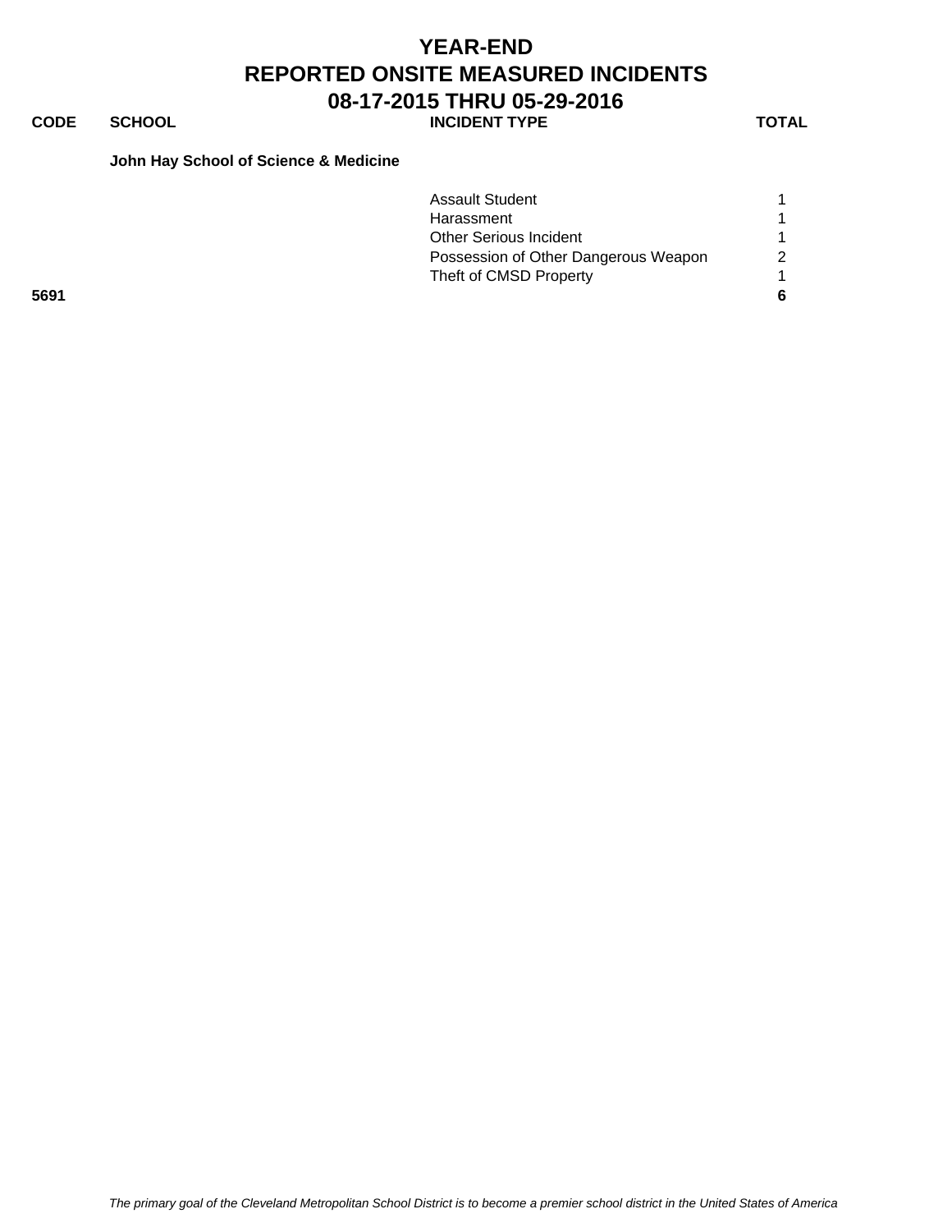# YEAR-END
# REPORTED ONSITE MEASURED INCIDENTS
# 08-17-2015 THRU 05-29-2016

| CODE | SCHOOL | INCIDENT TYPE | TOTAL |
|---|---|---|---|
| | **John Hay School of Science & Medicine** | | |
| | | Assault Student | 1 |
| | | Harassment | 1 |
| | | Other Serious Incident | 1 |
| | | Possession of Other Dangerous Weapon | 2 |
| | | Theft of CMSD Property | 1 |
| **5691** | | | **6** |

*The primary goal of the Cleveland Metropolitan School District is to become a premier school district in the United States of America*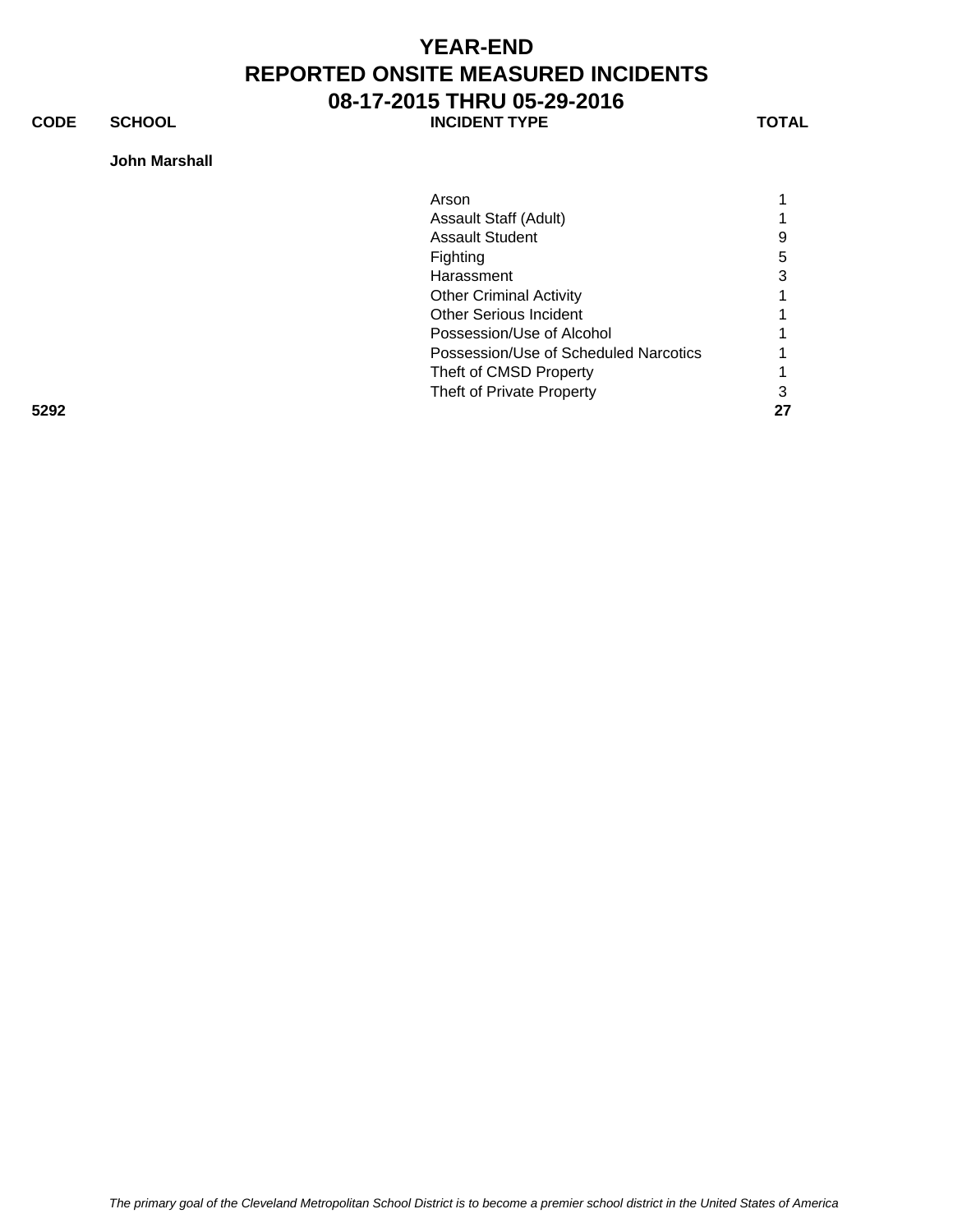# YEAR-END
# REPORTED ONSITE MEASURED INCIDENTS
# 08-17-2015 THRU 05-29-2016

| CODE | SCHOOL | INCIDENT TYPE | TOTAL |
|---|---|---|---|
| | **John Marshall** | | |
| | | Arson | 1 |
| | | Assault Staff (Adult) | 1 |
| | | Assault Student | 9 |
| | | Fighting | 5 |
| | | Harassment | 3 |
| | | Other Criminal Activity | 1 |
| | | Other Serious Incident | 1 |
| | | Possession/Use of Alcohol | 1 |
| | | Possession/Use of Scheduled Narcotics | 1 |
| | | Theft of CMSD Property | 1 |
| | | Theft of Private Property | 3 |
| **5292** | | | **27** |

*The primary goal of the Cleveland Metropolitan School District is to become a premier school district in the United States of America*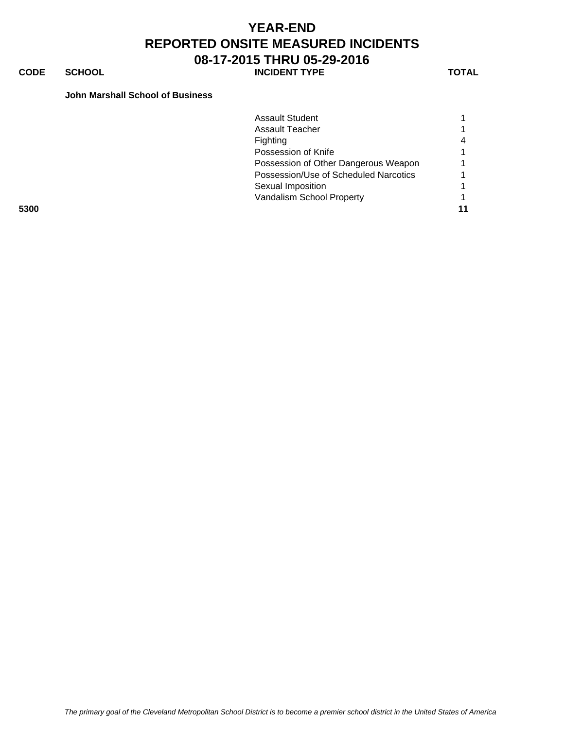# YEAR-END
# REPORTED ONSITE MEASURED INCIDENTS
# 08-17-2015 THRU 05-29-2016

| CODE | SCHOOL | INCIDENT TYPE | TOTAL |
| --- | --- | --- | --- |
| | **John Marshall School of Business** | | |
| | | Assault Student | 1 |
| | | Assault Teacher | 1 |
| | | Fighting | 4 |
| | | Possession of Knife | 1 |
| | | Possession of Other Dangerous Weapon | 1 |
| | | Possession/Use of Scheduled Narcotics | 1 |
| | | Sexual Imposition | 1 |
| | | Vandalism School Property | 1 |
| **5300** | | | **11** |

*The primary goal of the Cleveland Metropolitan School District is to become a premier school district in the United States of America*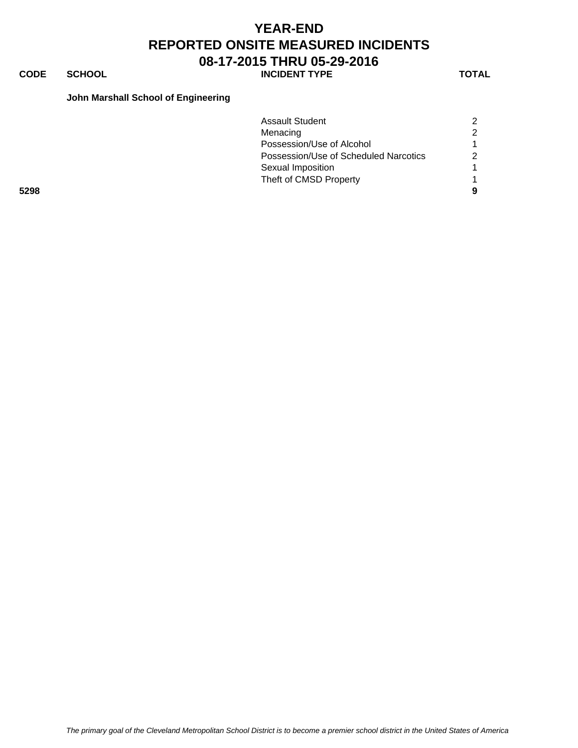# YEAR-END
# REPORTED ONSITE MEASURED INCIDENTS
# 08-17-2015 THRU 05-29-2016

| CODE | SCHOOL | INCIDENT TYPE | TOTAL |
|---|---|---|---|
| | **John Marshall School of Engineering** | | |
| | | Assault Student | 2 |
| | | Menacing | 2 |
| | | Possession/Use of Alcohol | 1 |
| | | Possession/Use of Scheduled Narcotics | 2 |
| | | Sexual Imposition | 1 |
| | | Theft of CMSD Property | 1 |
| **5298** | | | **9** |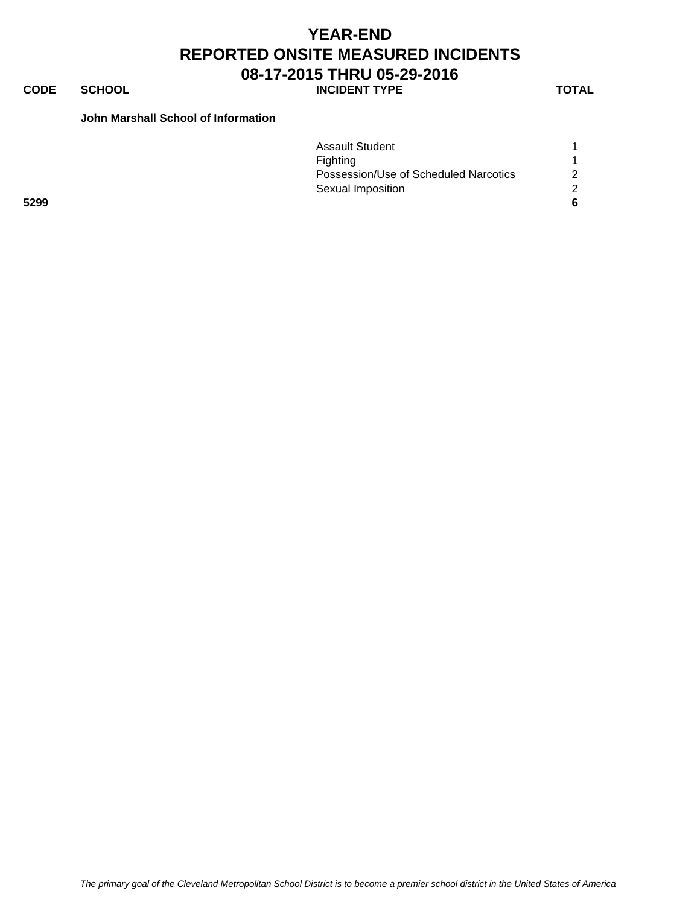# YEAR-END
# REPORTED ONSITE MEASURED INCIDENTS
# 08-17-2015 THRU 05-29-2016

| CODE | SCHOOL | INCIDENT TYPE | TOTAL |
|---|---|---|---|
| | **John Marshall School of Information** | | |
| | | Assault Student | 1 |
| | | Fighting | 1 |
| | | Possession/Use of Scheduled Narcotics | 2 |
| | | Sexual Imposition | 2 |
| **5299** | | | **6** |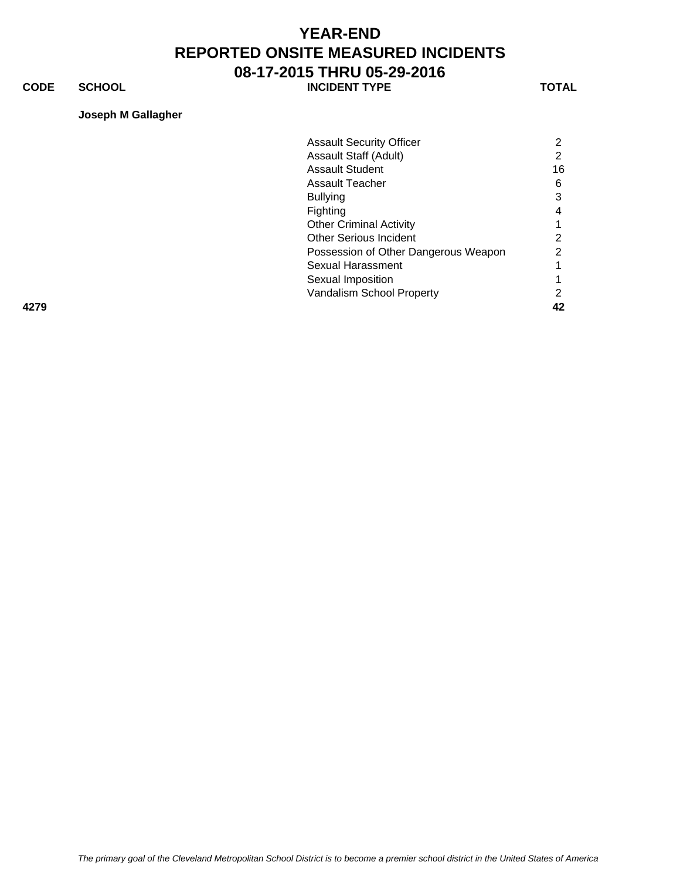# YEAR-END
# REPORTED ONSITE MEASURED INCIDENTS
# 08-17-2015 THRU 05-29-2016

| CODE | SCHOOL | INCIDENT TYPE | TOTAL |
|---|---|---|---|
| | **Joseph M Gallagher** | | |
| | | Assault Security Officer | 2 |
| | | Assault Staff (Adult) | 2 |
| | | Assault Student | 16 |
| | | Assault Teacher | 6 |
| | | Bullying | 3 |
| | | Fighting | 4 |
| | | Other Criminal Activity | 1 |
| | | Other Serious Incident | 2 |
| | | Possession of Other Dangerous Weapon | 2 |
| | | Sexual Harassment | 1 |
| | | Sexual Imposition | 1 |
| | | Vandalism School Property | 2 |
| **4279** | | | **42** |

*The primary goal of the Cleveland Metropolitan School District is to become a premier school district in the United States of America*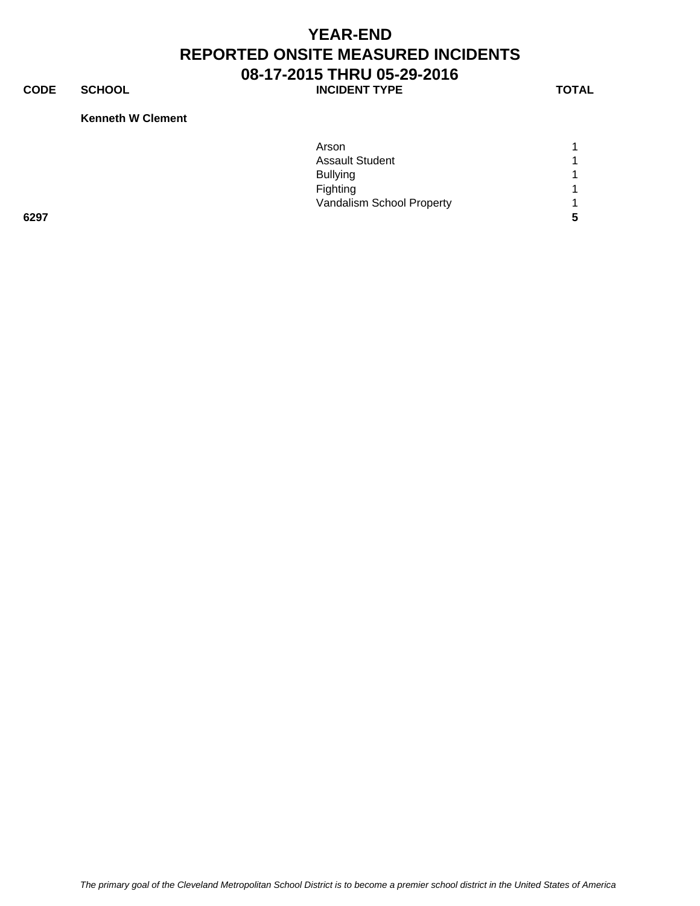# YEAR-END
# REPORTED ONSITE MEASURED INCIDENTS
# 08-17-2015 THRU 05-29-2016

| CODE | SCHOOL | INCIDENT TYPE | TOTAL |
|---|---|---|---|
| | **Kenneth W Clement** | | |
| | | Arson | 1 |
| | | Assault Student | 1 |
| | | Bullying | 1 |
| | | Fighting | 1 |
| | | Vandalism School Property | 1 |
| **6297** | | | **5** |

*The primary goal of the Cleveland Metropolitan School District is to become a premier school district in the United States of America*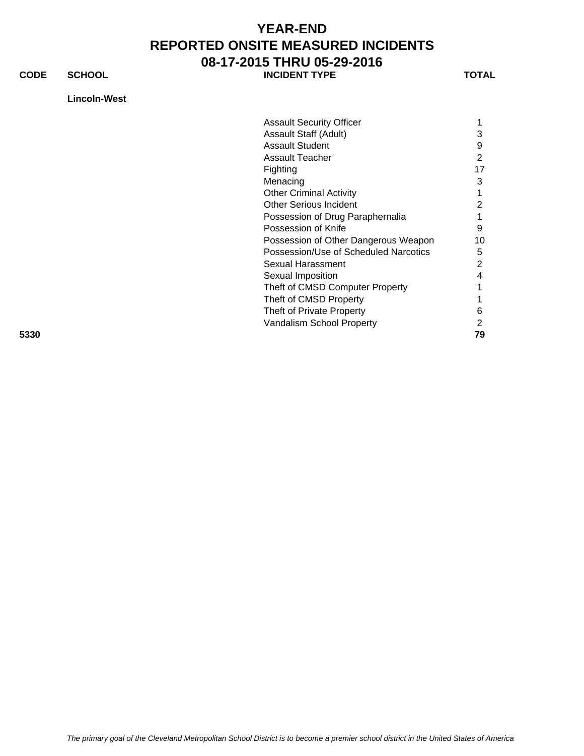# YEAR-END
# REPORTED ONSITE MEASURED INCIDENTS
# 08-17-2015 THRU 05-29-2016

| CODE | SCHOOL | INCIDENT TYPE | TOTAL |
|---|---|---|---|
| | **Lincoln-West** | | |
| | | Assault Security Officer | 1 |
| | | Assault Staff (Adult) | 3 |
| | | Assault Student | 9 |
| | | Assault Teacher | 2 |
| | | Fighting | 17 |
| | | Menacing | 3 |
| | | Other Criminal Activity | 1 |
| | | Other Serious Incident | 2 |
| | | Possession of Drug Paraphernalia | 1 |
| | | Possession of Knife | 9 |
| | | Possession of Other Dangerous Weapon | 10 |
| | | Possession/Use of Scheduled Narcotics | 5 |
| | | Sexual Harassment | 2 |
| | | Sexual Imposition | 4 |
| | | Theft of CMSD Computer Property | 1 |
| | | Theft of CMSD Property | 1 |
| | | Theft of Private Property | 6 |
| | | Vandalism School Property | 2 |
| **5330** | | | **79** |

*The primary goal of the Cleveland Metropolitan School District is to become a premier school district in the United States of America*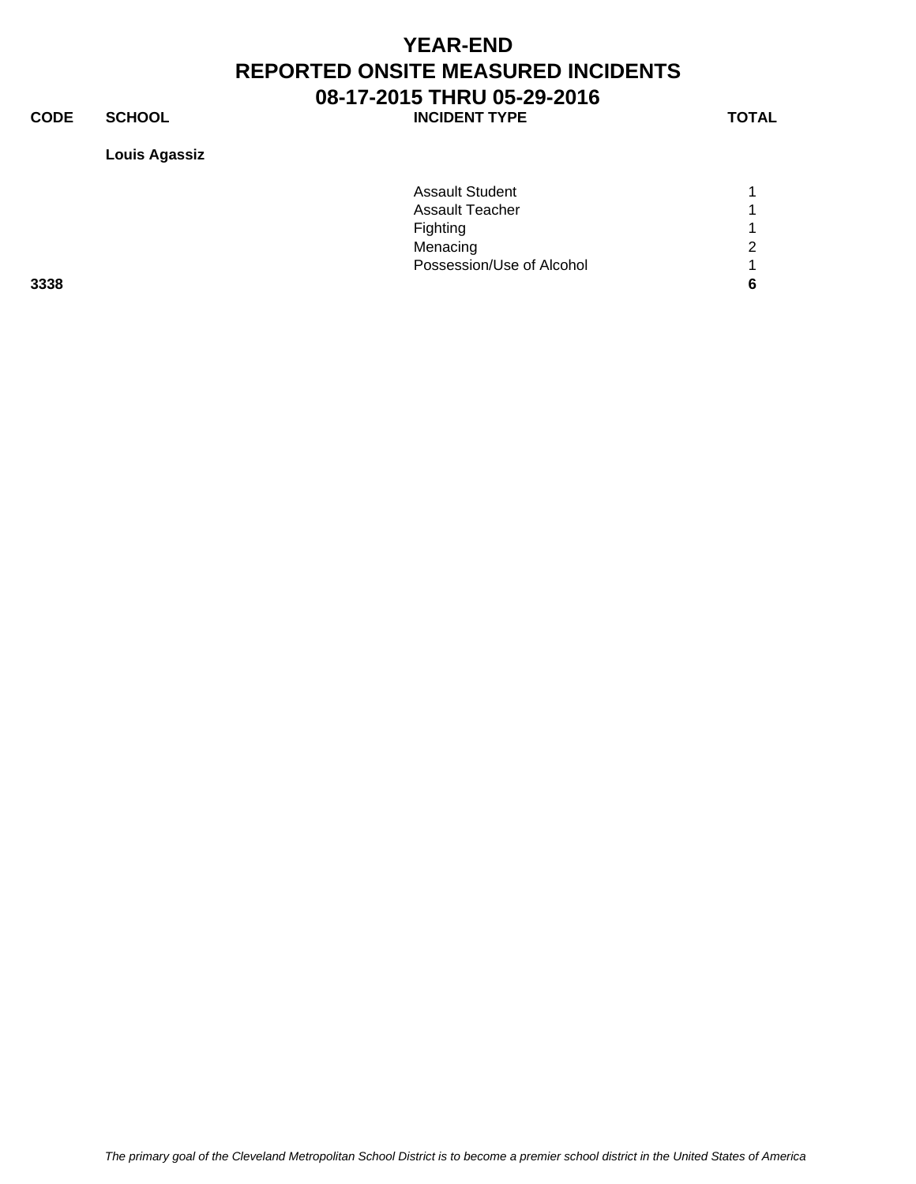# YEAR-END
# REPORTED ONSITE MEASURED INCIDENTS
# 08-17-2015 THRU 05-29-2016

| CODE | SCHOOL | INCIDENT TYPE | TOTAL |
|---|---|---|---|
| | **Louis Agassiz** | | |
| | | Assault Student | 1 |
| | | Assault Teacher | 1 |
| | | Fighting | 1 |
| | | Menacing | 2 |
| | | Possession/Use of Alcohol | 1 |
| **3338** | | | **6** |

*The primary goal of the Cleveland Metropolitan School District is to become a premier school district in the United States of America*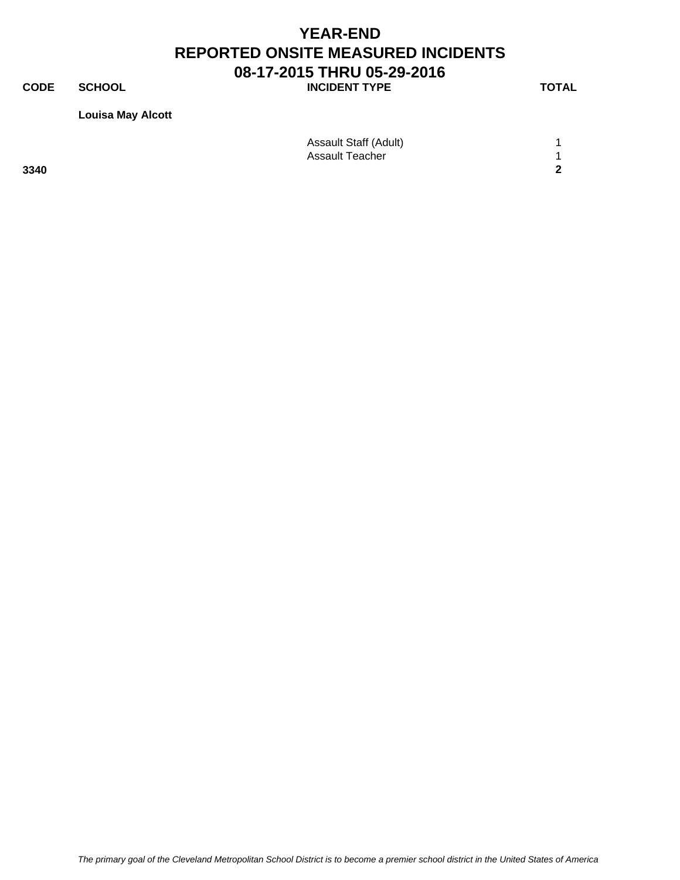# YEAR-END
# REPORTED ONSITE MEASURED INCIDENTS
## 08-17-2015 THRU 05-29-2016

| CODE | SCHOOL | INCIDENT TYPE | TOTAL |
|---|---|---|---|
| | **Louisa May Alcott** | | |
| | | Assault Staff (Adult) | 1 |
| | | Assault Teacher | 1 |
| **3340** | | | **2** |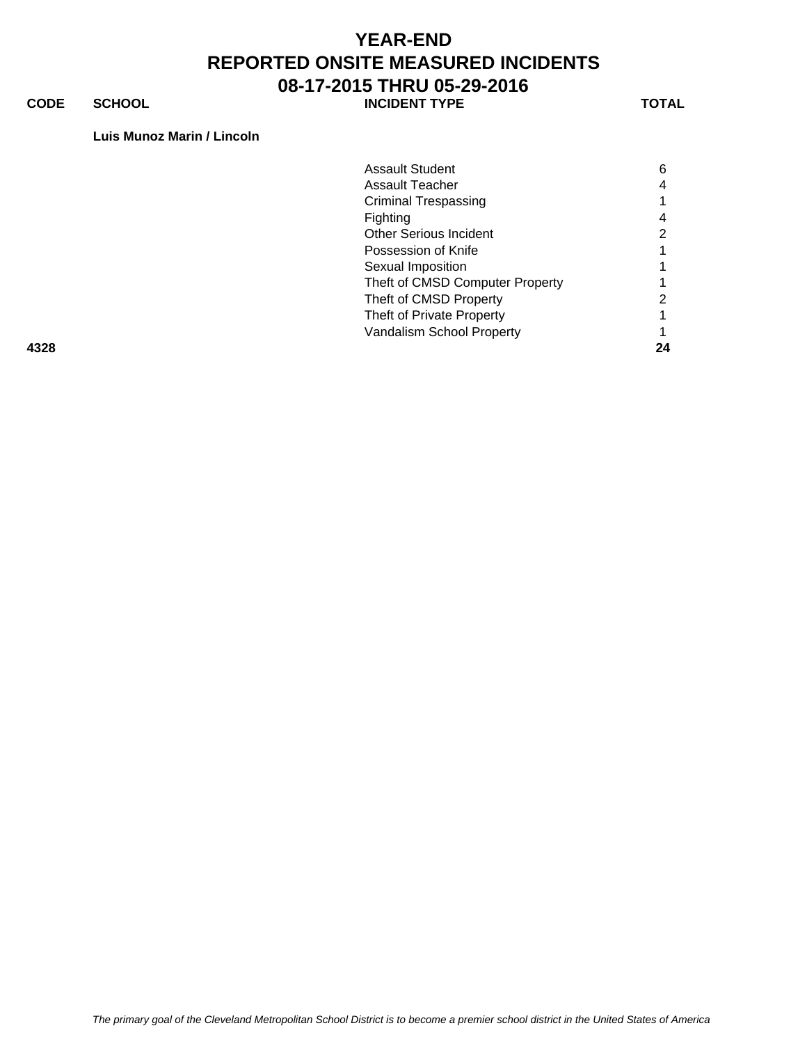# YEAR-END
# REPORTED ONSITE MEASURED INCIDENTS
# 08-17-2015 THRU 05-29-2016

| CODE | SCHOOL | INCIDENT TYPE | TOTAL |
|---|---|---|---|
| | **Luis Munoz Marin / Lincoln** | | |
| | | Assault Student | 6 |
| | | Assault Teacher | 4 |
| | | Criminal Trespassing | 1 |
| | | Fighting | 4 |
| | | Other Serious Incident | 2 |
| | | Possession of Knife | 1 |
| | | Sexual Imposition | 1 |
| | | Theft of CMSD Computer Property | 1 |
| | | Theft of CMSD Property | 2 |
| | | Theft of Private Property | 1 |
| | | Vandalism School Property | 1 |
| **4328** | | | **24** |

*The primary goal of the Cleveland Metropolitan School District is to become a premier school district in the United States of America*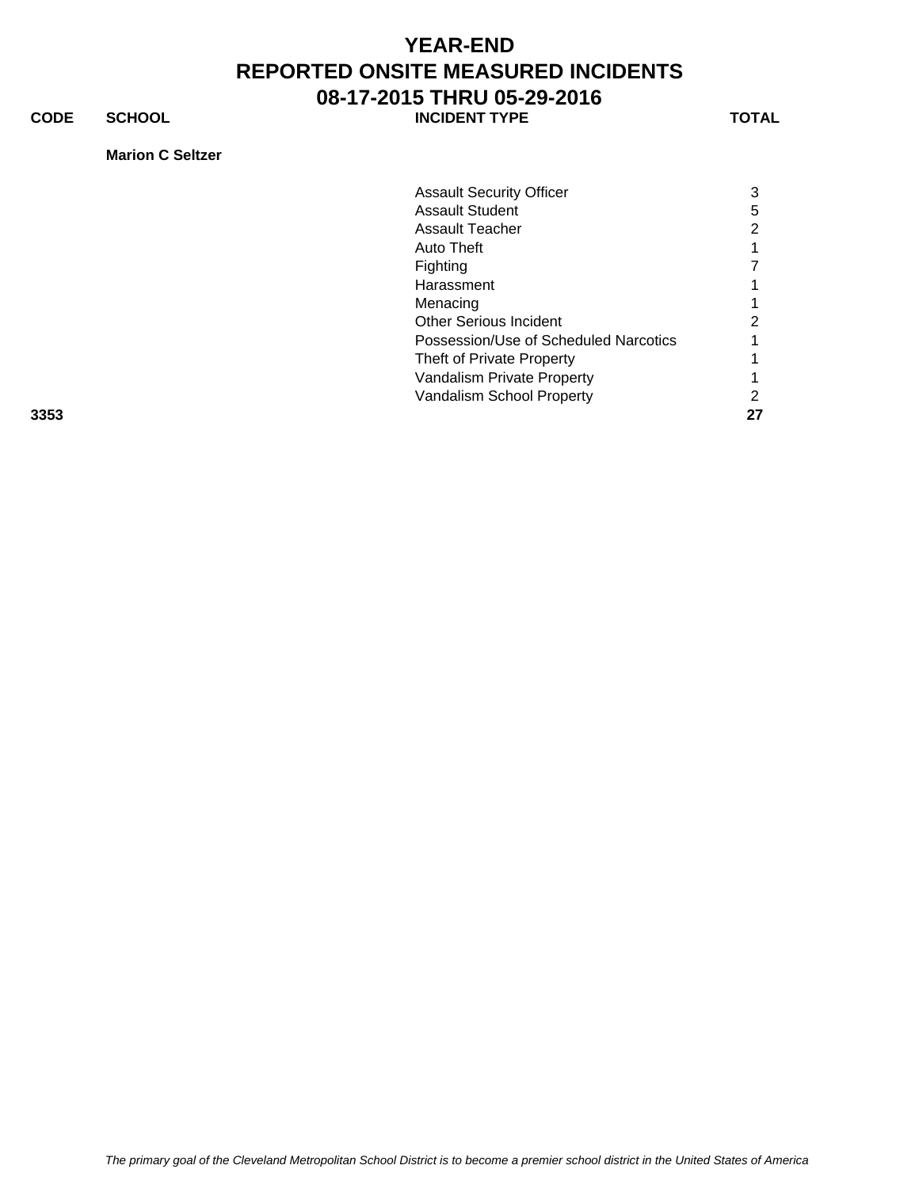# YEAR-END
# REPORTED ONSITE MEASURED INCIDENTS
# 08-17-2015 THRU 05-29-2016

| CODE | SCHOOL | INCIDENT TYPE | TOTAL |
|---|---|---|---|
| | **Marion C Seltzer** | | |
| | | Assault Security Officer | 3 |
| | | Assault Student | 5 |
| | | Assault Teacher | 2 |
| | | Auto Theft | 1 |
| | | Fighting | 7 |
| | | Harassment | 1 |
| | | Menacing | 1 |
| | | Other Serious Incident | 2 |
| | | Possession/Use of Scheduled Narcotics | 1 |
| | | Theft of Private Property | 1 |
| | | Vandalism Private Property | 1 |
| | | Vandalism School Property | 2 |
| **3353** | | | **27** |

*The primary goal of the Cleveland Metropolitan School District is to become a premier school district in the United States of America*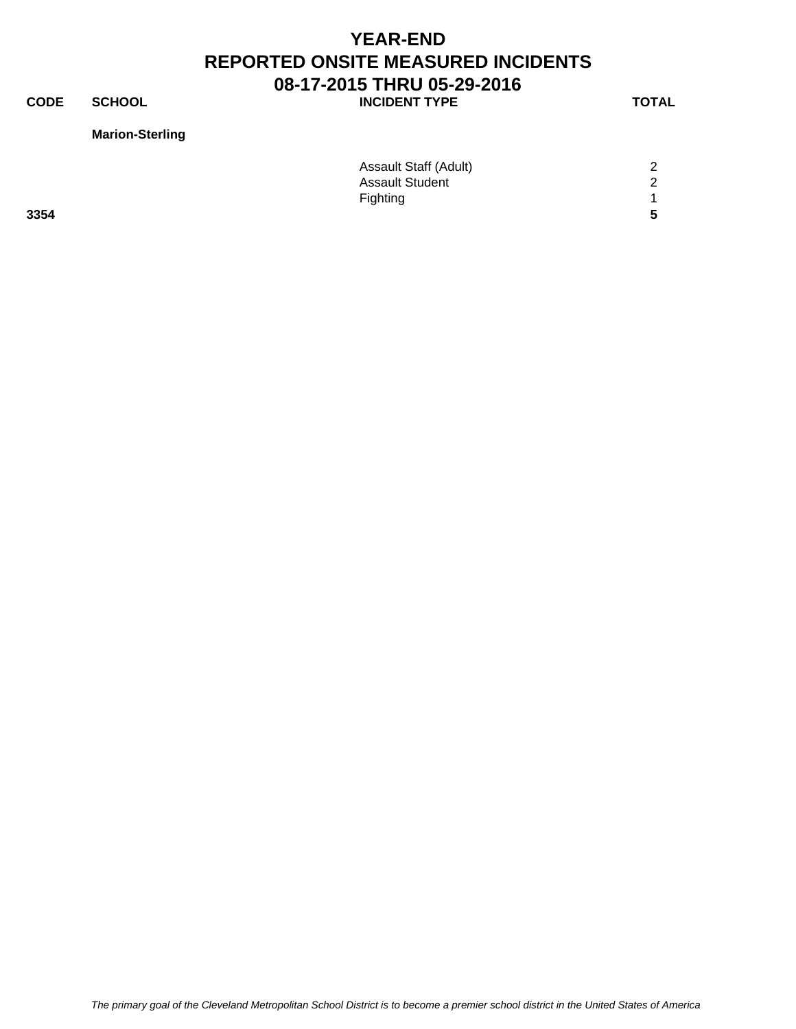# YEAR-END
# REPORTED ONSITE MEASURED INCIDENTS
# 08-17-2015 THRU 05-29-2016

| CODE | SCHOOL | INCIDENT TYPE | TOTAL |
|---|---|---|---|
| | **Marion-Sterling** | | |
| | | Assault Staff (Adult) | 2 |
| | | Assault Student | 2 |
| | | Fighting | 1 |
| **3354** | | | **5** |

*The primary goal of the Cleveland Metropolitan School District is to become a premier school district in the United States of America*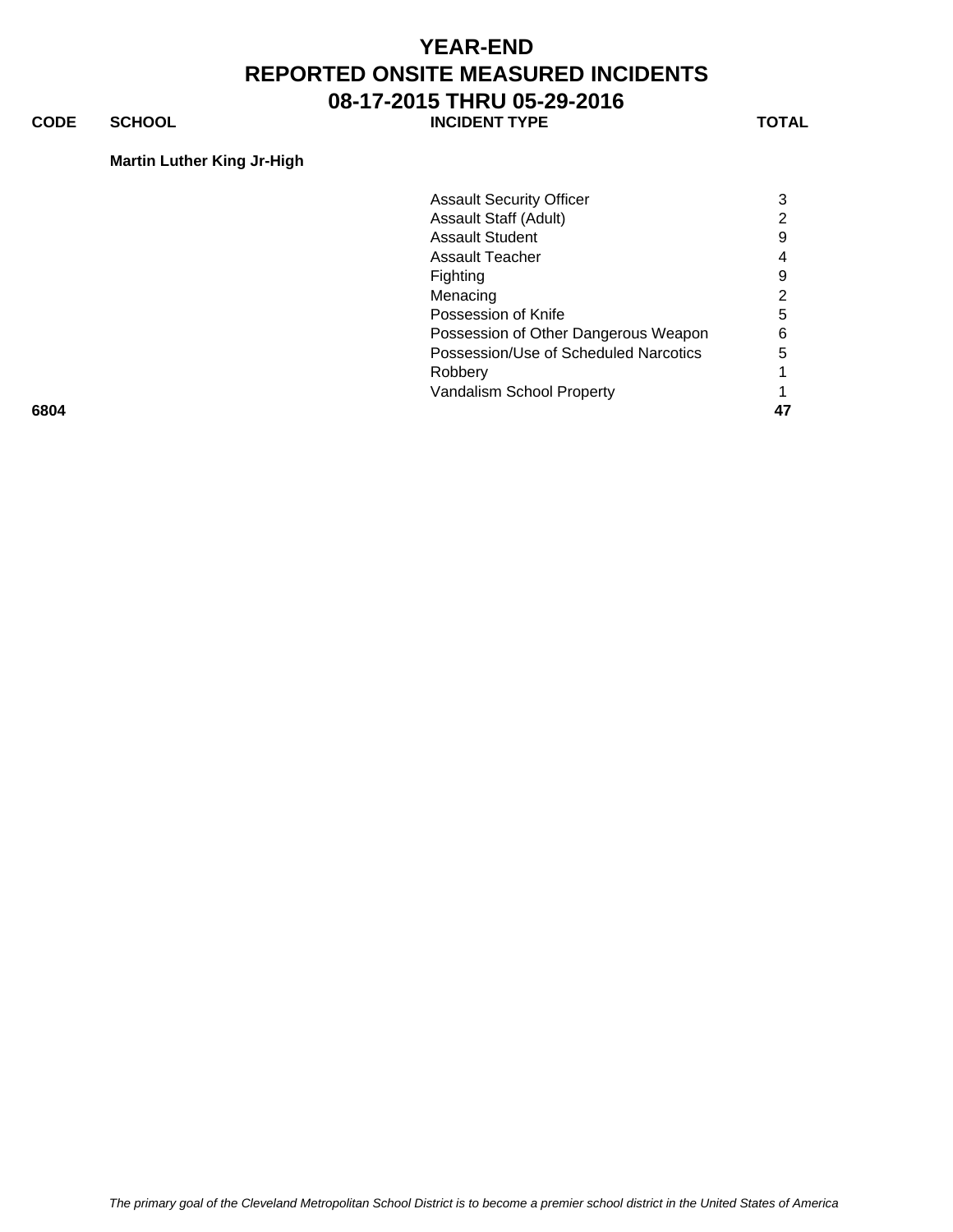# YEAR-END
# REPORTED ONSITE MEASURED INCIDENTS
# 08-17-2015 THRU 05-29-2016

| CODE | SCHOOL | INCIDENT TYPE | TOTAL |
|---|---|---|---|
| | **Martin Luther King Jr-High** | | |
| | | Assault Security Officer | 3 |
| | | Assault Staff (Adult) | 2 |
| | | Assault Student | 9 |
| | | Assault Teacher | 4 |
| | | Fighting | 9 |
| | | Menacing | 2 |
| | | Possession of Knife | 5 |
| | | Possession of Other Dangerous Weapon | 6 |
| | | Possession/Use of Scheduled Narcotics | 5 |
| | | Robbery | 1 |
| | | Vandalism School Property | 1 |
| **6804** | | | **47** |

*The primary goal of the Cleveland Metropolitan School District is to become a premier school district in the United States of America*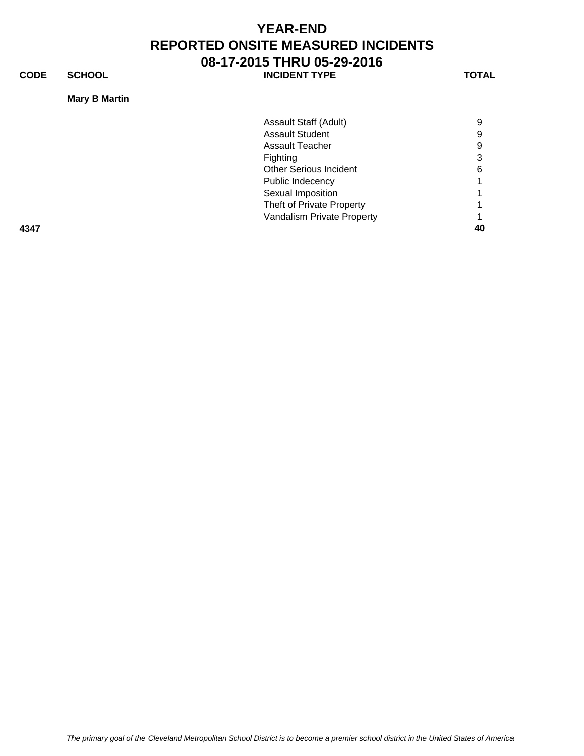# YEAR-END
# REPORTED ONSITE MEASURED INCIDENTS
# 08-17-2015 THRU 05-29-2016

| CODE | SCHOOL | INCIDENT TYPE | TOTAL |
|---|---|---|---|
| | **Mary B Martin** | | |
| | | Assault Staff (Adult) | 9 |
| | | Assault Student | 9 |
| | | Assault Teacher | 9 |
| | | Fighting | 3 |
| | | Other Serious Incident | 6 |
| | | Public Indecency | 1 |
| | | Sexual Imposition | 1 |
| | | Theft of Private Property | 1 |
| | | Vandalism Private Property | 1 |
| **4347** | | | **40** |

*The primary goal of the Cleveland Metropolitan School District is to become a premier school district in the United States of America*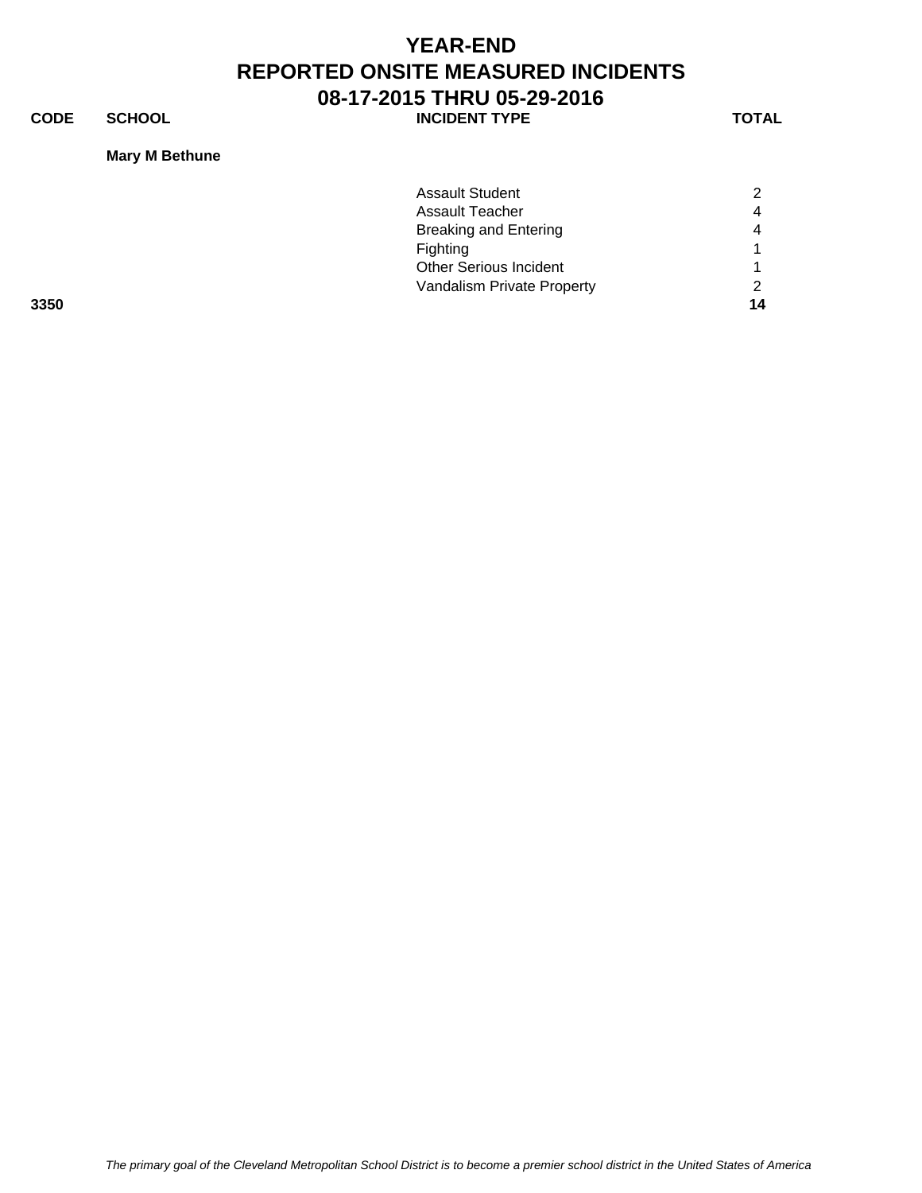# YEAR-END
# REPORTED ONSITE MEASURED INCIDENTS
# 08-17-2015 THRU 05-29-2016

| CODE | SCHOOL | INCIDENT TYPE | TOTAL |
|---|---|---|---|
| | **Mary M Bethune** | | |
| | | Assault Student | 2 |
| | | Assault Teacher | 4 |
| | | Breaking and Entering | 4 |
| | | Fighting | 1 |
| | | Other Serious Incident | 1 |
| | | Vandalism Private Property | 2 |
| **3350** | | | **14** |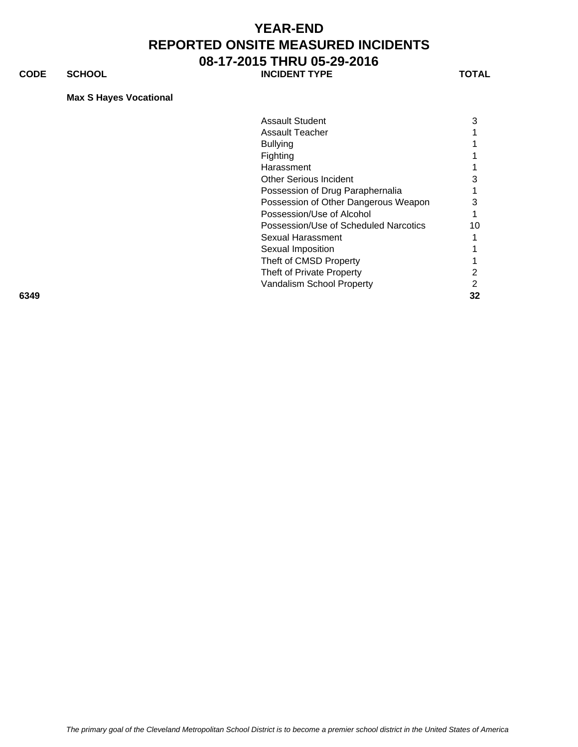# YEAR-END
# REPORTED ONSITE MEASURED INCIDENTS
# 08-17-2015 THRU 05-29-2016

| CODE | SCHOOL | INCIDENT TYPE | TOTAL |
|---|---|---|---|
| | **Max S Hayes Vocational** | | |
| | | Assault Student | 3 |
| | | Assault Teacher | 1 |
| | | Bullying | 1 |
| | | Fighting | 1 |
| | | Harassment | 1 |
| | | Other Serious Incident | 3 |
| | | Possession of Drug Paraphernalia | 1 |
| | | Possession of Other Dangerous Weapon | 3 |
| | | Possession/Use of Alcohol | 1 |
| | | Possession/Use of Scheduled Narcotics | 10 |
| | | Sexual Harassment | 1 |
| | | Sexual Imposition | 1 |
| | | Theft of CMSD Property | 1 |
| | | Theft of Private Property | 2 |
| | | Vandalism School Property | 2 |
| **6349** | | | **32** |

*The primary goal of the Cleveland Metropolitan School District is to become a premier school district in the United States of America*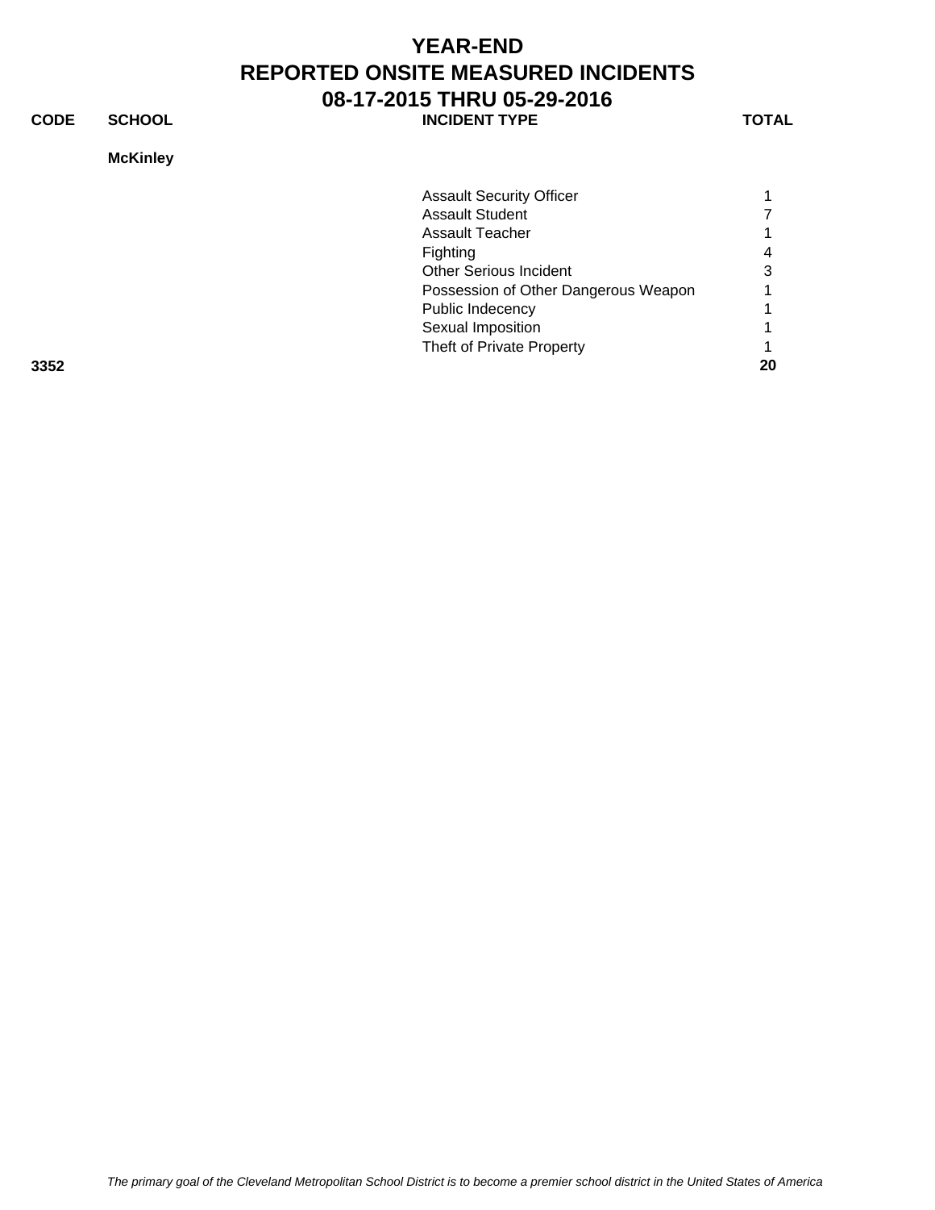# YEAR-END
# REPORTED ONSITE MEASURED INCIDENTS
# 08-17-2015 THRU 05-29-2016

| CODE | SCHOOL | INCIDENT TYPE | TOTAL |
|---|---|---|---|
| | **McKinley** | | |
| | | Assault Security Officer | 1 |
| | | Assault Student | 7 |
| | | Assault Teacher | 1 |
| | | Fighting | 4 |
| | | Other Serious Incident | 3 |
| | | Possession of Other Dangerous Weapon | 1 |
| | | Public Indecency | 1 |
| | | Sexual Imposition | 1 |
| | | Theft of Private Property | 1 |
| **3352** | | | **20** |

*The primary goal of the Cleveland Metropolitan School District is to become a premier school district in the United States of America*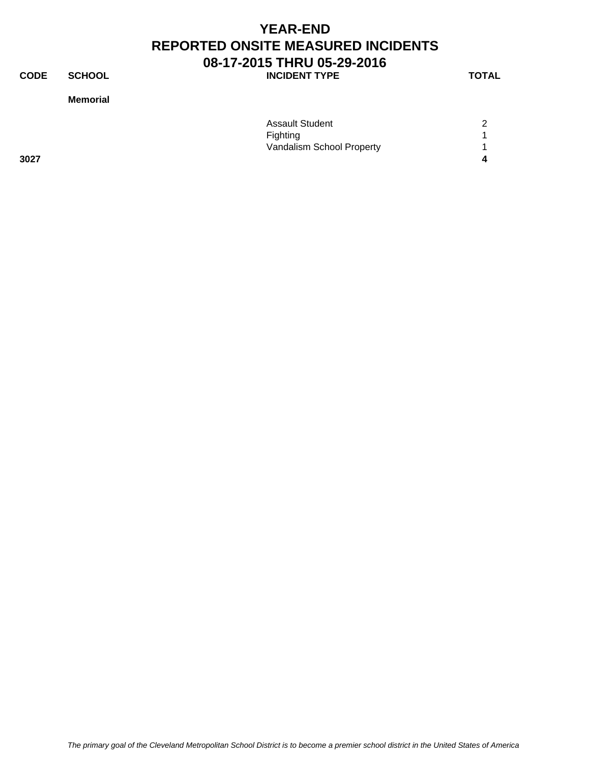# YEAR-END
# REPORTED ONSITE MEASURED INCIDENTS
# 08-17-2015 THRU 05-29-2016

| CODE | SCHOOL | INCIDENT TYPE | TOTAL |
|---|---|---|---|
| | **Memorial** | | |
| | | Assault Student | 2 |
| | | Fighting | 1 |
| | | Vandalism School Property | 1 |
| **3027** | | | **4** |

*The primary goal of the Cleveland Metropolitan School District is to become a premier school district in the United States of America*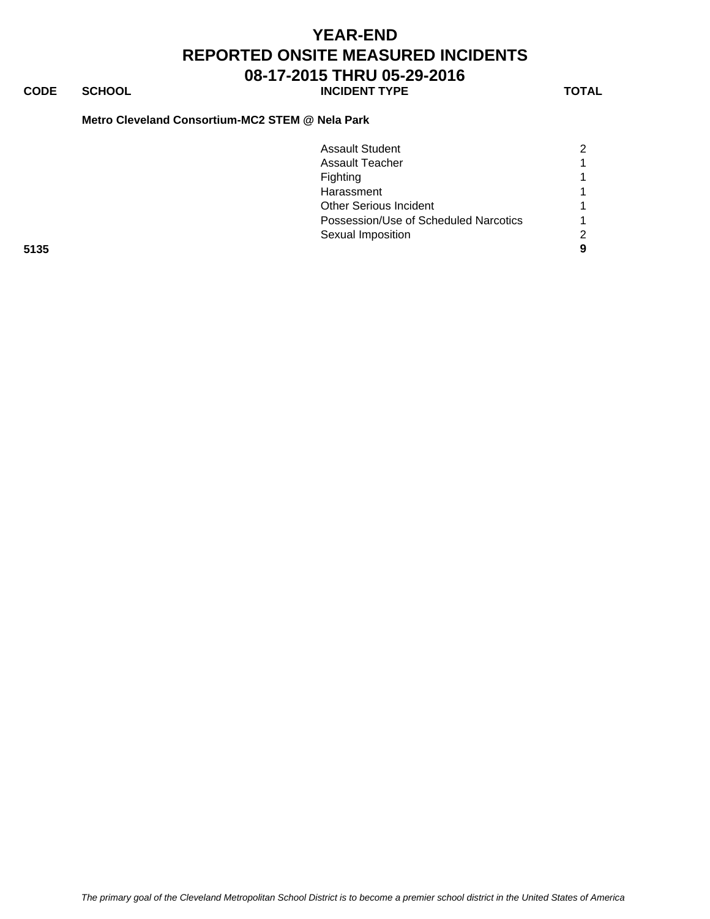# YEAR-END
# REPORTED ONSITE MEASURED INCIDENTS
# 08-17-2015 THRU 05-29-2016

| CODE | SCHOOL | INCIDENT TYPE | TOTAL |
|---|---|---|---|
| | **Metro Cleveland Consortium-MC2 STEM @ Nela Park** | | |
| | | Assault Student | 2 |
| | | Assault Teacher | 1 |
| | | Fighting | 1 |
| | | Harassment | 1 |
| | | Other Serious Incident | 1 |
| | | Possession/Use of Scheduled Narcotics | 1 |
| | | Sexual Imposition | 2 |
| **5135** | | | **9** |

*The primary goal of the Cleveland Metropolitan School District is to become a premier school district in the United States of America*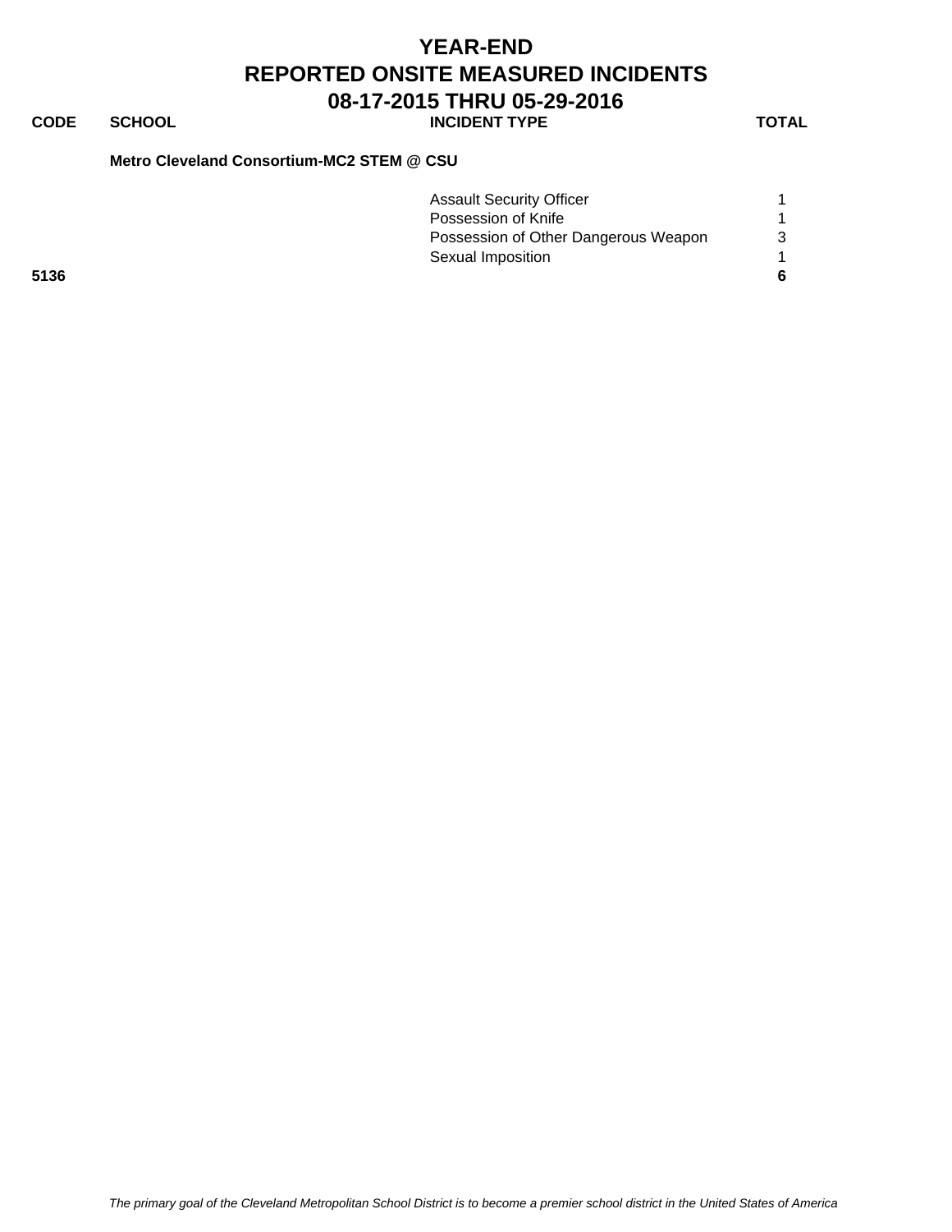# YEAR-END
# REPORTED ONSITE MEASURED INCIDENTS
# 08-17-2015 THRU 05-29-2016

| CODE | SCHOOL | INCIDENT TYPE | TOTAL |
| --- | --- | --- | --- |
| | **Metro Cleveland Consortium-MC2 STEM @ CSU** | | |
| | | Assault Security Officer | 1 |
| | | Possession of Knife | 1 |
| | | Possession of Other Dangerous Weapon | 3 |
| | | Sexual Imposition | 1 |
| **5136** | | | **6** |

*The primary goal of the Cleveland Metropolitan School District is to become a premier school district in the United States of America*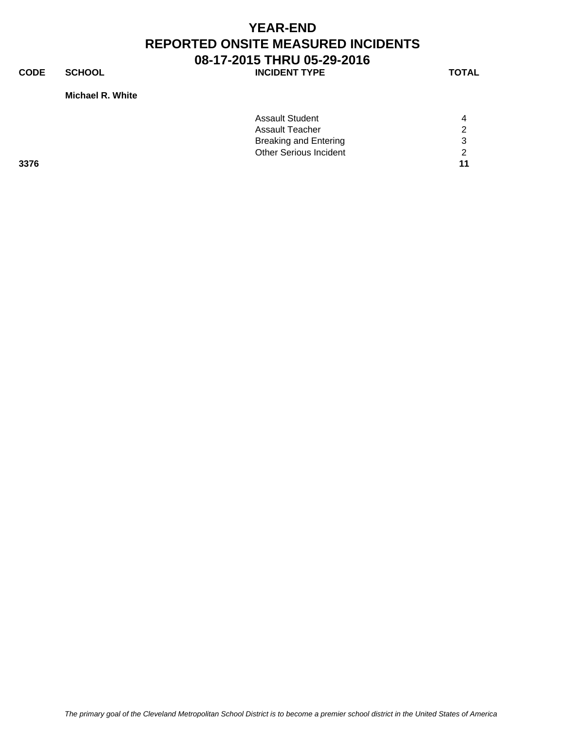# YEAR-END
# REPORTED ONSITE MEASURED INCIDENTS
# 08-17-2015 THRU 05-29-2016

| CODE | SCHOOL | INCIDENT TYPE | TOTAL |
| --- | --- | --- | --- |
| | **Michael R. White** | | |
| | | Assault Student | 4 |
| | | Assault Teacher | 2 |
| | | Breaking and Entering | 3 |
| | | Other Serious Incident | 2 |
| **3376** | | | **11** |

*The primary goal of the Cleveland Metropolitan School District is to become a premier school district in the United States of America*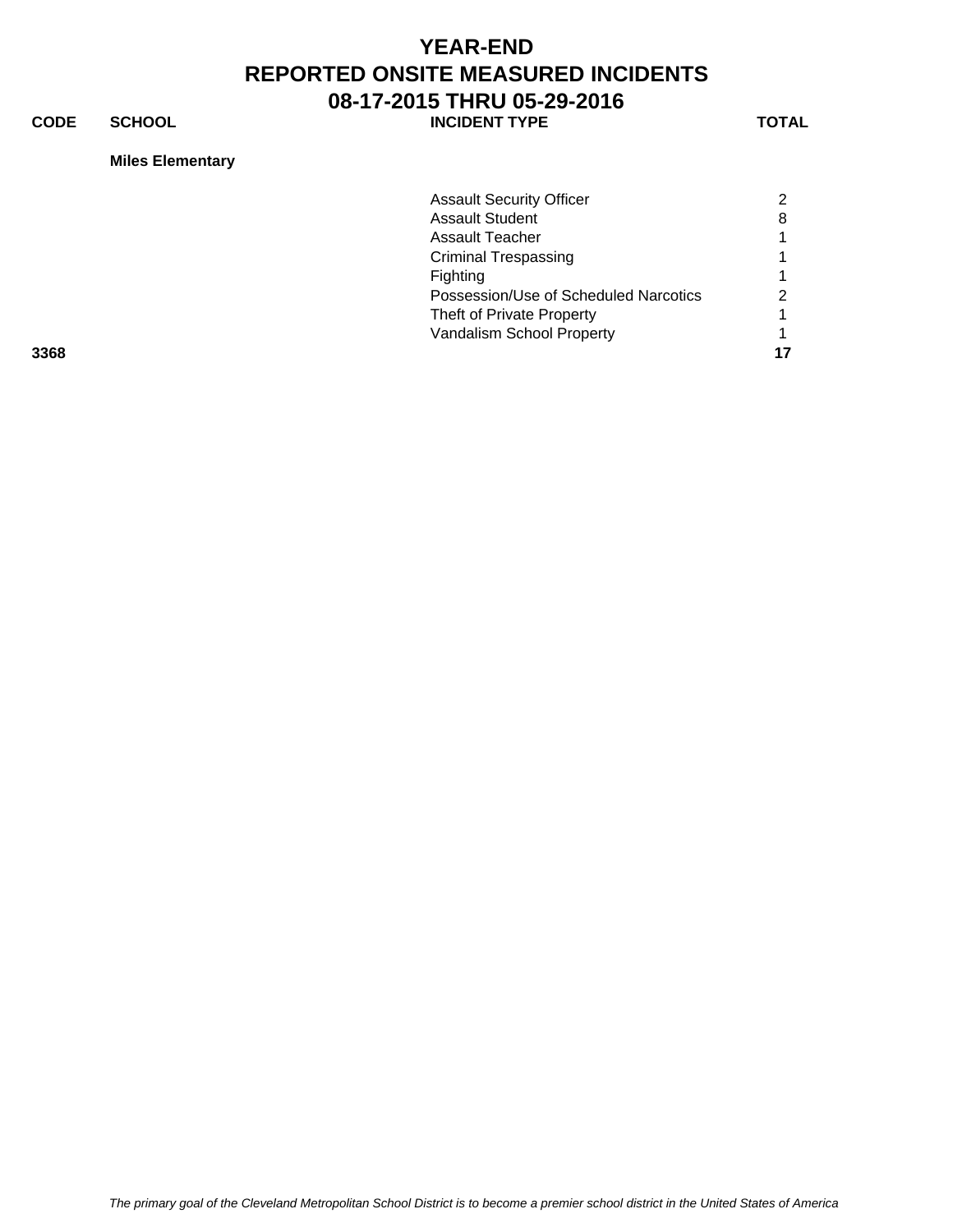# YEAR-END
# REPORTED ONSITE MEASURED INCIDENTS
# 08-17-2015 THRU 05-29-2016

| CODE | SCHOOL | INCIDENT TYPE | TOTAL |
|---|---|---|---|
| | **Miles Elementary** | | |
| | | Assault Security Officer | 2 |
| | | Assault Student | 8 |
| | | Assault Teacher | 1 |
| | | Criminal Trespassing | 1 |
| | | Fighting | 1 |
| | | Possession/Use of Scheduled Narcotics | 2 |
| | | Theft of Private Property | 1 |
| | | Vandalism School Property | 1 |
| **3368** | | | **17** |

*The primary goal of the Cleveland Metropolitan School District is to become a premier school district in the United States of America*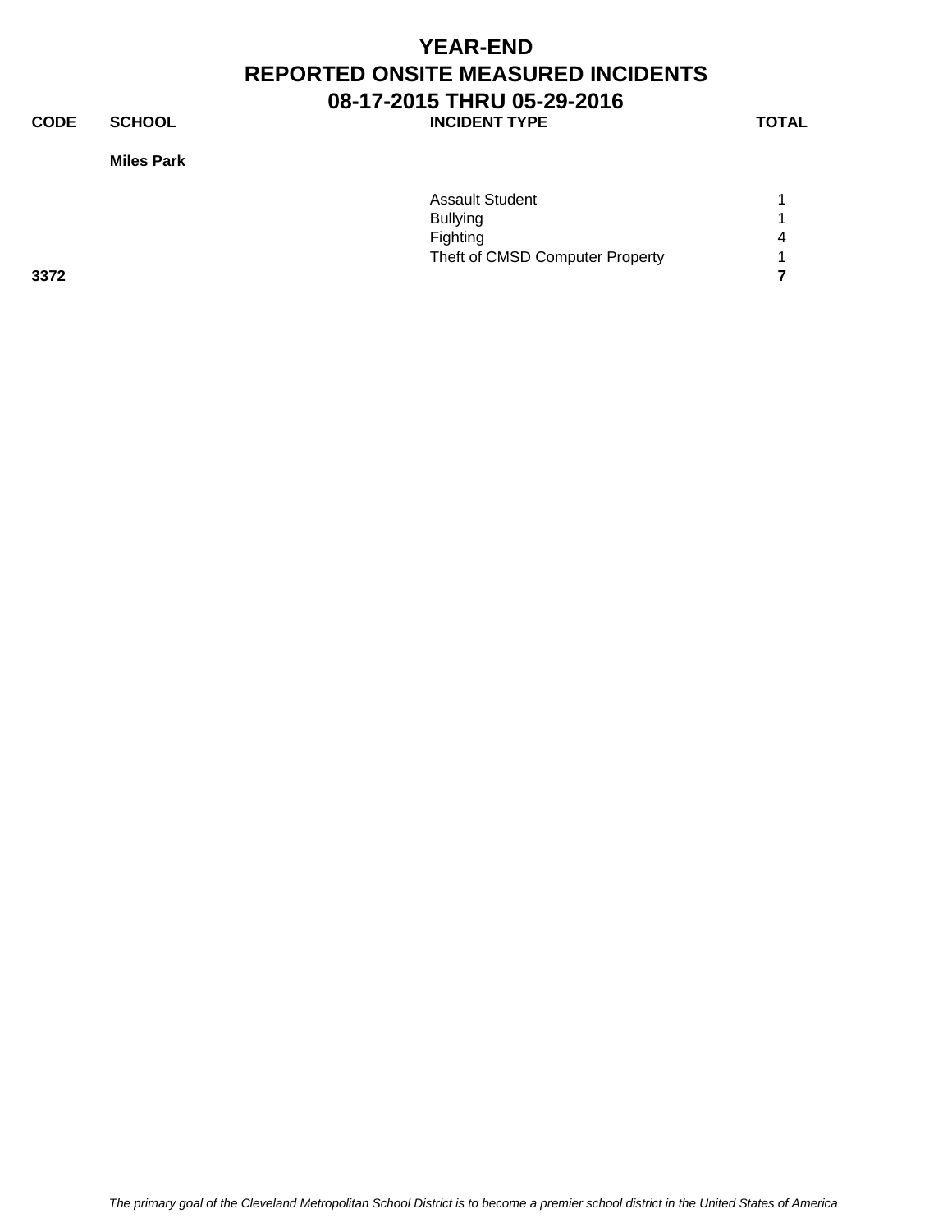# YEAR-END
# REPORTED ONSITE MEASURED INCIDENTS
## 08-17-2015 THRU 05-29-2016

| CODE | SCHOOL | INCIDENT TYPE | TOTAL |
|---|---|---|---|
| | **Miles Park** | | |
| | | Assault Student | 1 |
| | | Bullying | 1 |
| | | Fighting | 4 |
| | | Theft of CMSD Computer Property | 1 |
| **3372** | | | **7** |

*The primary goal of the Cleveland Metropolitan School District is to become a premier school district in the United States of America*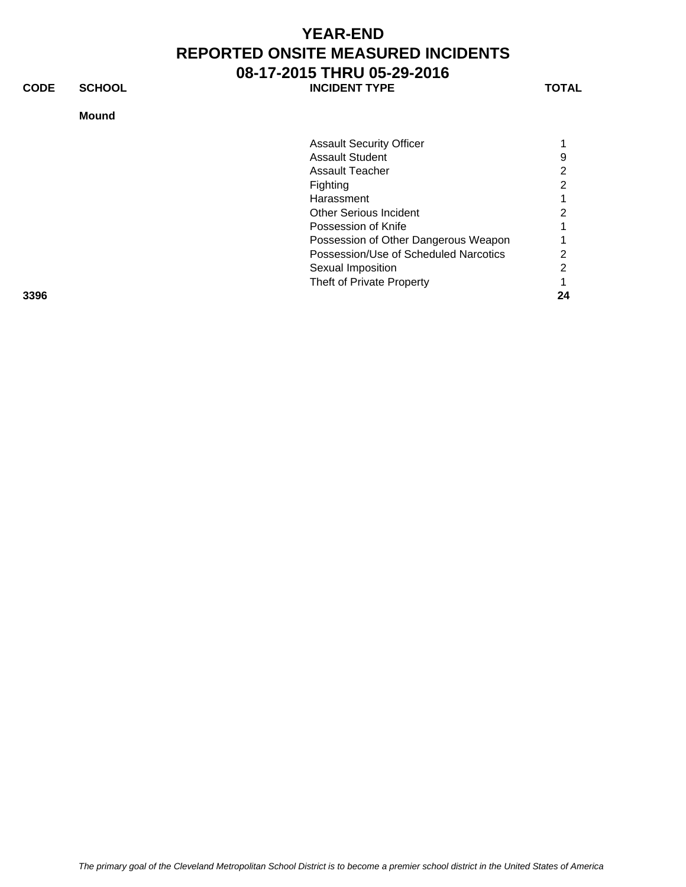# YEAR-END
# REPORTED ONSITE MEASURED INCIDENTS
# 08-17-2015 THRU 05-29-2016

| CODE | SCHOOL | INCIDENT TYPE | TOTAL |
|---|---|---|---|
| | **Mound** | | |
| | | Assault Security Officer | 1 |
| | | Assault Student | 9 |
| | | Assault Teacher | 2 |
| | | Fighting | 2 |
| | | Harassment | 1 |
| | | Other Serious Incident | 2 |
| | | Possession of Knife | 1 |
| | | Possession of Other Dangerous Weapon | 1 |
| | | Possession/Use of Scheduled Narcotics | 2 |
| | | Sexual Imposition | 2 |
| | | Theft of Private Property | 1 |
| **3396** | | | **24** |

*The primary goal of the Cleveland Metropolitan School District is to become a premier school district in the United States of America*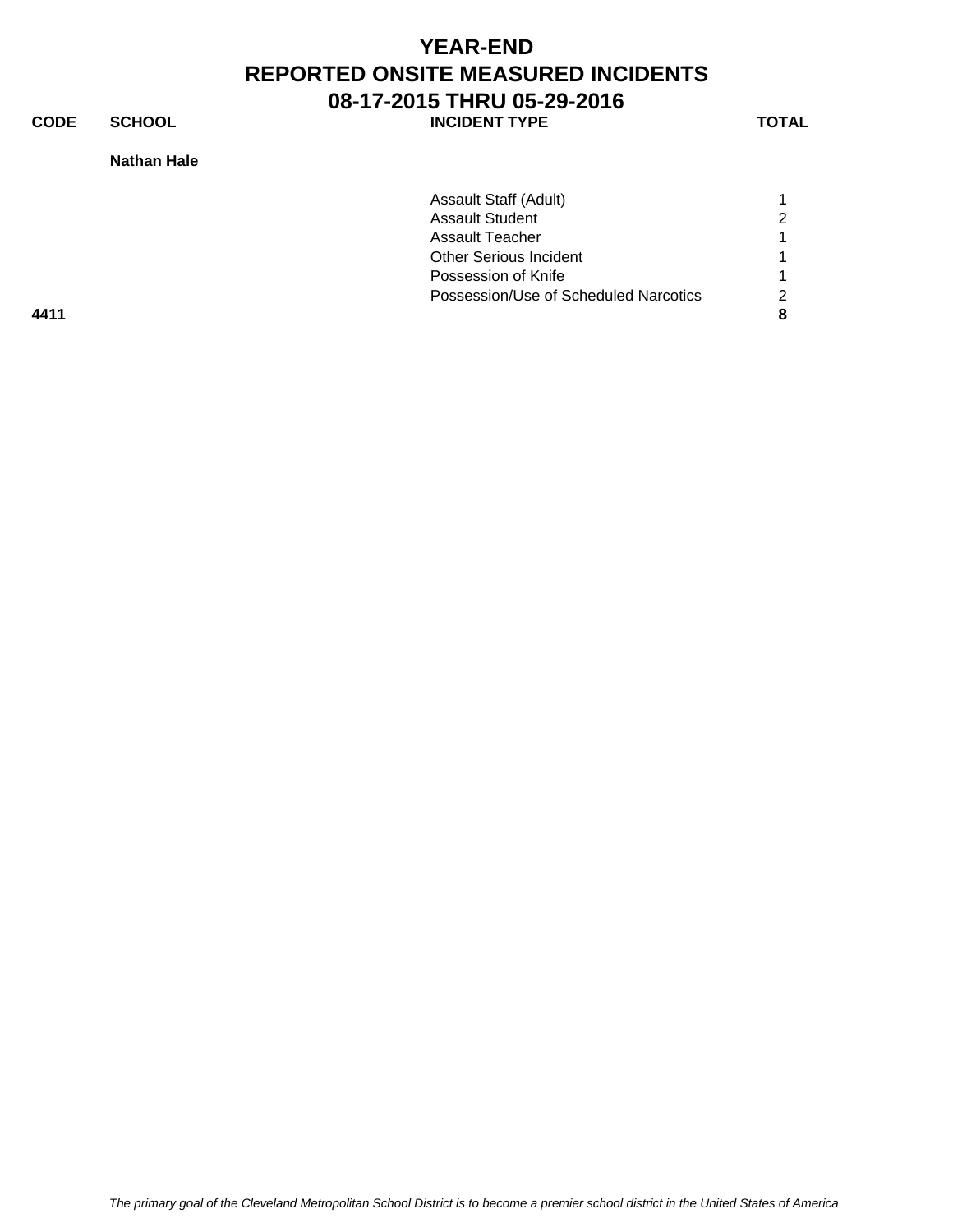# YEAR-END
# REPORTED ONSITE MEASURED INCIDENTS
# 08-17-2015 THRU 05-29-2016

| CODE | SCHOOL | INCIDENT TYPE | TOTAL |
|---|---|---|---|
| | **Nathan Hale** | | |
| | | Assault Staff (Adult) | 1 |
| | | Assault Student | 2 |
| | | Assault Teacher | 1 |
| | | Other Serious Incident | 1 |
| | | Possession of Knife | 1 |
| | | Possession/Use of Scheduled Narcotics | 2 |
| **4411** | | | **8** |

*The primary goal of the Cleveland Metropolitan School District is to become a premier school district in the United States of America*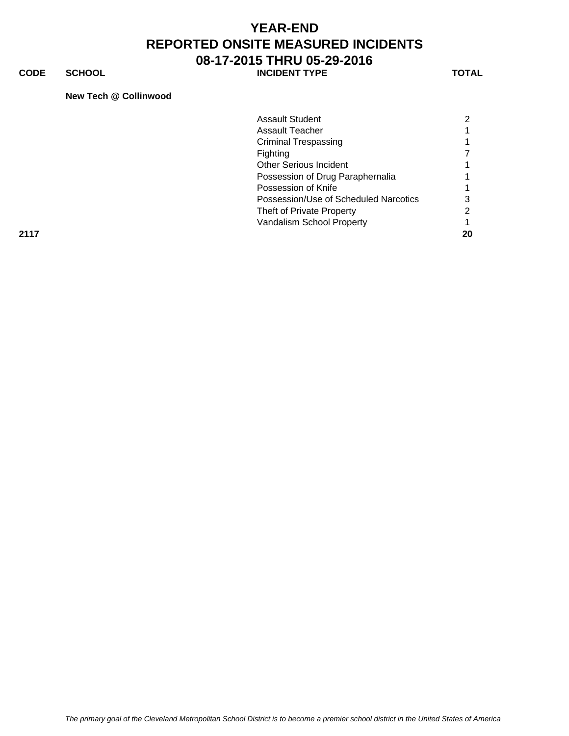# YEAR-END
# REPORTED ONSITE MEASURED INCIDENTS
# 08-17-2015 THRU 05-29-2016

| CODE | SCHOOL | INCIDENT TYPE | TOTAL |
|---|---|---|---|
| | **New Tech @ Collinwood** | | |
| | | Assault Student | 2 |
| | | Assault Teacher | 1 |
| | | Criminal Trespassing | 1 |
| | | Fighting | 7 |
| | | Other Serious Incident | 1 |
| | | Possession of Drug Paraphernalia | 1 |
| | | Possession of Knife | 1 |
| | | Possession/Use of Scheduled Narcotics | 3 |
| | | Theft of Private Property | 2 |
| | | Vandalism School Property | 1 |
| **2117** | | | **20** |

*The primary goal of the Cleveland Metropolitan School District is to become a premier school district in the United States of America*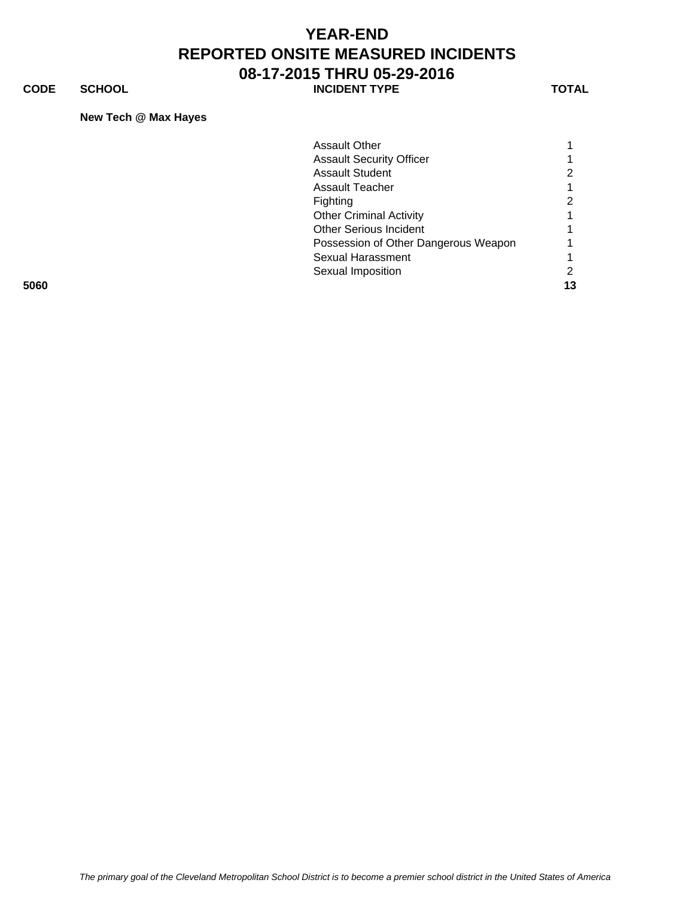# YEAR-END
# REPORTED ONSITE MEASURED INCIDENTS
# 08-17-2015 THRU 05-29-2016

| CODE | SCHOOL | INCIDENT TYPE | TOTAL |
|---|---|---|---|
| | **New Tech @ Max Hayes** | | |
| | | Assault Other | 1 |
| | | Assault Security Officer | 1 |
| | | Assault Student | 2 |
| | | Assault Teacher | 1 |
| | | Fighting | 2 |
| | | Other Criminal Activity | 1 |
| | | Other Serious Incident | 1 |
| | | Possession of Other Dangerous Weapon | 1 |
| | | Sexual Harassment | 1 |
| | | Sexual Imposition | 2 |
| **5060** | | | **13** |

*The primary goal of the Cleveland Metropolitan School District is to become a premier school district in the United States of America*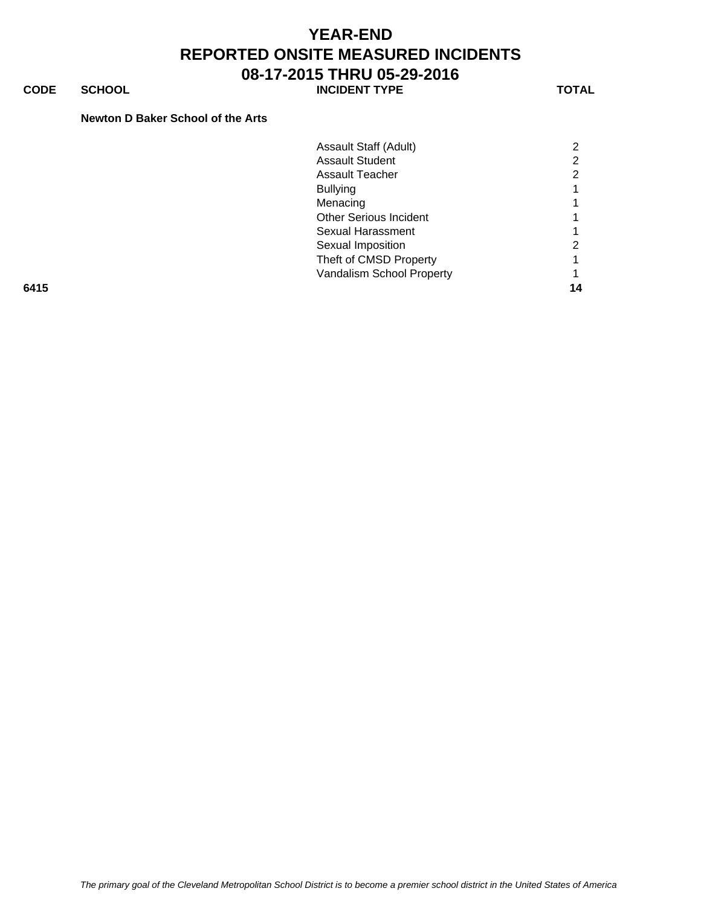# YEAR-END
# REPORTED ONSITE MEASURED INCIDENTS
# 08-17-2015 THRU 05-29-2016

| CODE | SCHOOL | INCIDENT TYPE | TOTAL |
|---|---|---|---|
| | **Newton D Baker School of the Arts** | | |
| | | Assault Staff (Adult) | 2 |
| | | Assault Student | 2 |
| | | Assault Teacher | 2 |
| | | Bullying | 1 |
| | | Menacing | 1 |
| | | Other Serious Incident | 1 |
| | | Sexual Harassment | 1 |
| | | Sexual Imposition | 2 |
| | | Theft of CMSD Property | 1 |
| | | Vandalism School Property | 1 |
| **6415** | | | **14** |

*The primary goal of the Cleveland Metropolitan School District is to become a premier school district in the United States of America*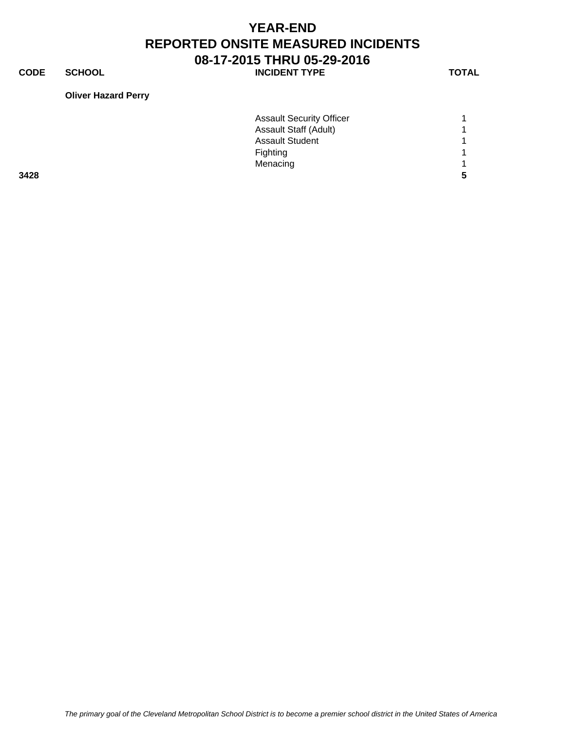# YEAR-END
# REPORTED ONSITE MEASURED INCIDENTS
# 08-17-2015 THRU 05-29-2016

| CODE | SCHOOL | INCIDENT TYPE | TOTAL |
|---|---|---|---|
| | **Oliver Hazard Perry** | | |
| | | Assault Security Officer | 1 |
| | | Assault Staff (Adult) | 1 |
| | | Assault Student | 1 |
| | | Fighting | 1 |
| | | Menacing | 1 |
| **3428** | | | **5** |

*The primary goal of the Cleveland Metropolitan School District is to become a premier school district in the United States of America*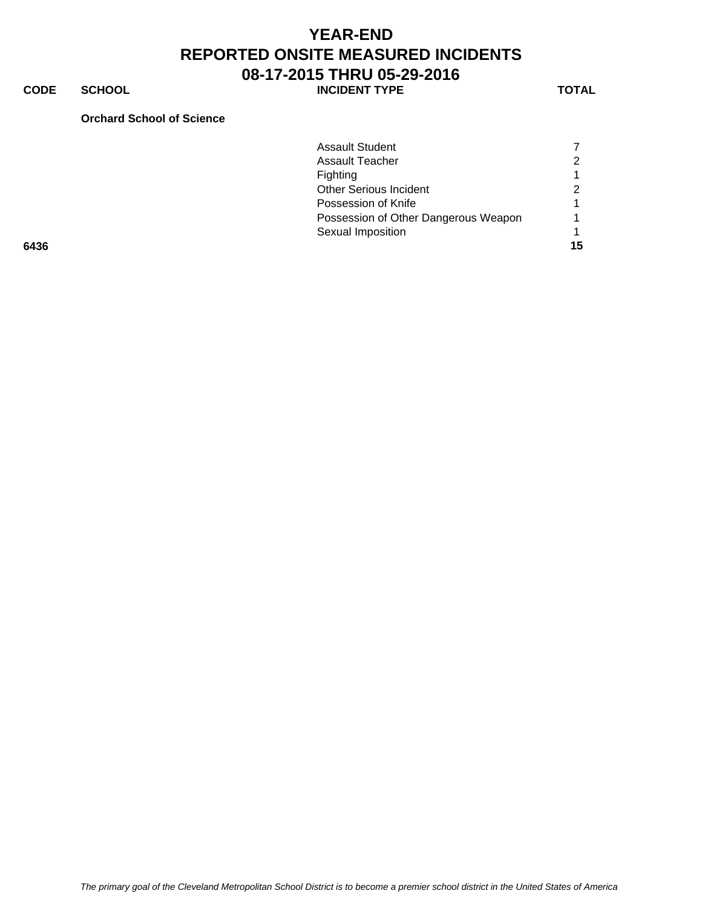# YEAR-END
# REPORTED ONSITE MEASURED INCIDENTS
# 08-17-2015 THRU 05-29-2016

| CODE | SCHOOL | INCIDENT TYPE | TOTAL |
|---|---|---|---|
| | **Orchard School of Science** | | |
| | | Assault Student | 7 |
| | | Assault Teacher | 2 |
| | | Fighting | 1 |
| | | Other Serious Incident | 2 |
| | | Possession of Knife | 1 |
| | | Possession of Other Dangerous Weapon | 1 |
| | | Sexual Imposition | 1 |
| **6436** | | | **15** |

*The primary goal of the Cleveland Metropolitan School District is to become a premier school district in the United States of America*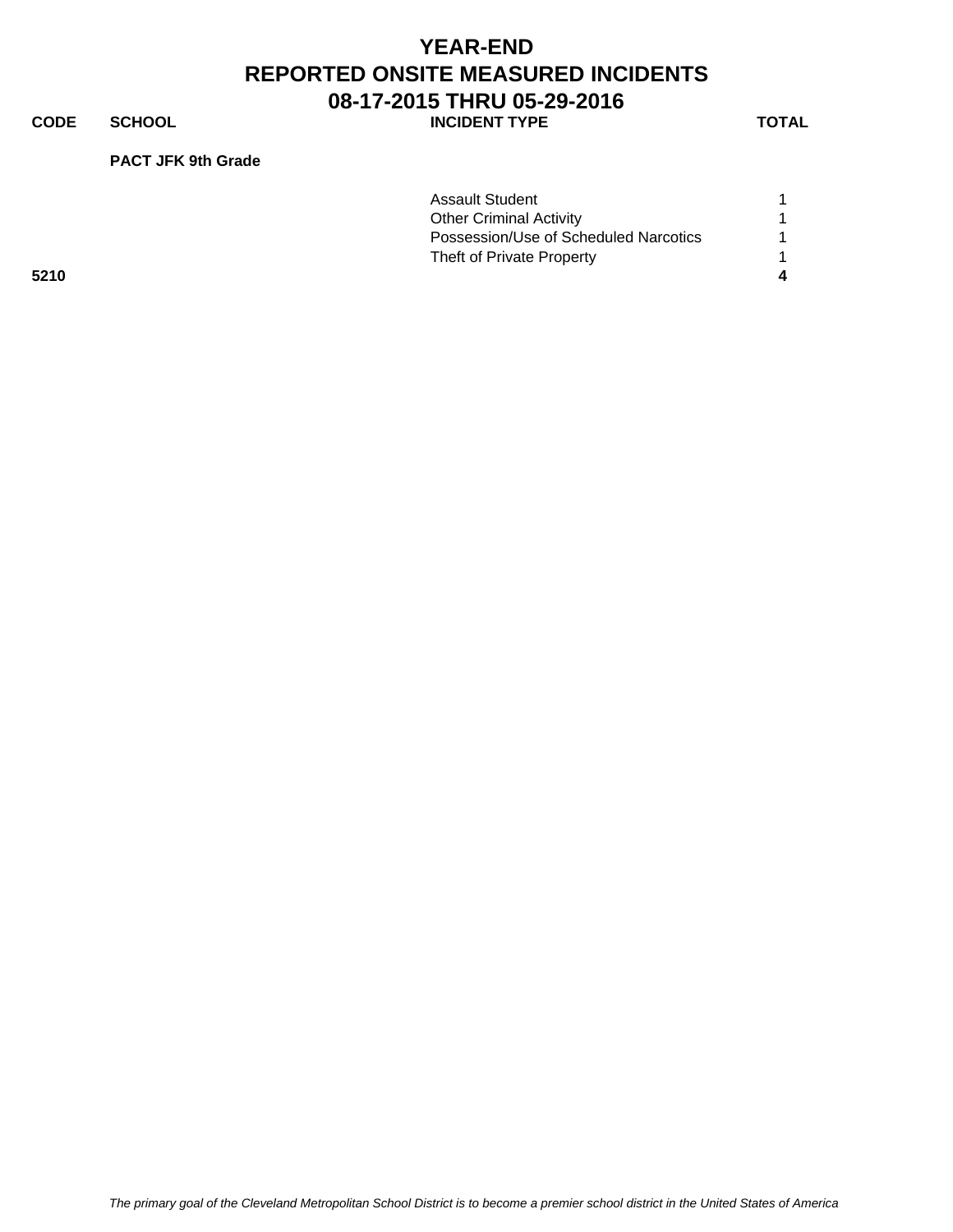# YEAR-END
# REPORTED ONSITE MEASURED INCIDENTS
# 08-17-2015 THRU 05-29-2016

| CODE | SCHOOL | INCIDENT TYPE | TOTAL |
| --- | --- | --- | --- |
| | **PACT JFK 9th Grade** | | |
| | | Assault Student | 1 |
| | | Other Criminal Activity | 1 |
| | | Possession/Use of Scheduled Narcotics | 1 |
| | | Theft of Private Property | 1 |
| **5210** | | | **4** |

*The primary goal of the Cleveland Metropolitan School District is to become a premier school district in the United States of America*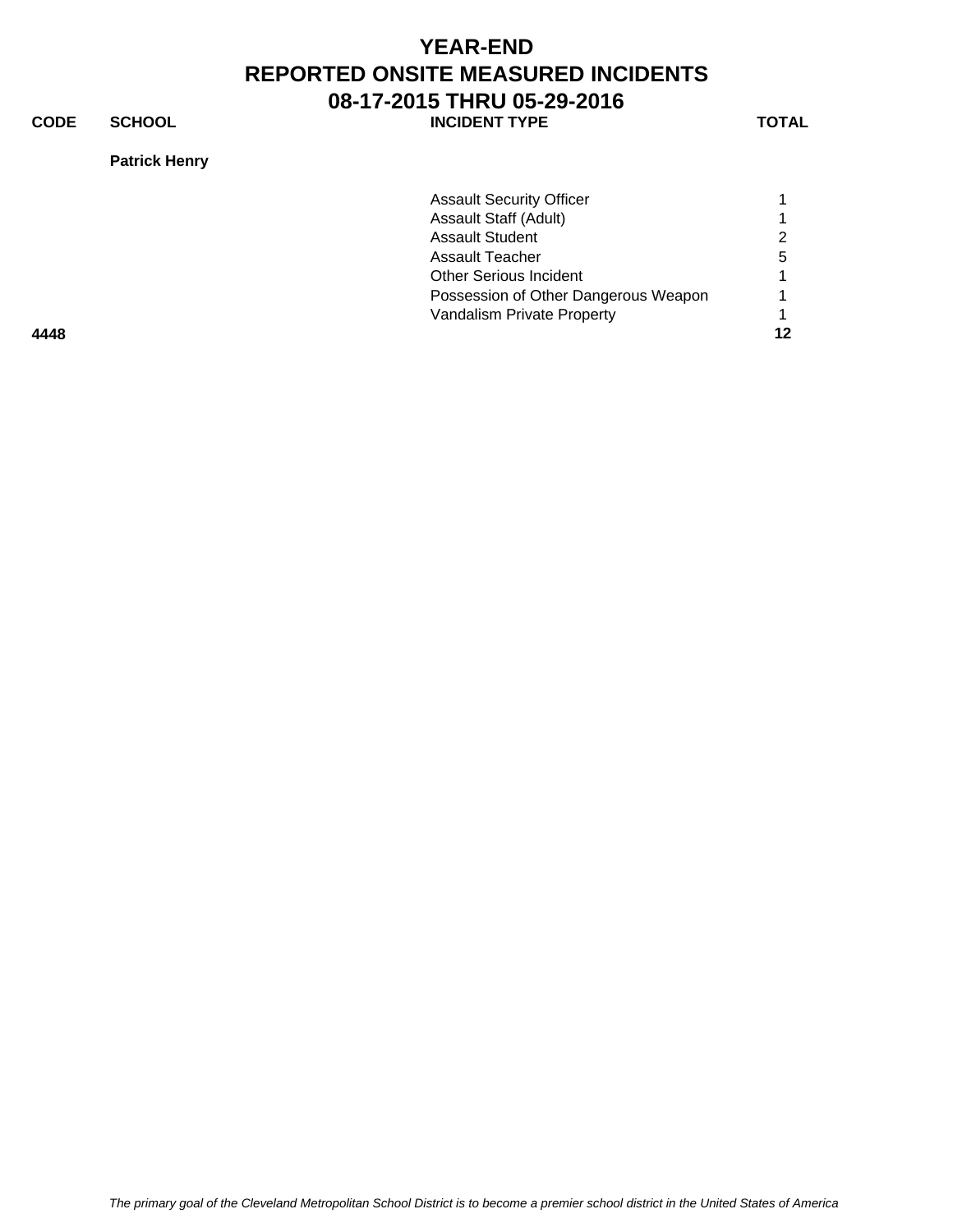# YEAR-END
# REPORTED ONSITE MEASURED INCIDENTS
# 08-17-2015 THRU 05-29-2016

| CODE | SCHOOL | INCIDENT TYPE | TOTAL |
|---|---|---|---|
| | **Patrick Henry** | | |
| | | Assault Security Officer | 1 |
| | | Assault Staff (Adult) | 1 |
| | | Assault Student | 2 |
| | | Assault Teacher | 5 |
| | | Other Serious Incident | 1 |
| | | Possession of Other Dangerous Weapon | 1 |
| | | Vandalism Private Property | 1 |
| **4448** | | | **12** |

*The primary goal of the Cleveland Metropolitan School District is to become a premier school district in the United States of America*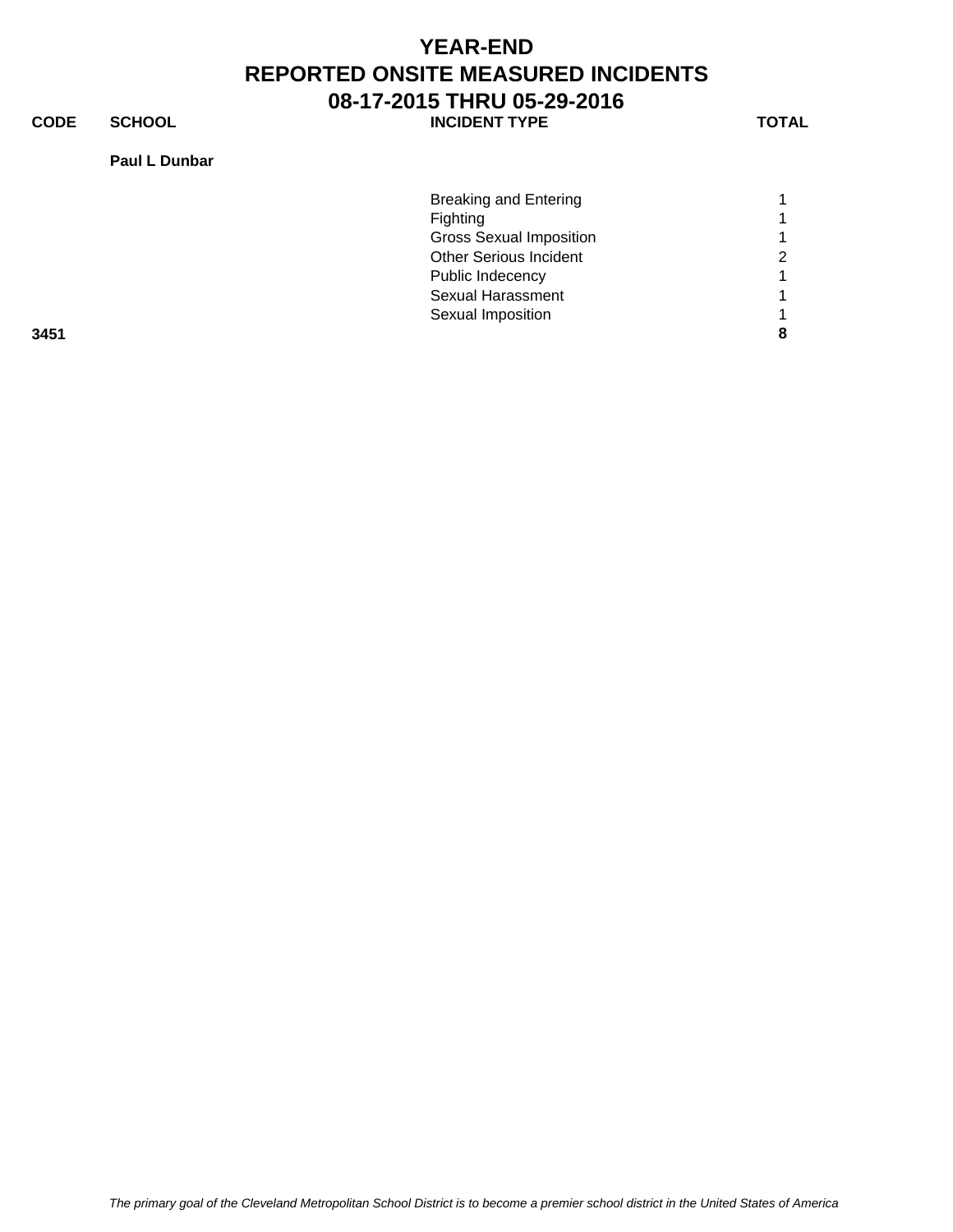# YEAR-END
# REPORTED ONSITE MEASURED INCIDENTS
# 08-17-2015 THRU 05-29-2016

| CODE | SCHOOL | INCIDENT TYPE | TOTAL |
|---|---|---|---|
| | **Paul L Dunbar** | | |
| | | Breaking and Entering | 1 |
| | | Fighting | 1 |
| | | Gross Sexual Imposition | 1 |
| | | Other Serious Incident | 2 |
| | | Public Indecency | 1 |
| | | Sexual Harassment | 1 |
| | | Sexual Imposition | 1 |
| **3451** | | | **8** |

*The primary goal of the Cleveland Metropolitan School District is to become a premier school district in the United States of America*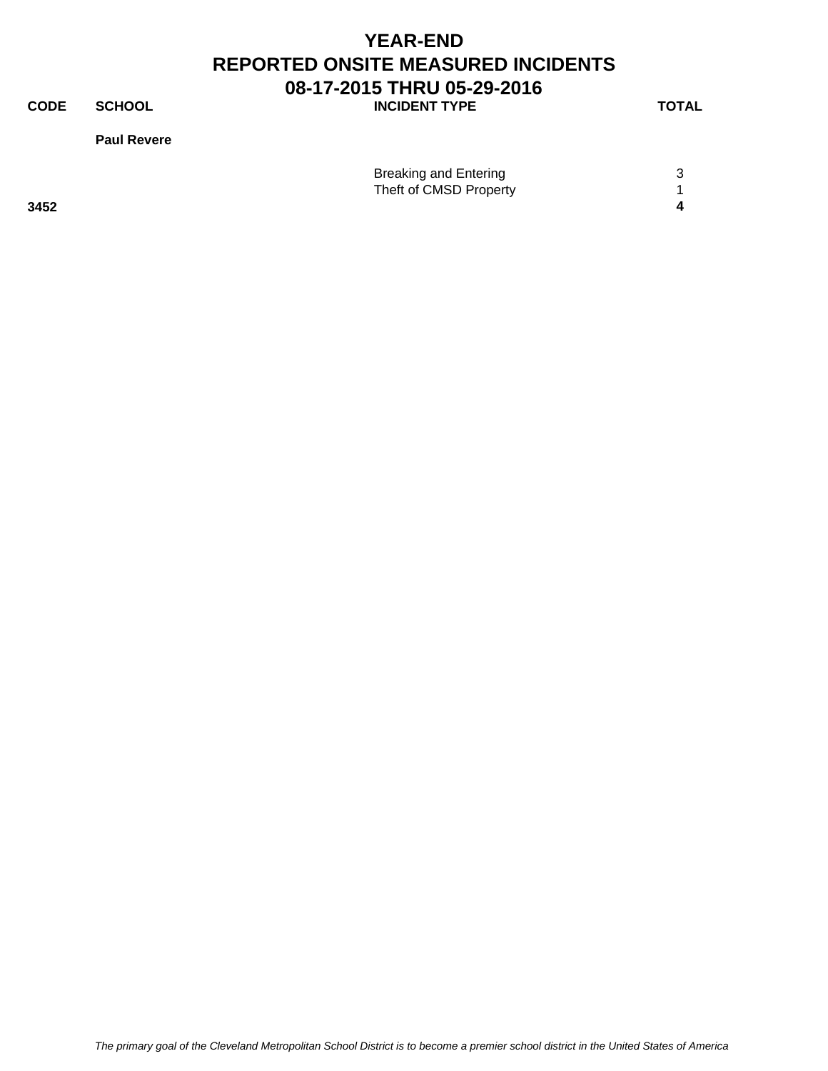# YEAR-END
# REPORTED ONSITE MEASURED INCIDENTS
# 08-17-2015 THRU 05-29-2016

| CODE | SCHOOL | INCIDENT TYPE | TOTAL |
|---|---|---|---|
| | **Paul Revere** | | |
| | | Breaking and Entering | 3 |
| | | Theft of CMSD Property | 1 |
| **3452** | | | **4** |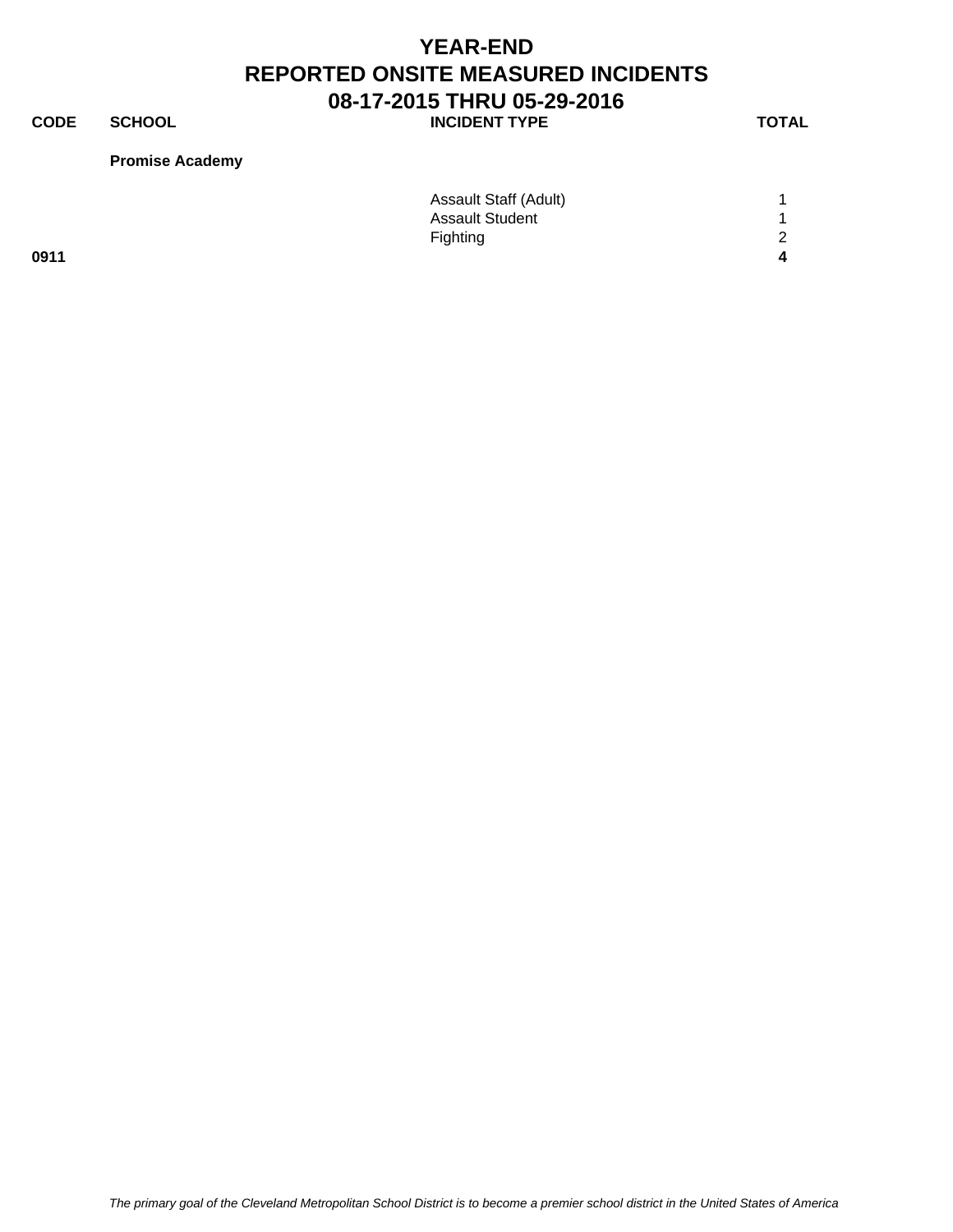# YEAR-END
# REPORTED ONSITE MEASURED INCIDENTS
## 08-17-2015 THRU 05-29-2016

| CODE | SCHOOL | INCIDENT TYPE | TOTAL |
|---|---|---|---|
| | **Promise Academy** | | |
| | | Assault Staff (Adult) | 1 |
| | | Assault Student | 1 |
| | | Fighting | 2 |
| **0911** | | | **4** |

*The primary goal of the Cleveland Metropolitan School District is to become a premier school district in the United States of America*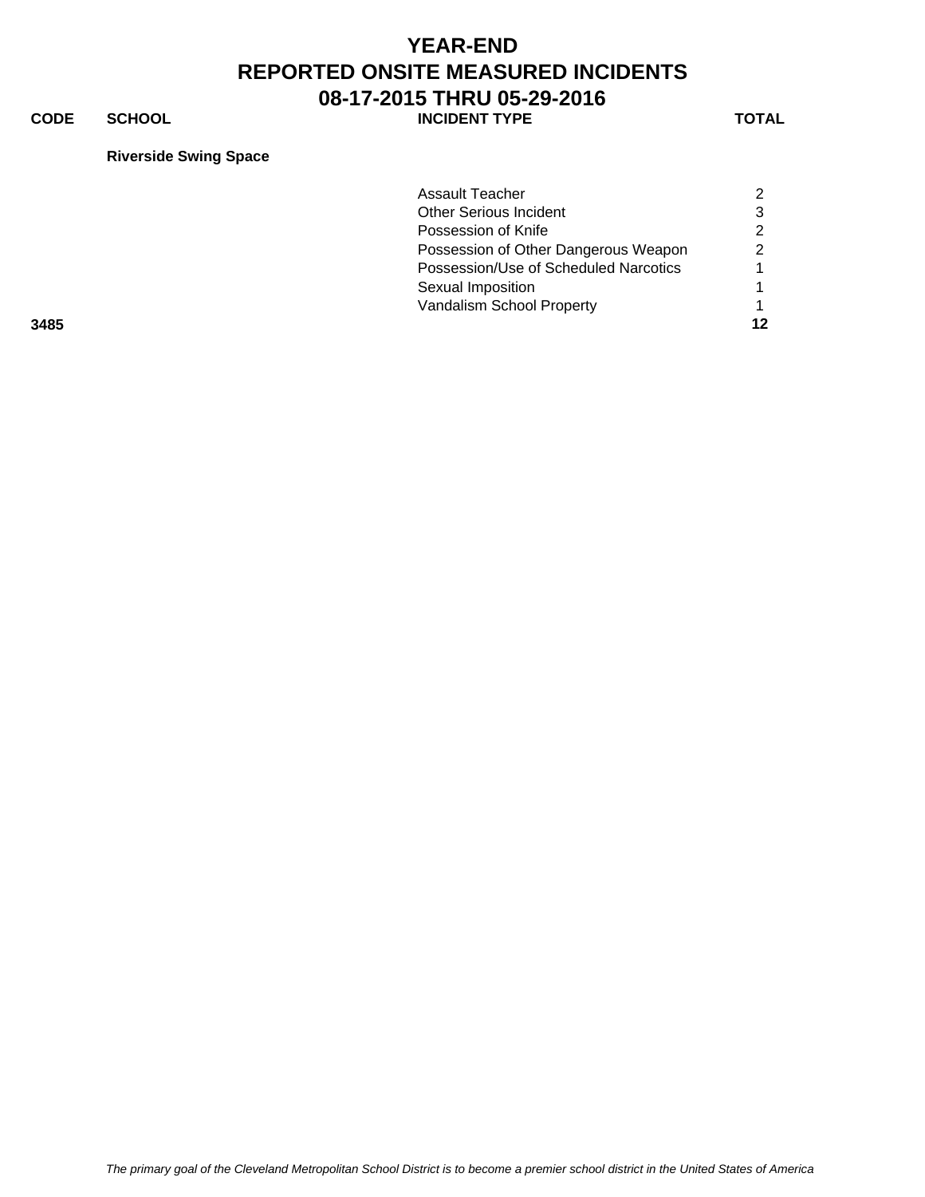# YEAR-END
# REPORTED ONSITE MEASURED INCIDENTS
# 08-17-2015 THRU 05-29-2016

| CODE | SCHOOL | INCIDENT TYPE | TOTAL |
|---|---|---|---|
| | **Riverside Swing Space** | | |
| | | Assault Teacher | 2 |
| | | Other Serious Incident | 3 |
| | | Possession of Knife | 2 |
| | | Possession of Other Dangerous Weapon | 2 |
| | | Possession/Use of Scheduled Narcotics | 1 |
| | | Sexual Imposition | 1 |
| | | Vandalism School Property | 1 |
| **3485** | | | **12** |

*The primary goal of the Cleveland Metropolitan School District is to become a premier school district in the United States of America*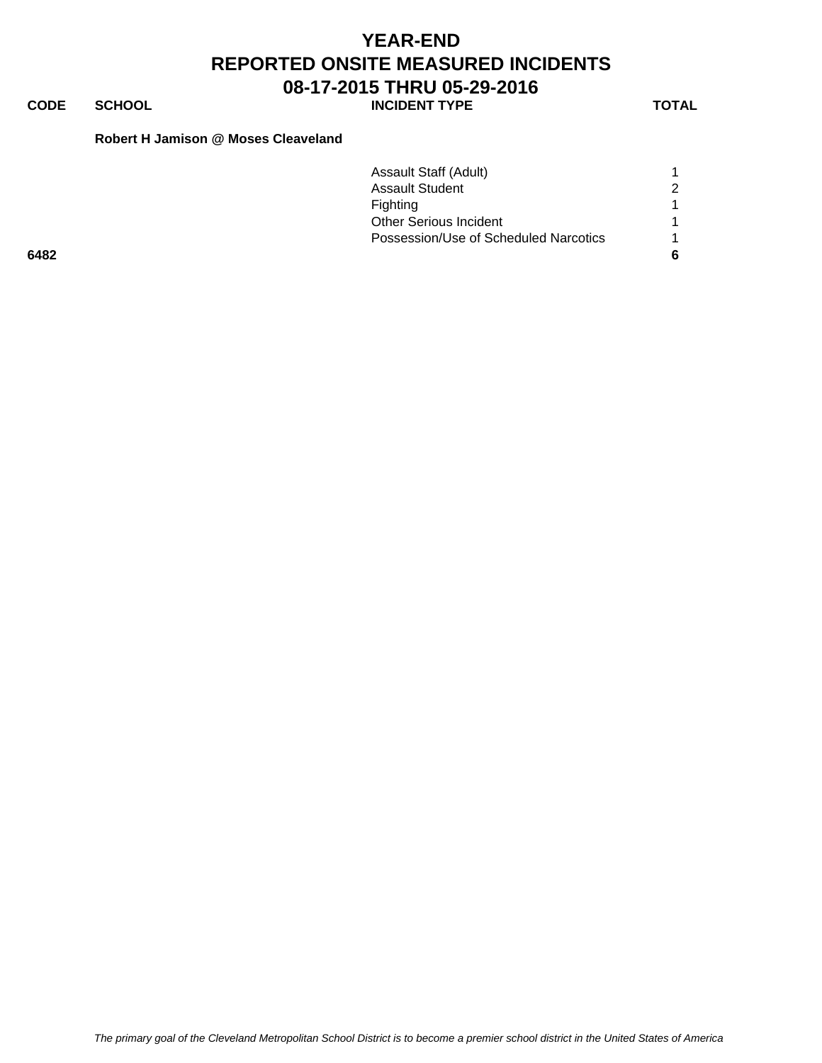# YEAR-END
# REPORTED ONSITE MEASURED INCIDENTS
# 08-17-2015 THRU 05-29-2016

| CODE | SCHOOL | INCIDENT TYPE | TOTAL |
|---|---|---|---|
| | **Robert H Jamison @ Moses Cleaveland** | | |
| | | Assault Staff (Adult) | 1 |
| | | Assault Student | 2 |
| | | Fighting | 1 |
| | | Other Serious Incident | 1 |
| | | Possession/Use of Scheduled Narcotics | 1 |
| **6482** | | | **6** |

*The primary goal of the Cleveland Metropolitan School District is to become a premier school district in the United States of America*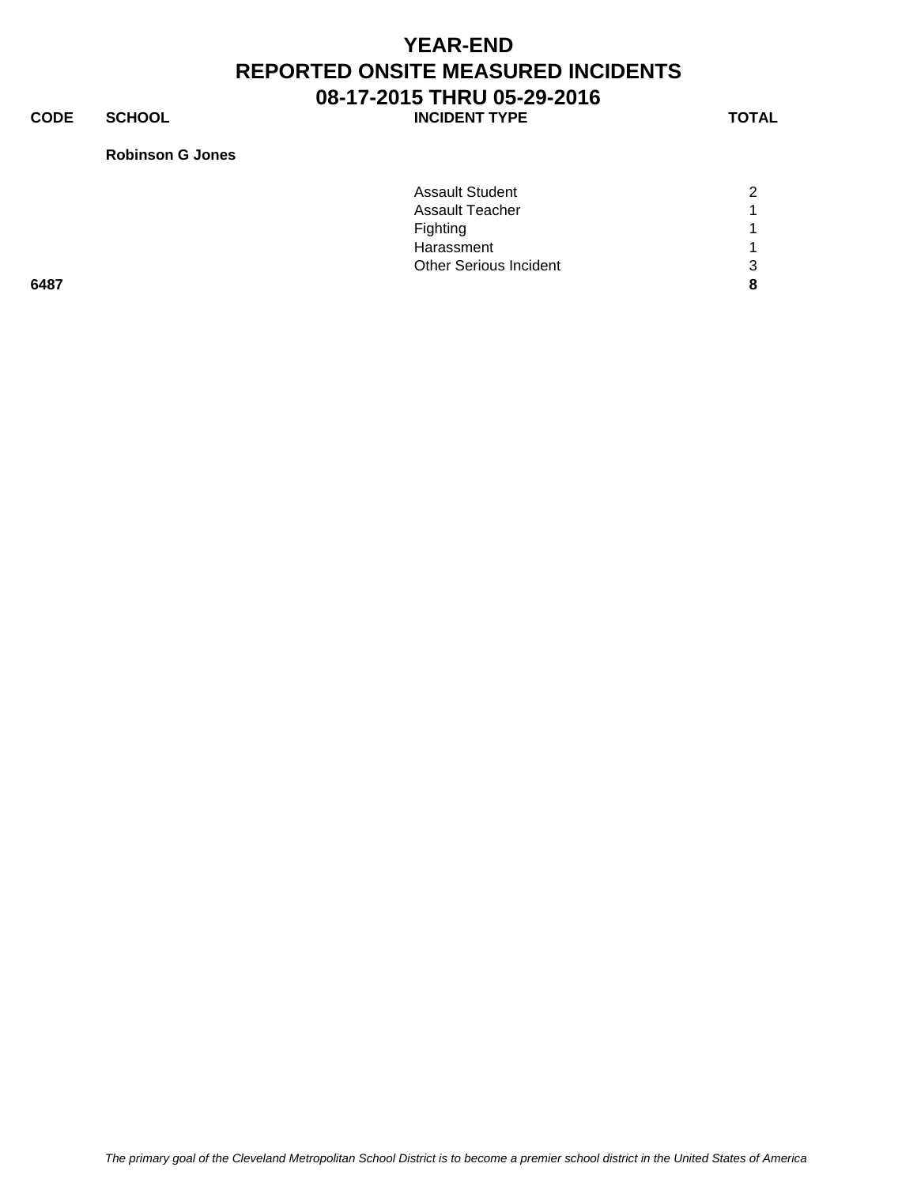# YEAR-END
# REPORTED ONSITE MEASURED INCIDENTS
# 08-17-2015 THRU 05-29-2016

| CODE | SCHOOL | INCIDENT TYPE | TOTAL |
|---|---|---|---|
| | **Robinson G Jones** | | |
| | | Assault Student | 2 |
| | | Assault Teacher | 1 |
| | | Fighting | 1 |
| | | Harassment | 1 |
| | | Other Serious Incident | 3 |
| **6487** | | | **8** |

*The primary goal of the Cleveland Metropolitan School District is to become a premier school district in the United States of America*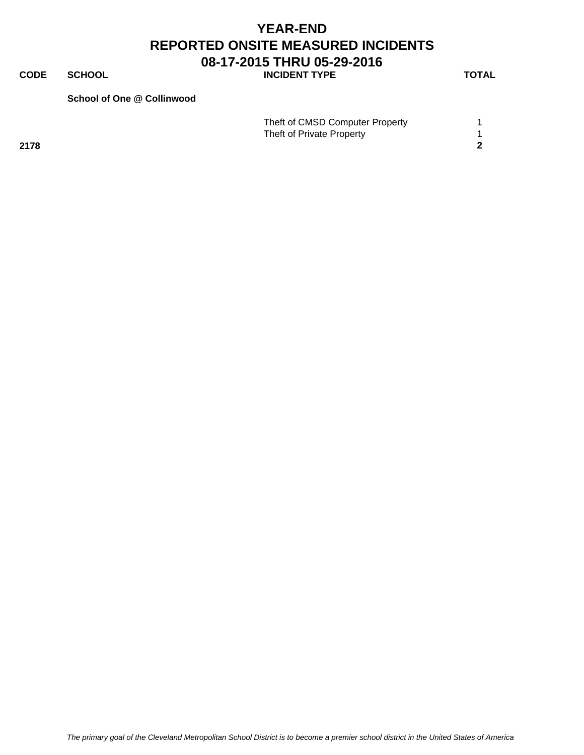# YEAR-END
# REPORTED ONSITE MEASURED INCIDENTS
## 08-17-2015 THRU 05-29-2016

| CODE | SCHOOL | INCIDENT TYPE | TOTAL |
|---|---|---|---|
| | **School of One @ Collinwood** | | |
| | | Theft of CMSD Computer Property | 1 |
| | | Theft of Private Property | 1 |
| **2178** | | | **2** |

*The primary goal of the Cleveland Metropolitan School District is to become a premier school district in the United States of America*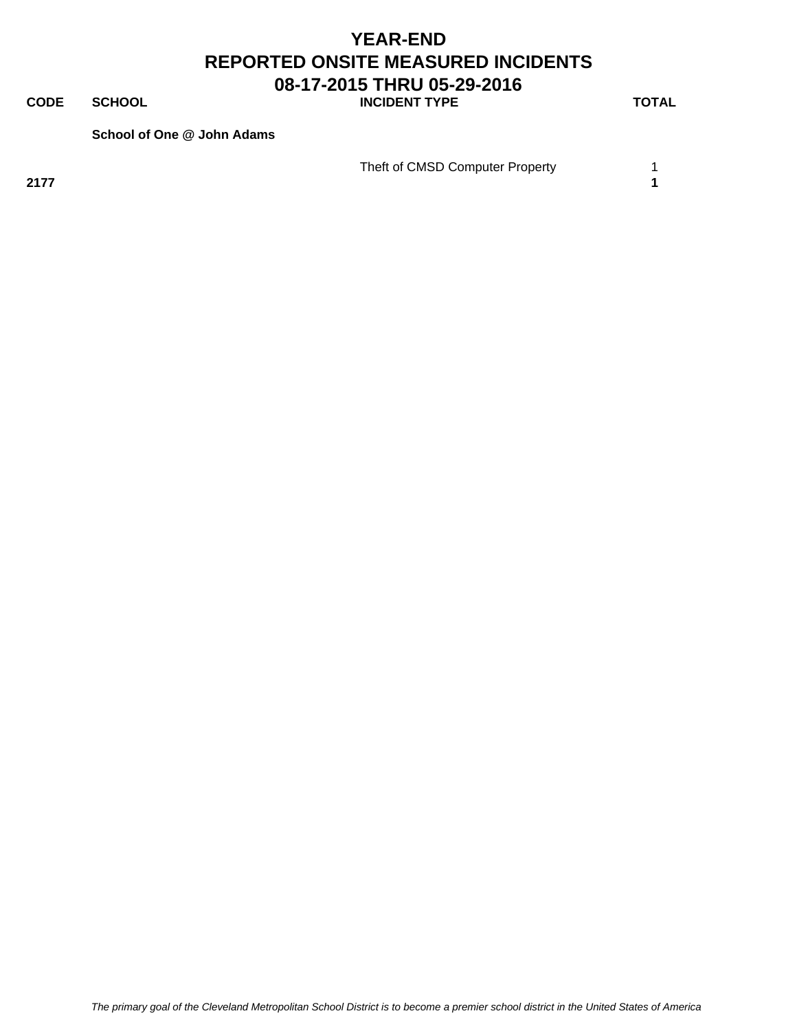# YEAR-END
# REPORTED ONSITE MEASURED INCIDENTS
# 08-17-2015 THRU 05-29-2016

| CODE | SCHOOL | INCIDENT TYPE | TOTAL |
|---|---|---|---|
| | **School of One @ John Adams** | | |
| | | Theft of CMSD Computer Property | 1 |
| **2177** | | | **1** |

*The primary goal of the Cleveland Metropolitan School District is to become a premier school district in the United States of America*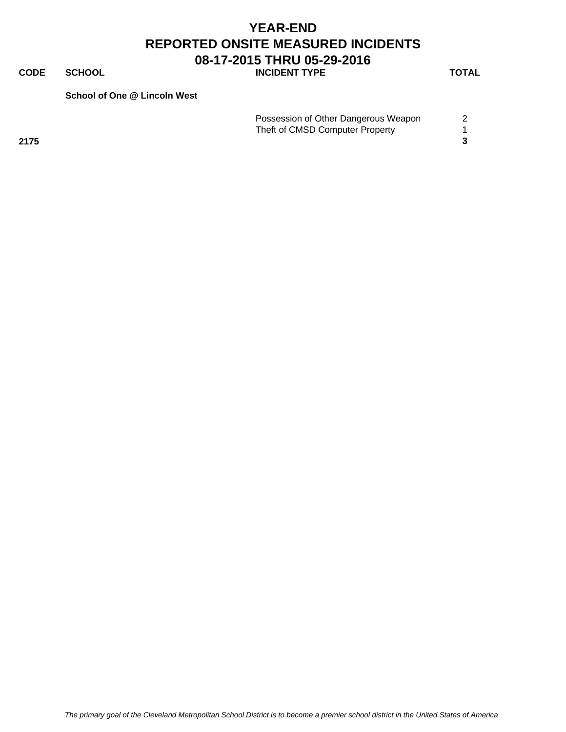# YEAR-END
# REPORTED ONSITE MEASURED INCIDENTS
## 08-17-2015 THRU 05-29-2016

| CODE | SCHOOL | INCIDENT TYPE | TOTAL |
|---|---|---|---|
| | **School of One @ Lincoln West** | | |
| | | Possession of Other Dangerous Weapon | 2 |
| | | Theft of CMSD Computer Property | 1 |
| **2175** | | | **3** |

*The primary goal of the Cleveland Metropolitan School District is to become a premier school district in the United States of America*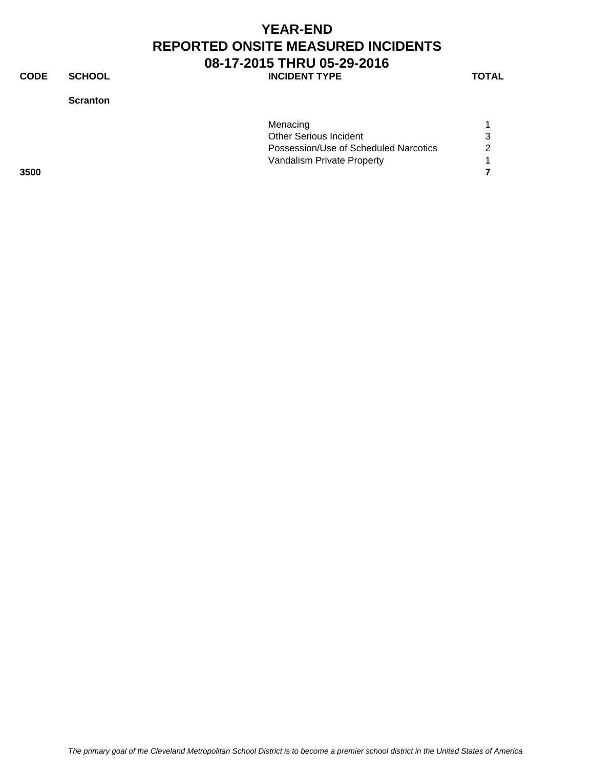# YEAR-END
# REPORTED ONSITE MEASURED INCIDENTS
# 08-17-2015 THRU 05-29-2016

| CODE | SCHOOL | INCIDENT TYPE | TOTAL |
|---|---|---|---|
| | **Scranton** | | |
| | | Menacing | 1 |
| | | Other Serious Incident | 3 |
| | | Possession/Use of Scheduled Narcotics | 2 |
| | | Vandalism Private Property | 1 |
| **3500** | | | **7** |

*The primary goal of the Cleveland Metropolitan School District is to become a premier school district in the United States of America*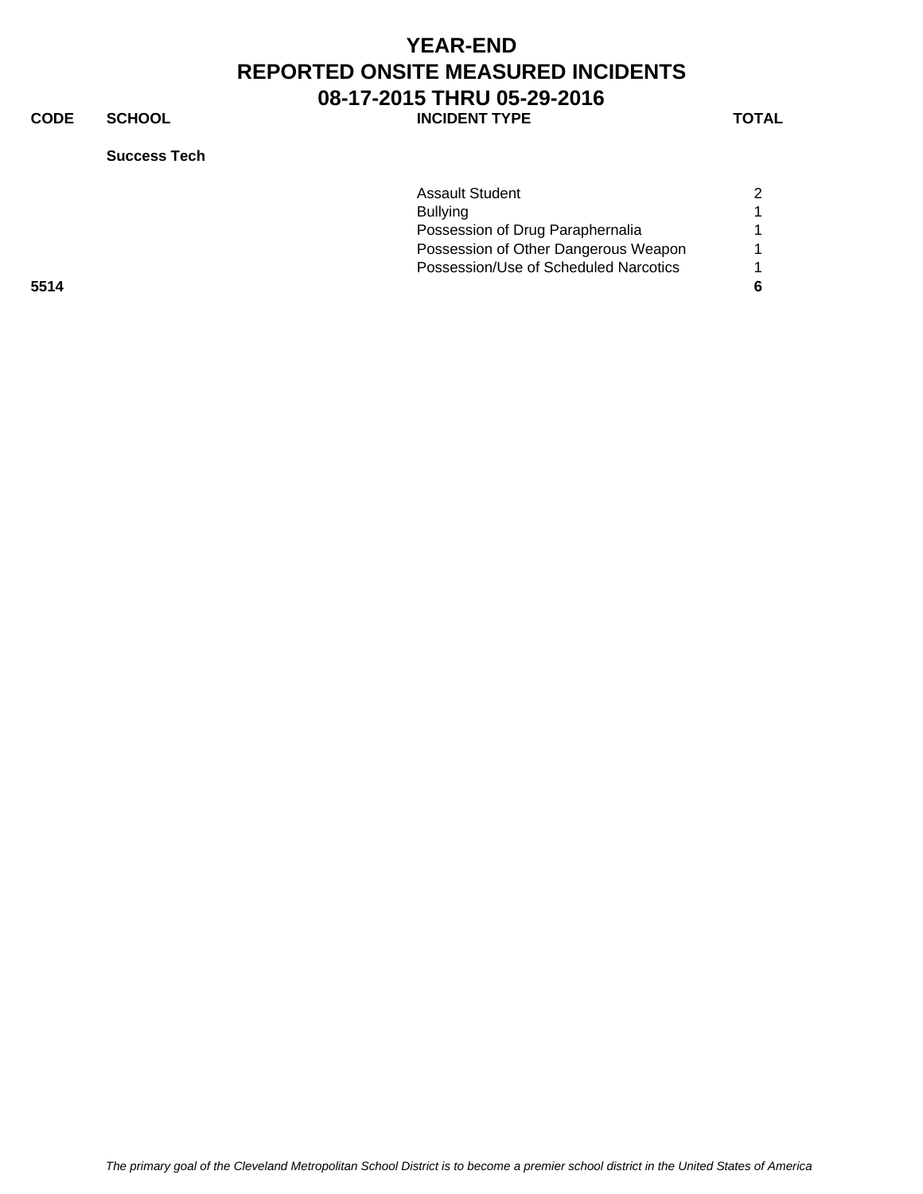# YEAR-END
# REPORTED ONSITE MEASURED INCIDENTS
# 08-17-2015 THRU 05-29-2016

| CODE | SCHOOL | INCIDENT TYPE | TOTAL |
| --- | --- | --- | --- |
| | **Success Tech** | | |
| | | Assault Student | 2 |
| | | Bullying | 1 |
| | | Possession of Drug Paraphernalia | 1 |
| | | Possession of Other Dangerous Weapon | 1 |
| | | Possession/Use of Scheduled Narcotics | 1 |
| **5514** | | | **6** |

*The primary goal of the Cleveland Metropolitan School District is to become a premier school district in the United States of America*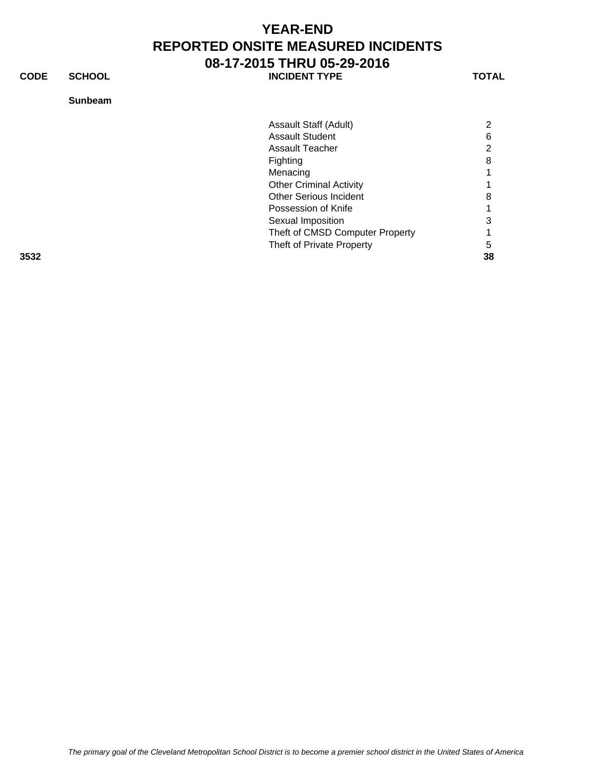# YEAR-END
# REPORTED ONSITE MEASURED INCIDENTS
# 08-17-2015 THRU 05-29-2016

| CODE | SCHOOL | INCIDENT TYPE | TOTAL |
|---|---|---|---|
| | **Sunbeam** | | |
| | | Assault Staff (Adult) | 2 |
| | | Assault Student | 6 |
| | | Assault Teacher | 2 |
| | | Fighting | 8 |
| | | Menacing | 1 |
| | | Other Criminal Activity | 1 |
| | | Other Serious Incident | 8 |
| | | Possession of Knife | 1 |
| | | Sexual Imposition | 3 |
| | | Theft of CMSD Computer Property | 1 |
| | | Theft of Private Property | 5 |
| **3532** | | | **38** |

*The primary goal of the Cleveland Metropolitan School District is to become a premier school district in the United States of America*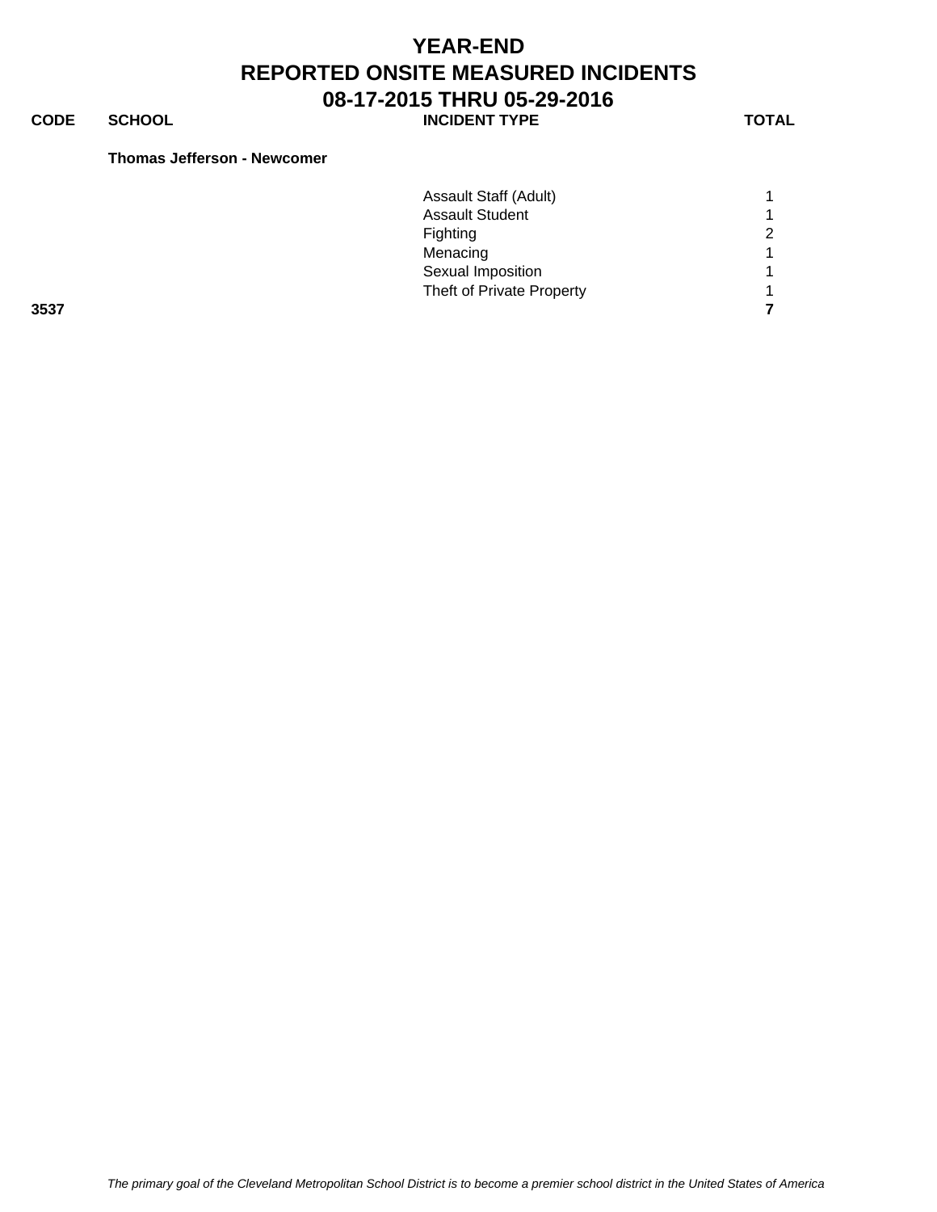# YEAR-END
# REPORTED ONSITE MEASURED INCIDENTS
# 08-17-2015 THRU 05-29-2016

| CODE | SCHOOL | INCIDENT TYPE | TOTAL |
|---|---|---|---|
| | **Thomas Jefferson - Newcomer** | | |
| | | Assault Staff (Adult) | 1 |
| | | Assault Student | 1 |
| | | Fighting | 2 |
| | | Menacing | 1 |
| | | Sexual Imposition | 1 |
| | | Theft of Private Property | 1 |
| **3537** | | | **7** |

*The primary goal of the Cleveland Metropolitan School District is to become a premier school district in the United States of America*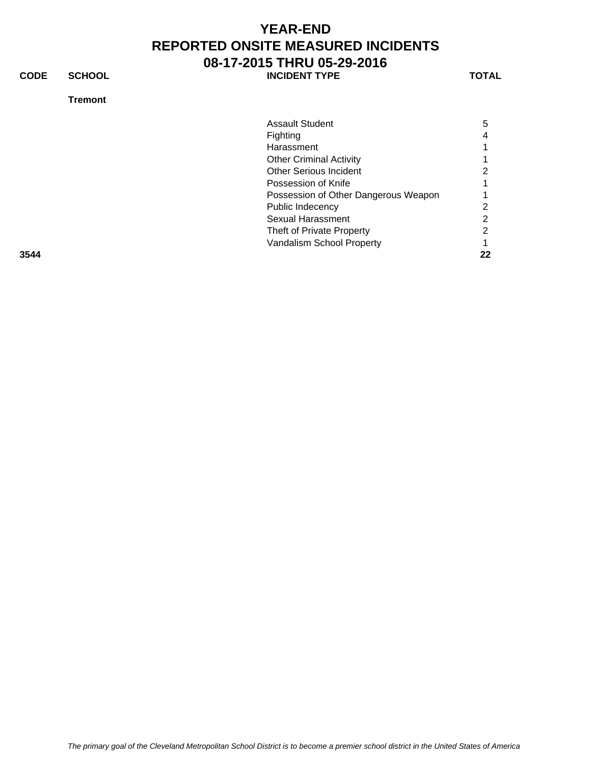# YEAR-END
# REPORTED ONSITE MEASURED INCIDENTS
# 08-17-2015 THRU 05-29-2016

| CODE | SCHOOL | INCIDENT TYPE | TOTAL |
|---|---|---|---|
| | **Tremont** | | |
| | | Assault Student | 5 |
| | | Fighting | 4 |
| | | Harassment | 1 |
| | | Other Criminal Activity | 1 |
| | | Other Serious Incident | 2 |
| | | Possession of Knife | 1 |
| | | Possession of Other Dangerous Weapon | 1 |
| | | Public Indecency | 2 |
| | | Sexual Harassment | 2 |
| | | Theft of Private Property | 2 |
| | | Vandalism School Property | 1 |
| **3544** | | | **22** |

*The primary goal of the Cleveland Metropolitan School District is to become a premier school district in the United States of America*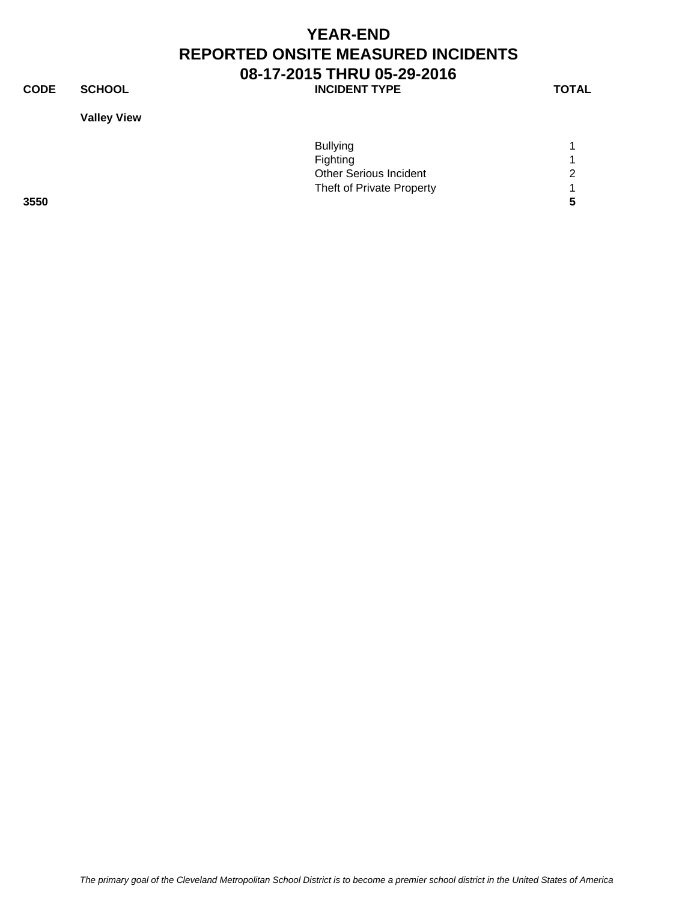# YEAR-END
# REPORTED ONSITE MEASURED INCIDENTS
# 08-17-2015 THRU 05-29-2016

| CODE | SCHOOL | INCIDENT TYPE | TOTAL |
|---|---|---|---|
| | **Valley View** | | |
| | | Bullying | 1 |
| | | Fighting | 1 |
| | | Other Serious Incident | 2 |
| | | Theft of Private Property | 1 |
| **3550** | | | **5** |

*The primary goal of the Cleveland Metropolitan School District is to become a premier school district in the United States of America*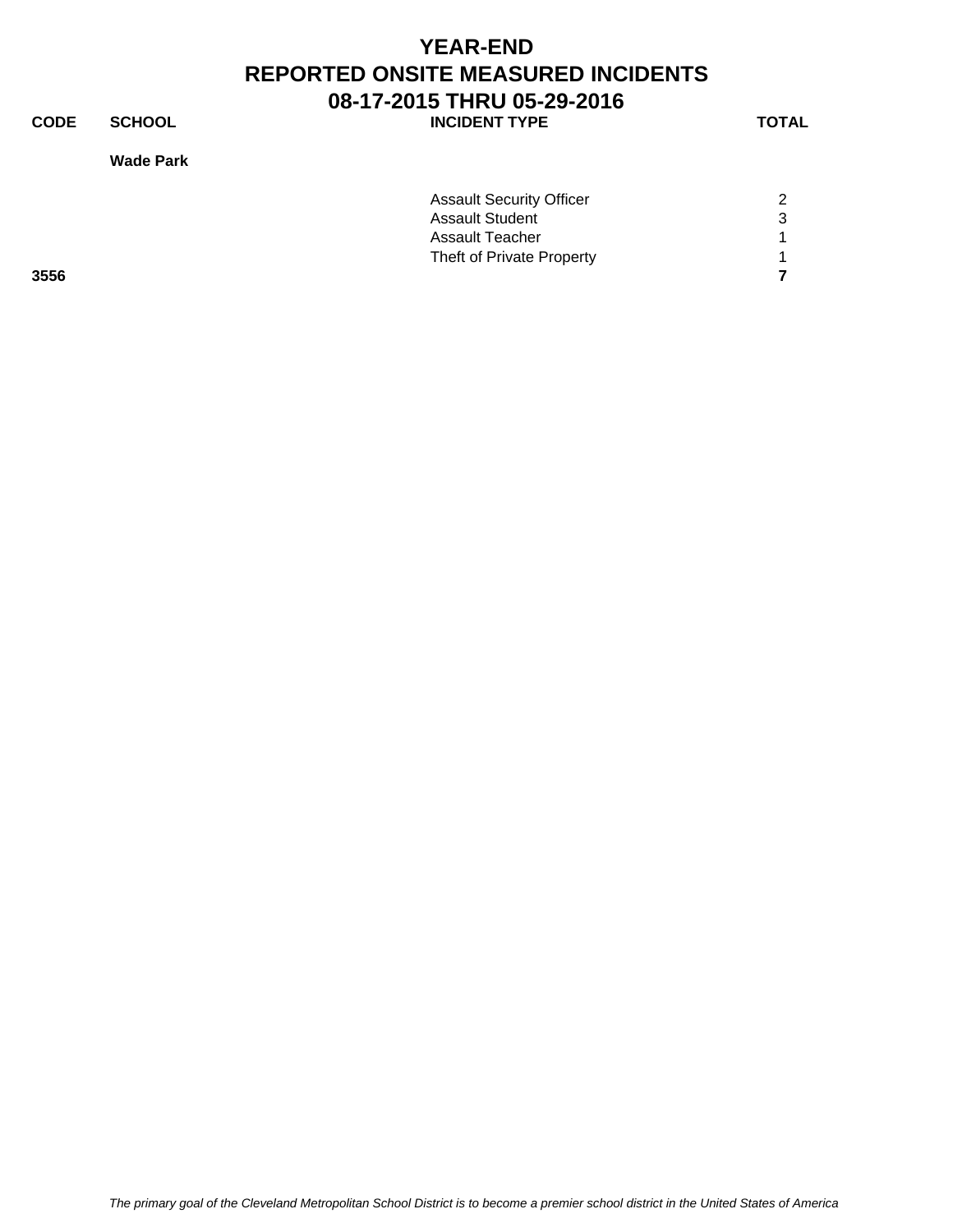# YEAR-END
# REPORTED ONSITE MEASURED INCIDENTS
# 08-17-2015 THRU 05-29-2016

| CODE | SCHOOL | INCIDENT TYPE | TOTAL |
|---|---|---|---|
| | **Wade Park** | | |
| | | Assault Security Officer | 2 |
| | | Assault Student | 3 |
| | | Assault Teacher | 1 |
| | | Theft of Private Property | 1 |
| **3556** | | | **7** |

*The primary goal of the Cleveland Metropolitan School District is to become a premier school district in the United States of America*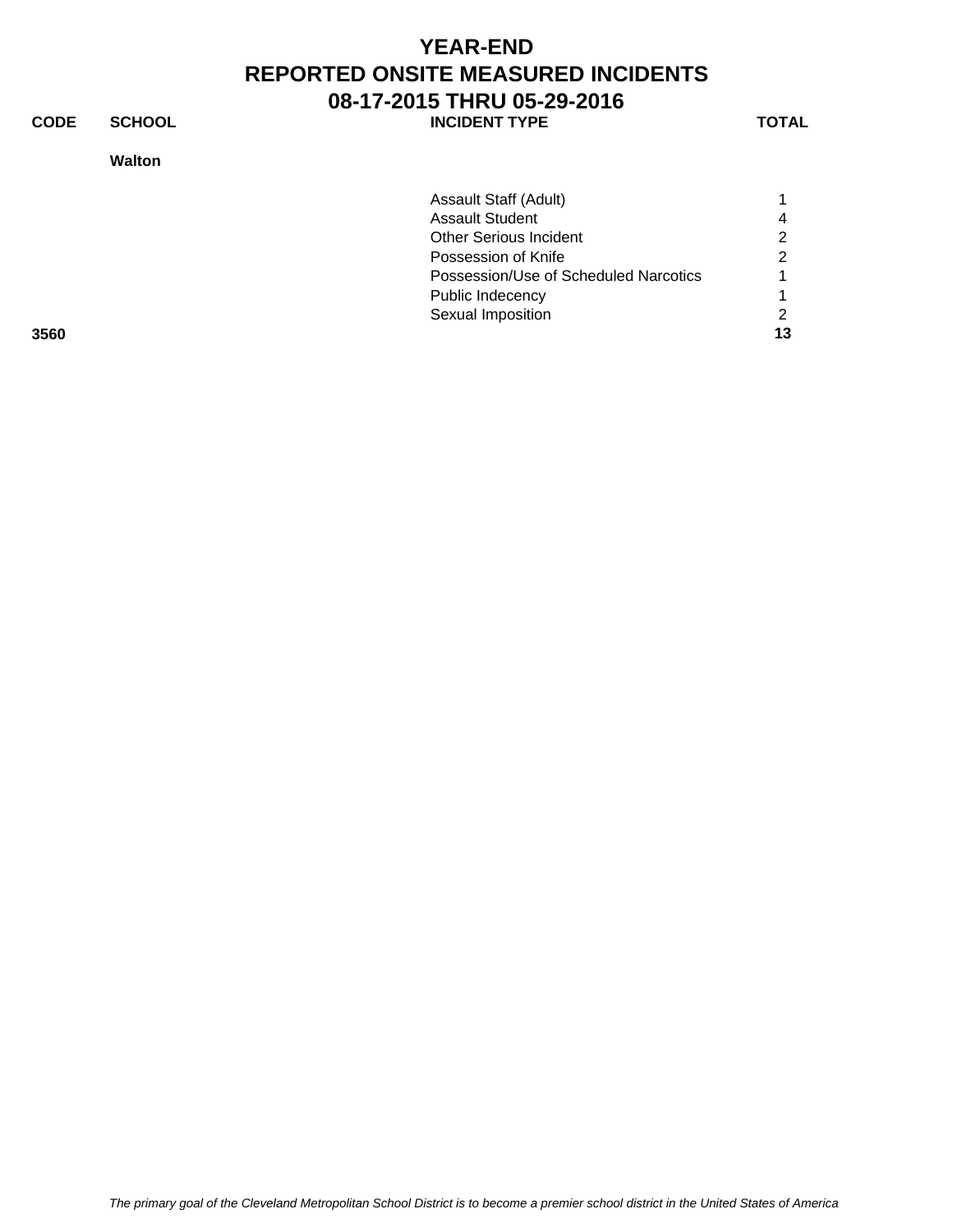# YEAR-END
# REPORTED ONSITE MEASURED INCIDENTS
# 08-17-2015 THRU 05-29-2016

| CODE | SCHOOL | INCIDENT TYPE | TOTAL |
|---|---|---|---|
| | **Walton** | | |
| | | Assault Staff (Adult) | 1 |
| | | Assault Student | 4 |
| | | Other Serious Incident | 2 |
| | | Possession of Knife | 2 |
| | | Possession/Use of Scheduled Narcotics | 1 |
| | | Public Indecency | 1 |
| | | Sexual Imposition | 2 |
| **3560** | | | **13** |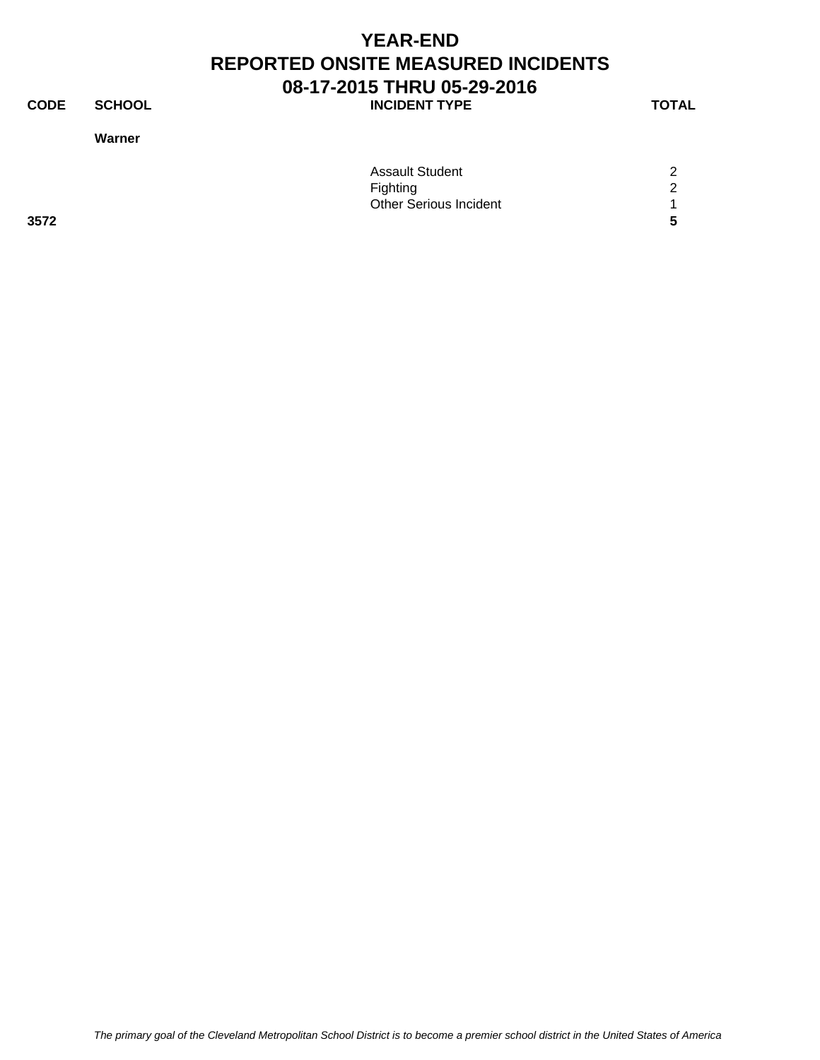# YEAR-END
# REPORTED ONSITE MEASURED INCIDENTS
# 08-17-2015 THRU 05-29-2016

| CODE | SCHOOL | INCIDENT TYPE | TOTAL |
|---|---|---|---|
| | **Warner** | | |
| | | Assault Student | 2 |
| | | Fighting | 2 |
| | | Other Serious Incident | 1 |
| **3572** | | | **5** |

*The primary goal of the Cleveland Metropolitan School District is to become a premier school district in the United States of America*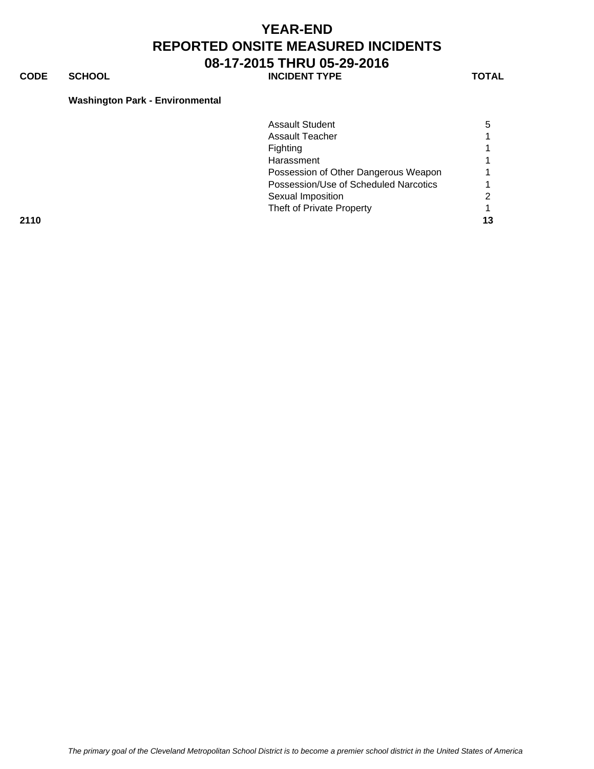# YEAR-END
# REPORTED ONSITE MEASURED INCIDENTS
# 08-17-2015 THRU 05-29-2016

| CODE | SCHOOL | INCIDENT TYPE | TOTAL |
|---|---|---|---|
| | **Washington Park - Environmental** | | |
| | | Assault Student | 5 |
| | | Assault Teacher | 1 |
| | | Fighting | 1 |
| | | Harassment | 1 |
| | | Possession of Other Dangerous Weapon | 1 |
| | | Possession/Use of Scheduled Narcotics | 1 |
| | | Sexual Imposition | 2 |
| | | Theft of Private Property | 1 |
| **2110** | | | **13** |

*The primary goal of the Cleveland Metropolitan School District is to become a premier school district in the United States of America*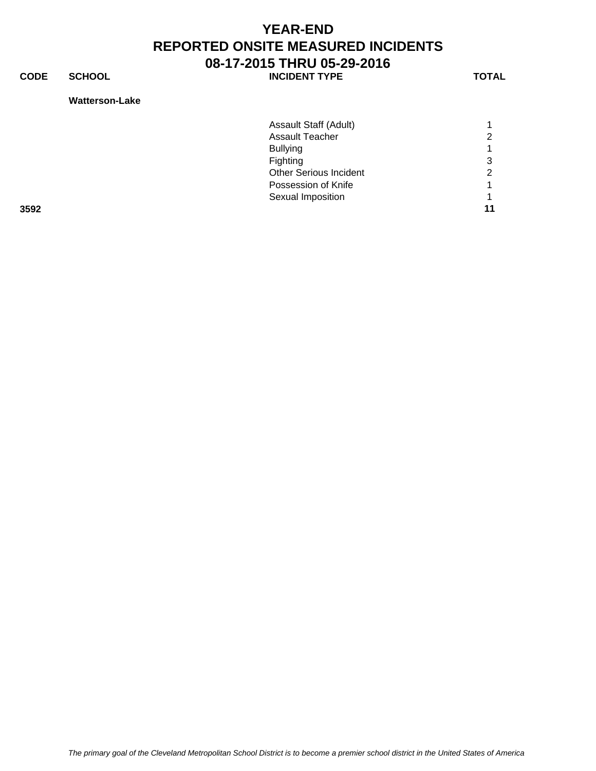# YEAR-END
# REPORTED ONSITE MEASURED INCIDENTS
## 08-17-2015 THRU 05-29-2016

| CODE | SCHOOL | INCIDENT TYPE | TOTAL |
|---|---|---|---|
| | **Watterson-Lake** | | |
| | | Assault Staff (Adult) | 1 |
| | | Assault Teacher | 2 |
| | | Bullying | 1 |
| | | Fighting | 3 |
| | | Other Serious Incident | 2 |
| | | Possession of Knife | 1 |
| | | Sexual Imposition | 1 |
| **3592** | | | **11** |

*The primary goal of the Cleveland Metropolitan School District is to become a premier school district in the United States of America*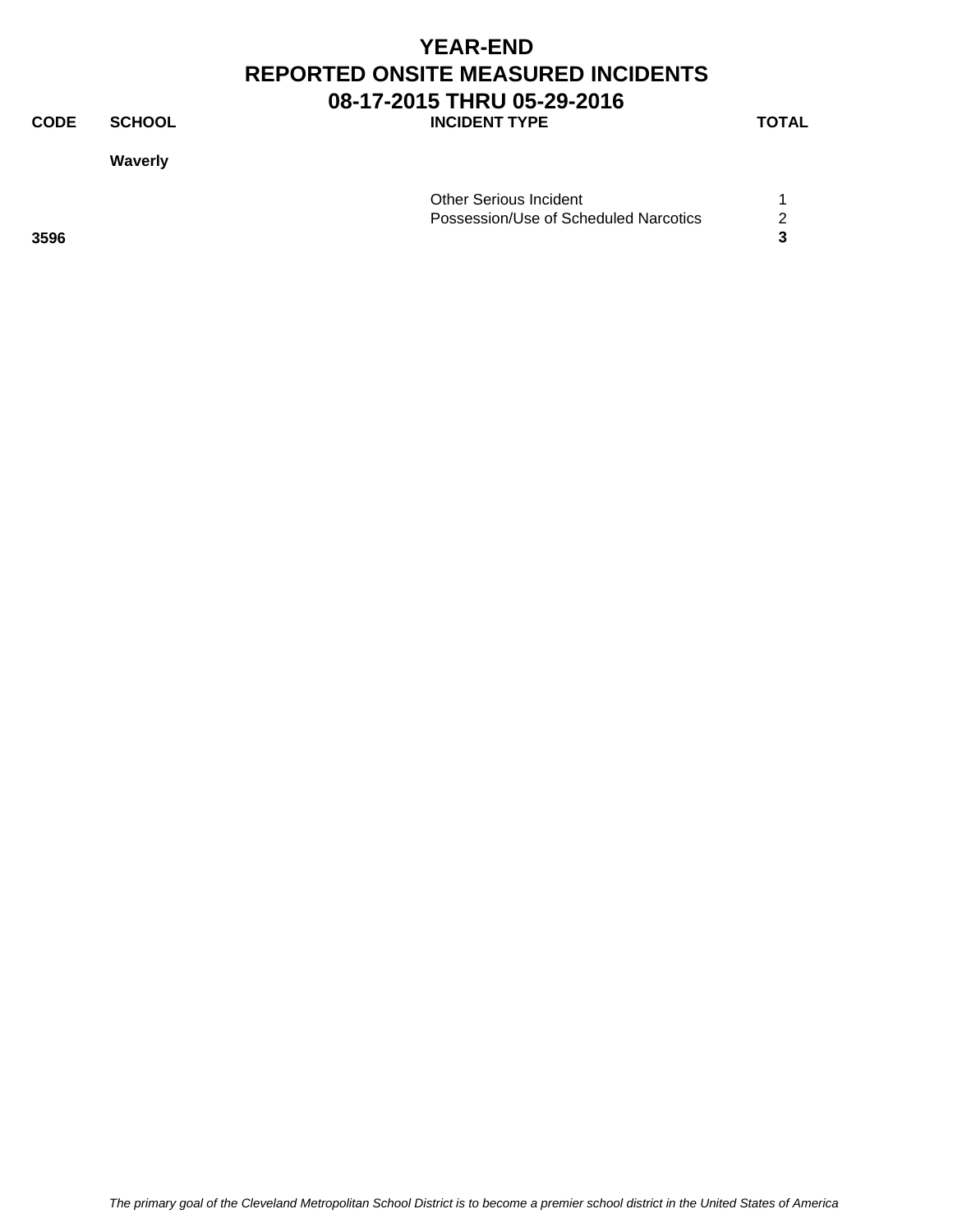# YEAR-END
# REPORTED ONSITE MEASURED INCIDENTS
# 08-17-2015 THRU 05-29-2016

| CODE | SCHOOL | INCIDENT TYPE | TOTAL |
|---|---|---|---|
| | **Waverly** | | |
| | | Other Serious Incident | 1 |
| | | Possession/Use of Scheduled Narcotics | 2 |
| **3596** | | | **3** |

*The primary goal of the Cleveland Metropolitan School District is to become a premier school district in the United States of America*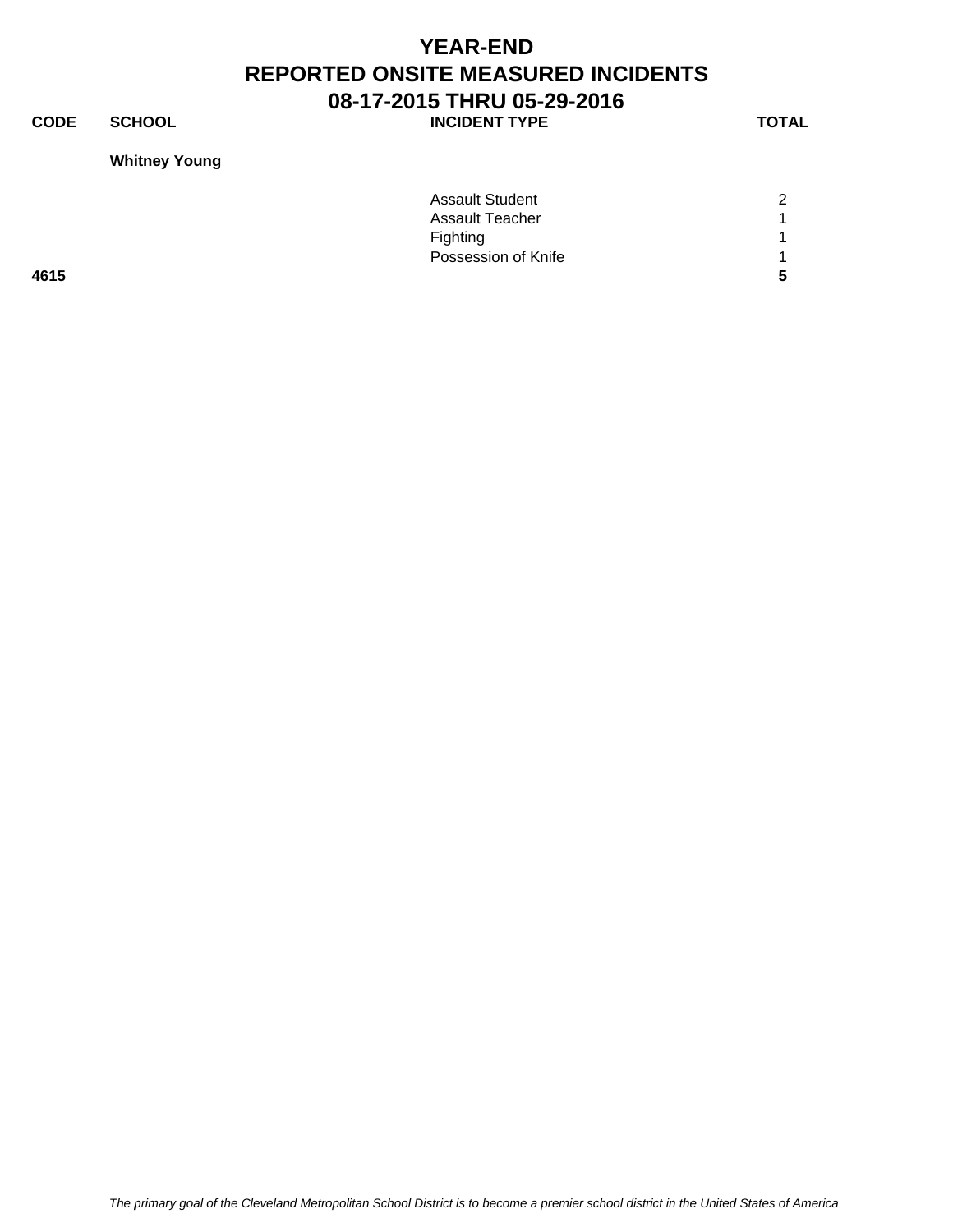# YEAR-END
# REPORTED ONSITE MEASURED INCIDENTS
# 08-17-2015 THRU 05-29-2016

| CODE | SCHOOL | INCIDENT TYPE | TOTAL |
|---|---|---|---|
| | **Whitney Young** | | |
| | | Assault Student | 2 |
| | | Assault Teacher | 1 |
| | | Fighting | 1 |
| | | Possession of Knife | 1 |
| **4615** | | | **5** |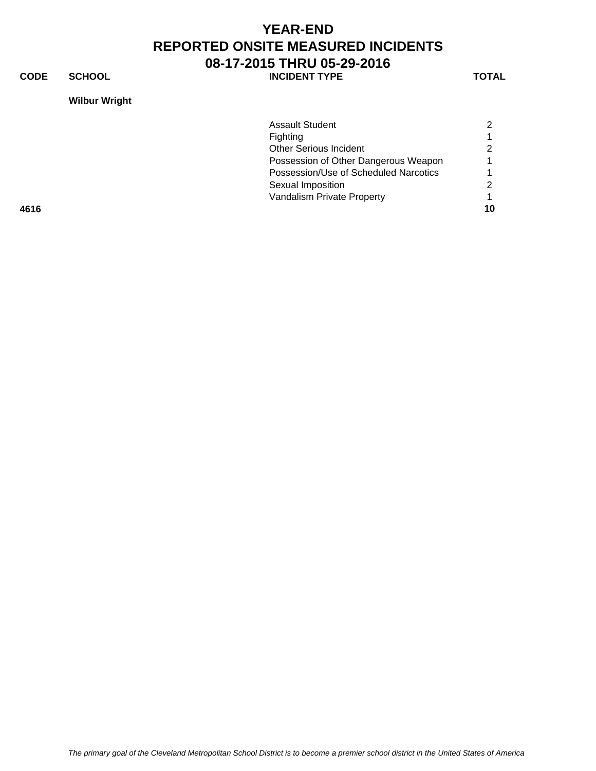# YEAR-END
# REPORTED ONSITE MEASURED INCIDENTS
# 08-17-2015 THRU 05-29-2016

| CODE | SCHOOL | INCIDENT TYPE | TOTAL |
| --- | --- | --- | --- |
| | **Wilbur Wright** | | |
| | | Assault Student | 2 |
| | | Fighting | 1 |
| | | Other Serious Incident | 2 |
| | | Possession of Other Dangerous Weapon | 1 |
| | | Possession/Use of Scheduled Narcotics | 1 |
| | | Sexual Imposition | 2 |
| | | Vandalism Private Property | 1 |
| **4616** | | | **10** |

*The primary goal of the Cleveland Metropolitan School District is to become a premier school district in the United States of America*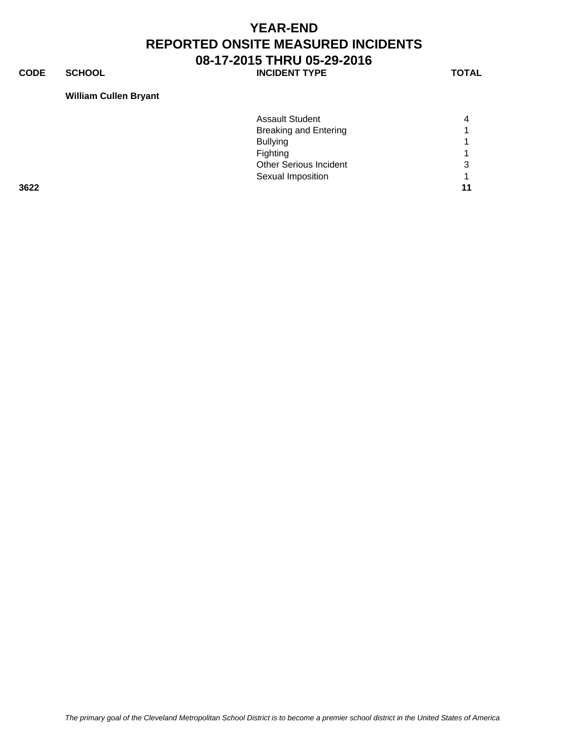# YEAR-END
# REPORTED ONSITE MEASURED INCIDENTS
# 08-17-2015 THRU 05-29-2016

| CODE | SCHOOL | INCIDENT TYPE | TOTAL |
| --- | --- | --- | --- |
| | **William Cullen Bryant** | | |
| | | Assault Student | 4 |
| | | Breaking and Entering | 1 |
| | | Bullying | 1 |
| | | Fighting | 1 |
| | | Other Serious Incident | 3 |
| | | Sexual Imposition | 1 |
| **3622** | | | **11** |

*The primary goal of the Cleveland Metropolitan School District is to become a premier school district in the United States of America*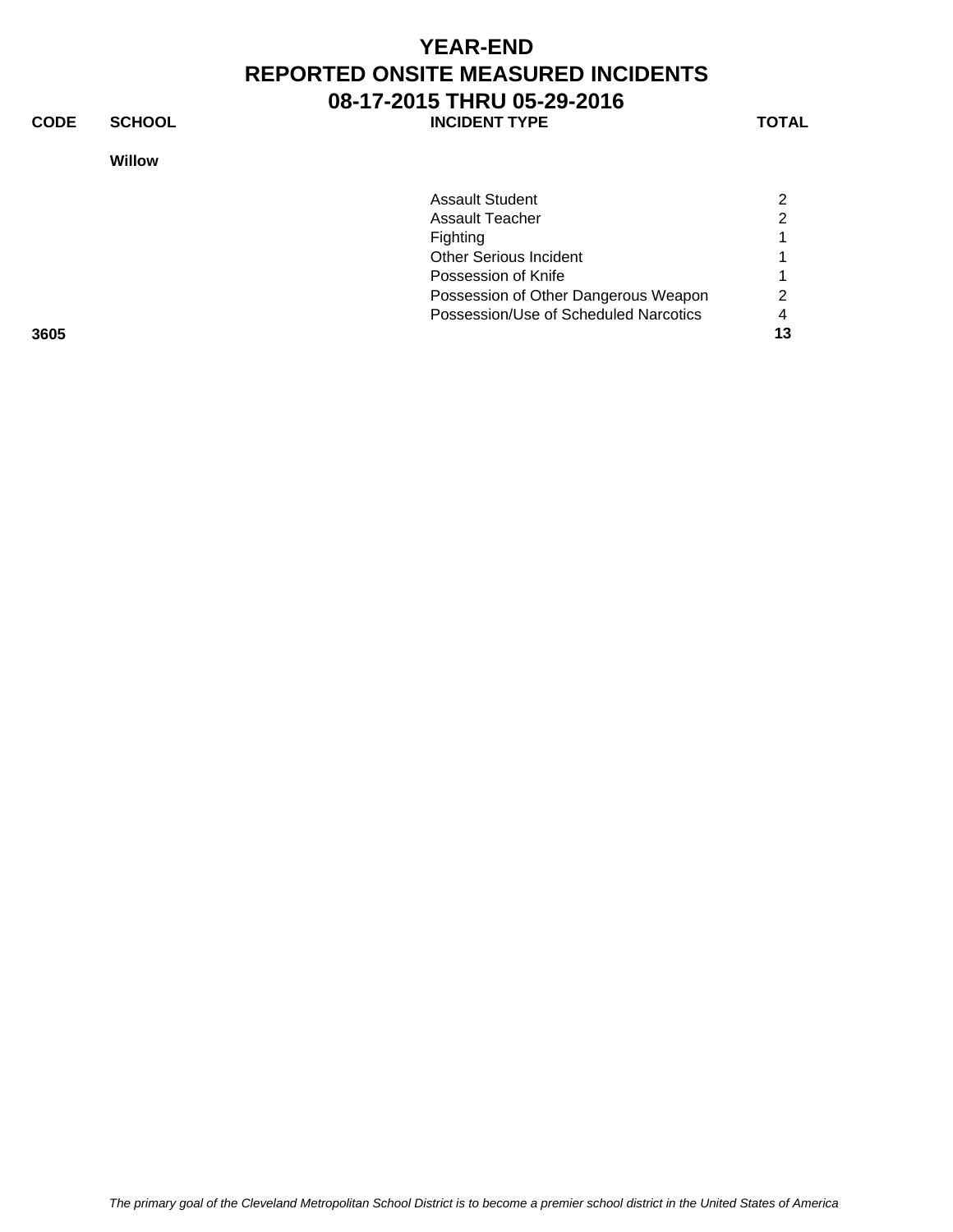# YEAR-END
# REPORTED ONSITE MEASURED INCIDENTS
# 08-17-2015 THRU 05-29-2016

| CODE | SCHOOL | INCIDENT TYPE | TOTAL |
|---|---|---|---|
| | **Willow** | | |
| | | Assault Student | 2 |
| | | Assault Teacher | 2 |
| | | Fighting | 1 |
| | | Other Serious Incident | 1 |
| | | Possession of Knife | 1 |
| | | Possession of Other Dangerous Weapon | 2 |
| | | Possession/Use of Scheduled Narcotics | 4 |
| **3605** | | | **13** |

*The primary goal of the Cleveland Metropolitan School District is to become a premier school district in the United States of America*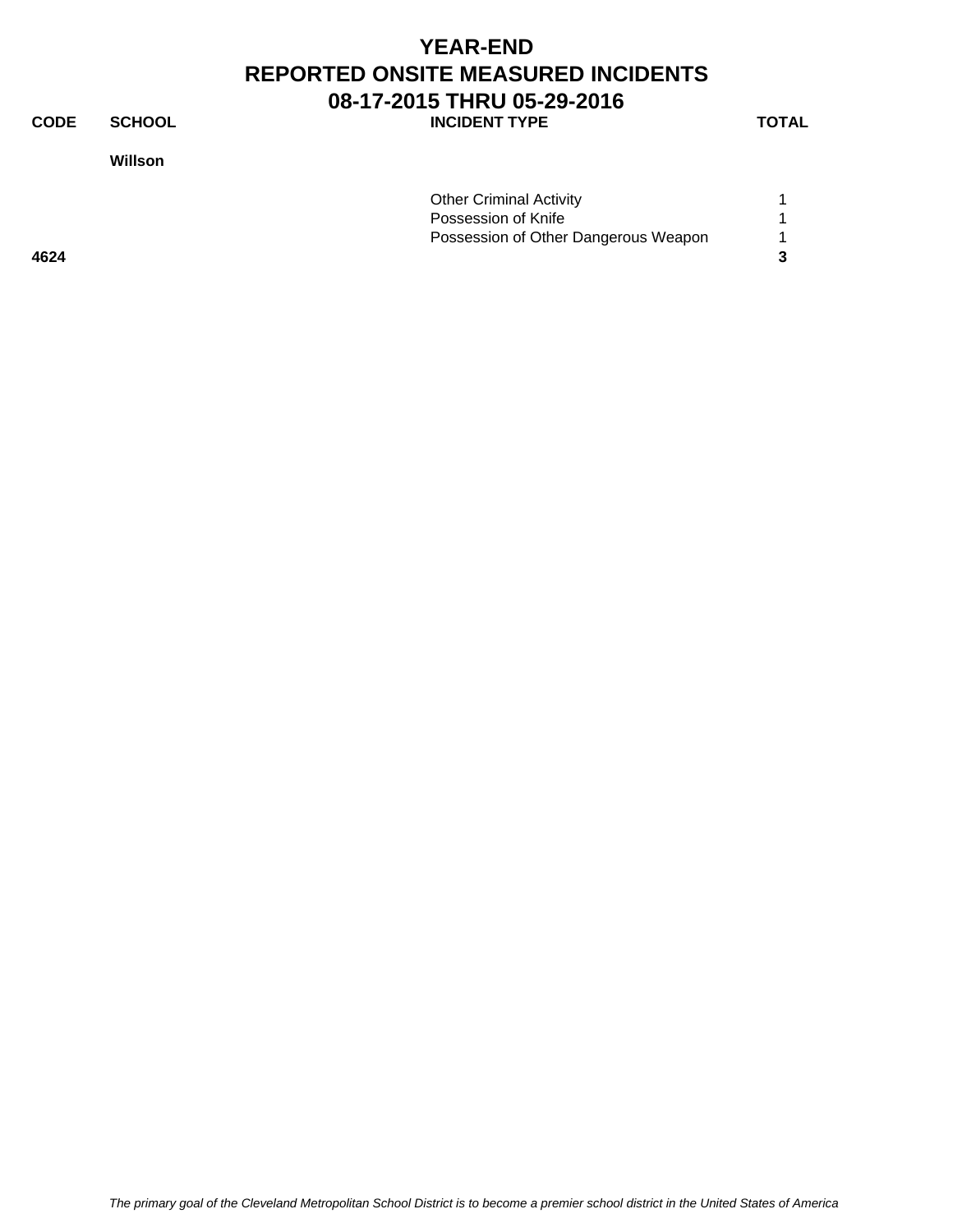# YEAR-END
# REPORTED ONSITE MEASURED INCIDENTS
## 08-17-2015 THRU 05-29-2016

| CODE | SCHOOL | INCIDENT TYPE | TOTAL |
| --- | --- | --- | --- |
| | **Willson** | | |
| | | Other Criminal Activity | 1 |
| | | Possession of Knife | 1 |
| | | Possession of Other Dangerous Weapon | 1 |
| **4624** | | | **3** |

*The primary goal of the Cleveland Metropolitan School District is to become a premier school district in the United States of America*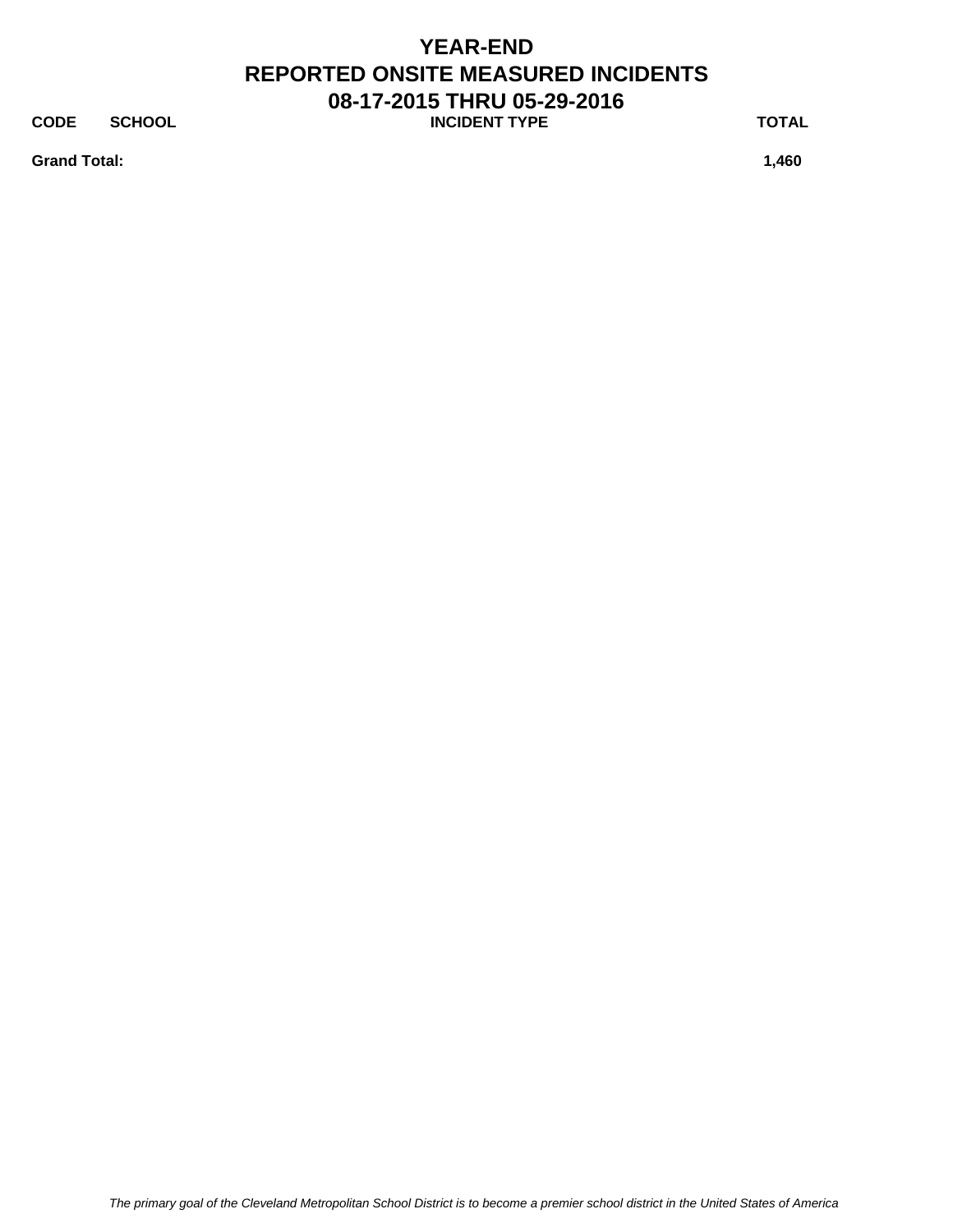# YEAR-END
# REPORTED ONSITE MEASURED INCIDENTS
## 08-17-2015 THRU 05-29-2016

| CODE | SCHOOL | INCIDENT TYPE | TOTAL |
|---|---|---|---|
| **Grand Total:** | | | **1,460** |

*The primary goal of the Cleveland Metropolitan School District is to become a premier school district in the United States of America*